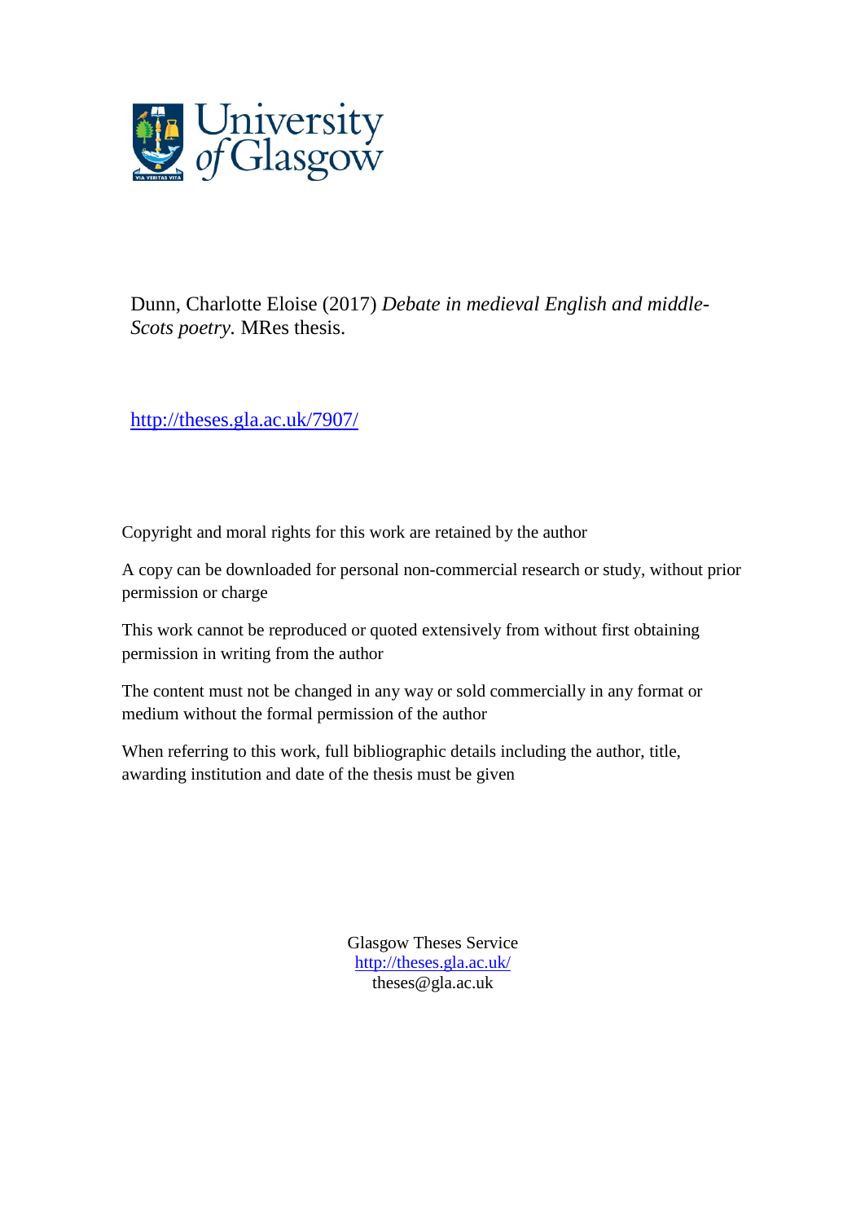Dunn, Charlotte Eloise (2017) *Debate in medieval English and middle-Scots poetry.* MRes thesis.

http://theses.gla.ac.uk/7907/

Copyright and moral rights for this work are retained by the author

A copy can be downloaded for personal non-commercial research or study, without prior permission or charge

This work cannot be reproduced or quoted extensively from without first obtaining permission in writing from the author

The content must not be changed in any way or sold commercially in any format or medium without the formal permission of the author

When referring to this work, full bibliographic details including the author, title, awarding institution and date of the thesis must be given

Glasgow Theses Service
http://theses.gla.ac.uk/
theses@gla.ac.uk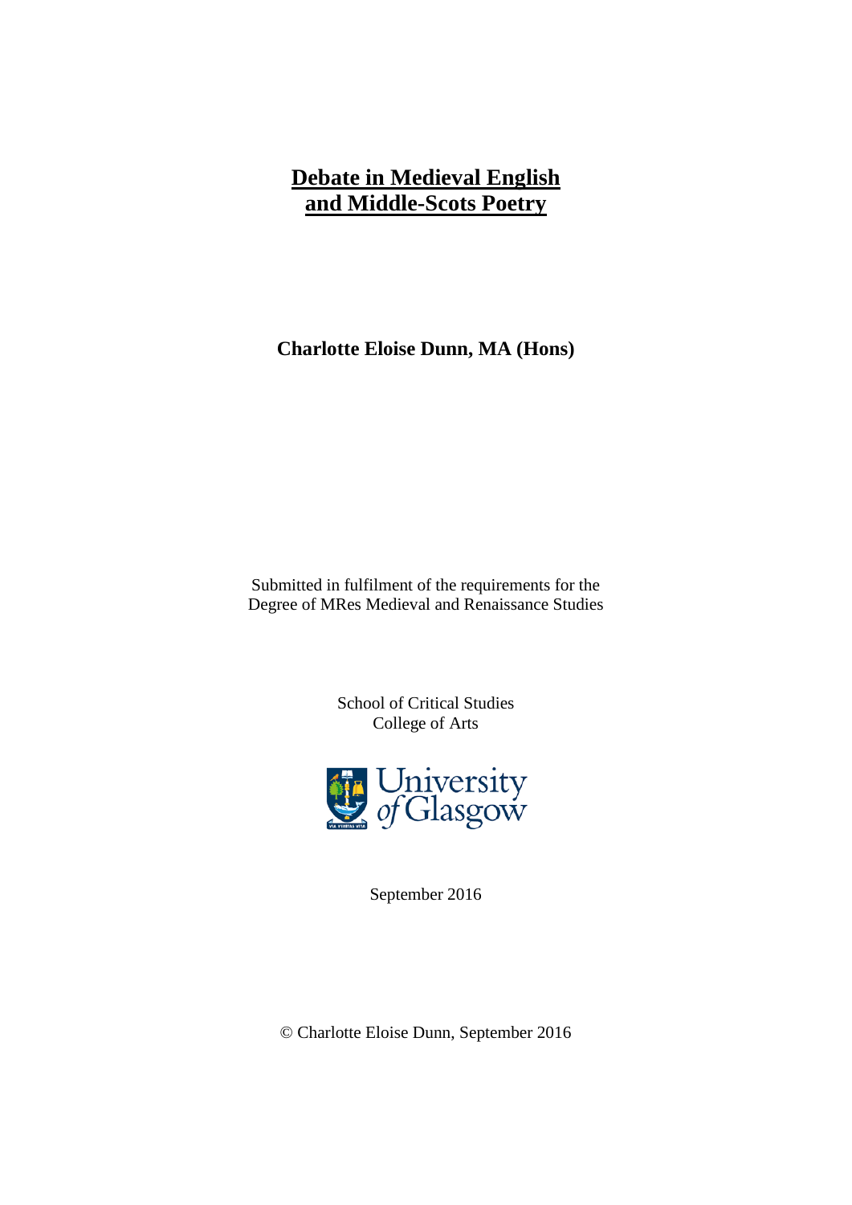# Debate in Medieval English and Middle-Scots Poetry

**Charlotte Eloise Dunn, MA (Hons)**

Submitted in fulfilment of the requirements for the Degree of MRes Medieval and Renaissance Studies

School of Critical Studies
College of Arts

University of Glasgow

September 2016

© Charlotte Eloise Dunn, September 2016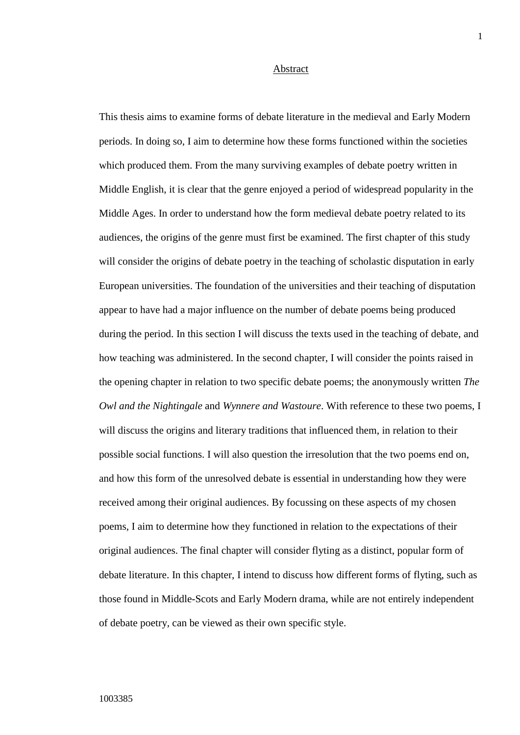## Abstract

This thesis aims to examine forms of debate literature in the medieval and Early Modern periods. In doing so, I aim to determine how these forms functioned within the societies which produced them. From the many surviving examples of debate poetry written in Middle English, it is clear that the genre enjoyed a period of widespread popularity in the Middle Ages. In order to understand how the form medieval debate poetry related to its audiences, the origins of the genre must first be examined. The first chapter of this study will consider the origins of debate poetry in the teaching of scholastic disputation in early European universities. The foundation of the universities and their teaching of disputation appear to have had a major influence on the number of debate poems being produced during the period. In this section I will discuss the texts used in the teaching of debate, and how teaching was administered. In the second chapter, I will consider the points raised in the opening chapter in relation to two specific debate poems; the anonymously written *The Owl and the Nightingale* and *Wynnere and Wastoure*. With reference to these two poems, I will discuss the origins and literary traditions that influenced them, in relation to their possible social functions. I will also question the irresolution that the two poems end on, and how this form of the unresolved debate is essential in understanding how they were received among their original audiences. By focussing on these aspects of my chosen poems, I aim to determine how they functioned in relation to the expectations of their original audiences. The final chapter will consider flyting as a distinct, popular form of debate literature. In this chapter, I intend to discuss how different forms of flyting, such as those found in Middle-Scots and Early Modern drama, while are not entirely independent of debate poetry, can be viewed as their own specific style.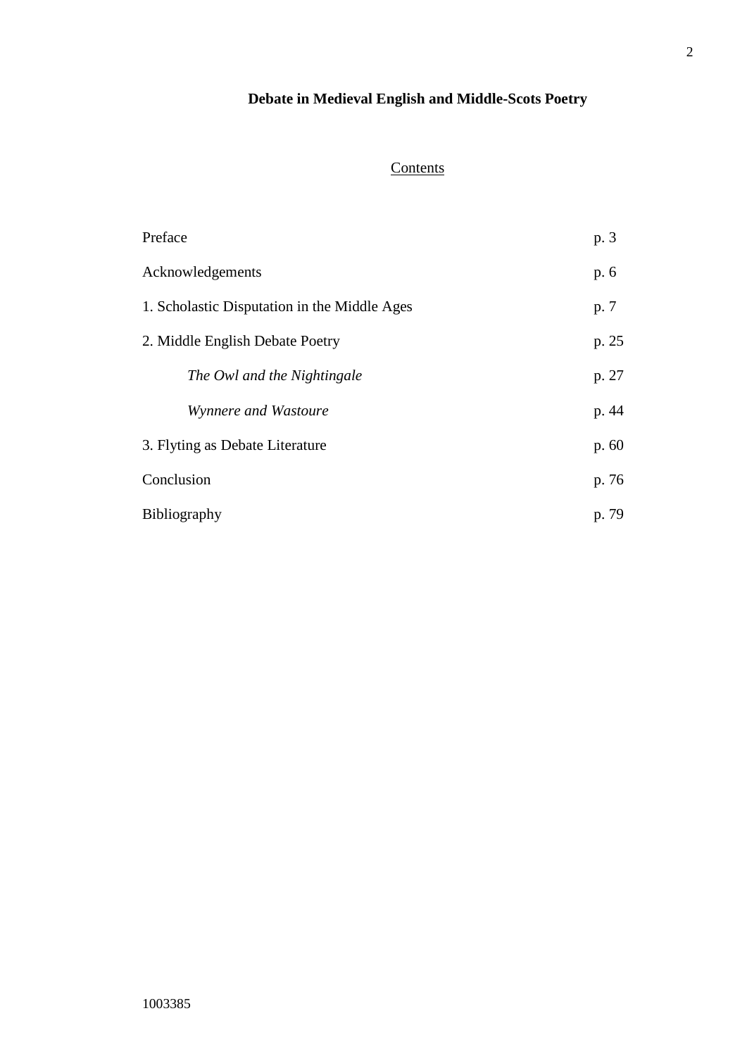**Debate in Medieval English and Middle-Scots Poetry**

Contents

| | |
|---|---|
| Preface | p. 3 |
| Acknowledgements | p. 6 |
| 1. Scholastic Disputation in the Middle Ages | p. 7 |
| 2. Middle English Debate Poetry | p. 25 |
| *The Owl and the Nightingale* | p. 27 |
| *Wynnere and Wastoure* | p. 44 |
| 3. Flyting as Debate Literature | p. 60 |
| Conclusion | p. 76 |
| Bibliography | p. 79 |

1003385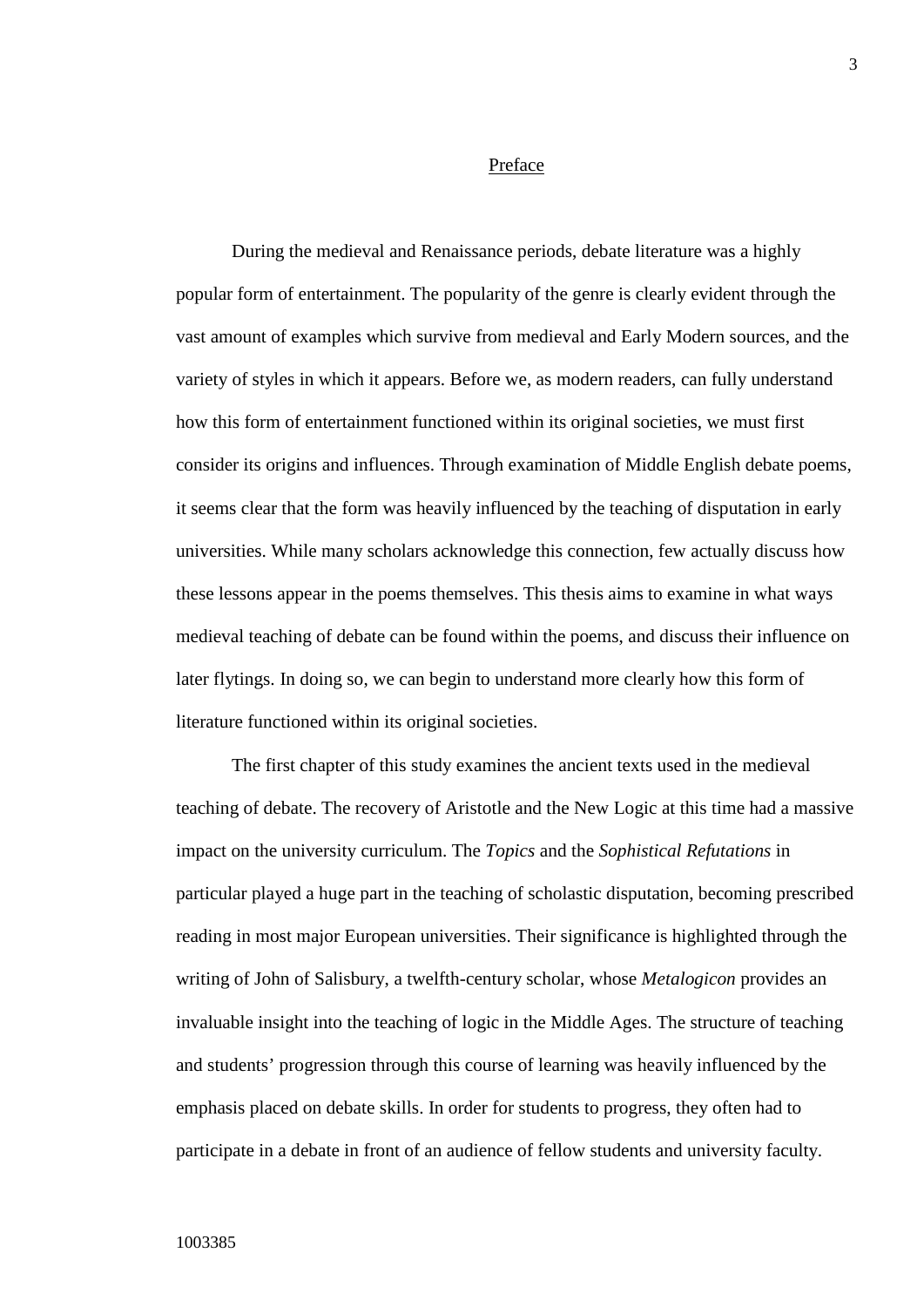# Preface

During the medieval and Renaissance periods, debate literature was a highly popular form of entertainment. The popularity of the genre is clearly evident through the vast amount of examples which survive from medieval and Early Modern sources, and the variety of styles in which it appears. Before we, as modern readers, can fully understand how this form of entertainment functioned within its original societies, we must first consider its origins and influences. Through examination of Middle English debate poems, it seems clear that the form was heavily influenced by the teaching of disputation in early universities. While many scholars acknowledge this connection, few actually discuss how these lessons appear in the poems themselves. This thesis aims to examine in what ways medieval teaching of debate can be found within the poems, and discuss their influence on later flytings. In doing so, we can begin to understand more clearly how this form of literature functioned within its original societies.

The first chapter of this study examines the ancient texts used in the medieval teaching of debate. The recovery of Aristotle and the New Logic at this time had a massive impact on the university curriculum. The *Topics* and the *Sophistical Refutations* in particular played a huge part in the teaching of scholastic disputation, becoming prescribed reading in most major European universities. Their significance is highlighted through the writing of John of Salisbury, a twelfth-century scholar, whose *Metalogicon* provides an invaluable insight into the teaching of logic in the Middle Ages. The structure of teaching and students' progression through this course of learning was heavily influenced by the emphasis placed on debate skills. In order for students to progress, they often had to participate in a debate in front of an audience of fellow students and university faculty.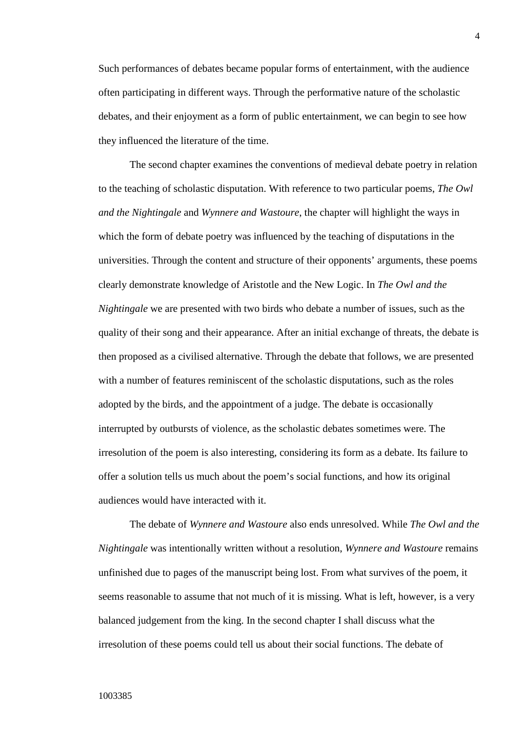Such performances of debates became popular forms of entertainment, with the audience often participating in different ways. Through the performative nature of the scholastic debates, and their enjoyment as a form of public entertainment, we can begin to see how they influenced the literature of the time.

The second chapter examines the conventions of medieval debate poetry in relation to the teaching of scholastic disputation. With reference to two particular poems, *The Owl and the Nightingale* and *Wynnere and Wastoure*, the chapter will highlight the ways in which the form of debate poetry was influenced by the teaching of disputations in the universities. Through the content and structure of their opponents' arguments, these poems clearly demonstrate knowledge of Aristotle and the New Logic. In *The Owl and the Nightingale* we are presented with two birds who debate a number of issues, such as the quality of their song and their appearance. After an initial exchange of threats, the debate is then proposed as a civilised alternative. Through the debate that follows, we are presented with a number of features reminiscent of the scholastic disputations, such as the roles adopted by the birds, and the appointment of a judge. The debate is occasionally interrupted by outbursts of violence, as the scholastic debates sometimes were. The irresolution of the poem is also interesting, considering its form as a debate. Its failure to offer a solution tells us much about the poem's social functions, and how its original audiences would have interacted with it.

The debate of *Wynnere and Wastoure* also ends unresolved. While *The Owl and the Nightingale* was intentionally written without a resolution, *Wynnere and Wastoure* remains unfinished due to pages of the manuscript being lost. From what survives of the poem, it seems reasonable to assume that not much of it is missing. What is left, however, is a very balanced judgement from the king. In the second chapter I shall discuss what the irresolution of these poems could tell us about their social functions. The debate of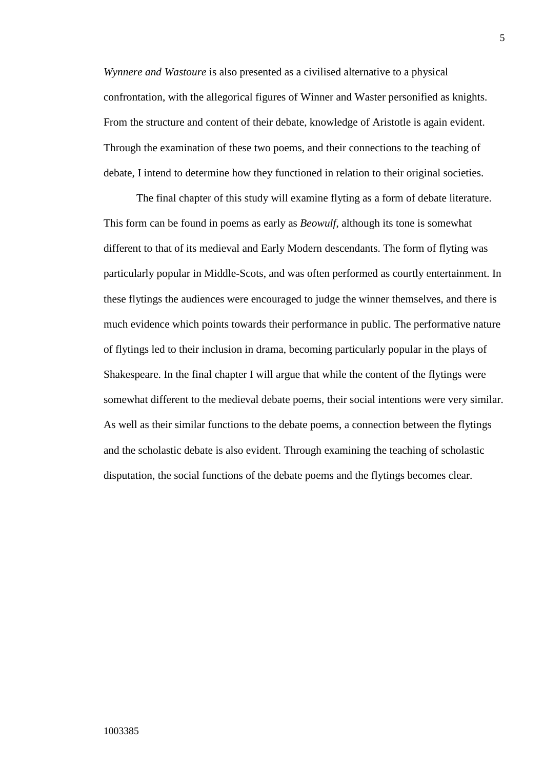*Wynnere and Wastoure* is also presented as a civilised alternative to a physical confrontation, with the allegorical figures of Winner and Waster personified as knights. From the structure and content of their debate, knowledge of Aristotle is again evident. Through the examination of these two poems, and their connections to the teaching of debate, I intend to determine how they functioned in relation to their original societies.

The final chapter of this study will examine flyting as a form of debate literature. This form can be found in poems as early as *Beowulf*, although its tone is somewhat different to that of its medieval and Early Modern descendants. The form of flyting was particularly popular in Middle-Scots, and was often performed as courtly entertainment. In these flytings the audiences were encouraged to judge the winner themselves, and there is much evidence which points towards their performance in public. The performative nature of flytings led to their inclusion in drama, becoming particularly popular in the plays of Shakespeare. In the final chapter I will argue that while the content of the flytings were somewhat different to the medieval debate poems, their social intentions were very similar. As well as their similar functions to the debate poems, a connection between the flytings and the scholastic debate is also evident. Through examining the teaching of scholastic disputation, the social functions of the debate poems and the flytings becomes clear.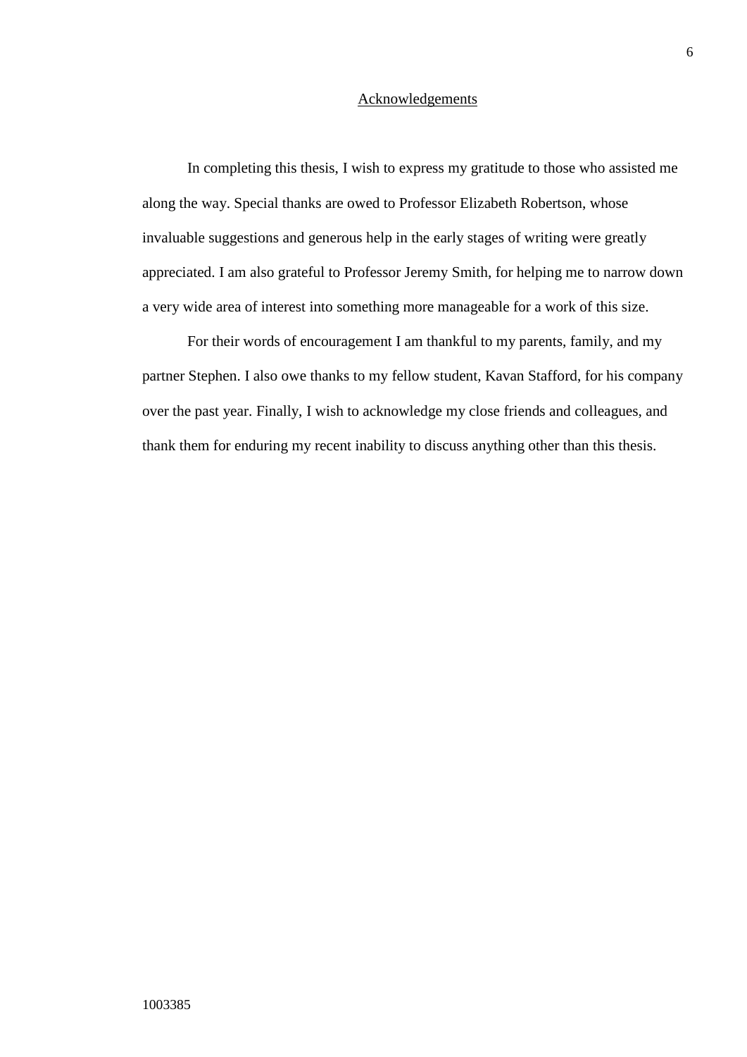# Acknowledgements

In completing this thesis, I wish to express my gratitude to those who assisted me along the way. Special thanks are owed to Professor Elizabeth Robertson, whose invaluable suggestions and generous help in the early stages of writing were greatly appreciated. I am also grateful to Professor Jeremy Smith, for helping me to narrow down a very wide area of interest into something more manageable for a work of this size.

For their words of encouragement I am thankful to my parents, family, and my partner Stephen. I also owe thanks to my fellow student, Kavan Stafford, for his company over the past year. Finally, I wish to acknowledge my close friends and colleagues, and thank them for enduring my recent inability to discuss anything other than this thesis.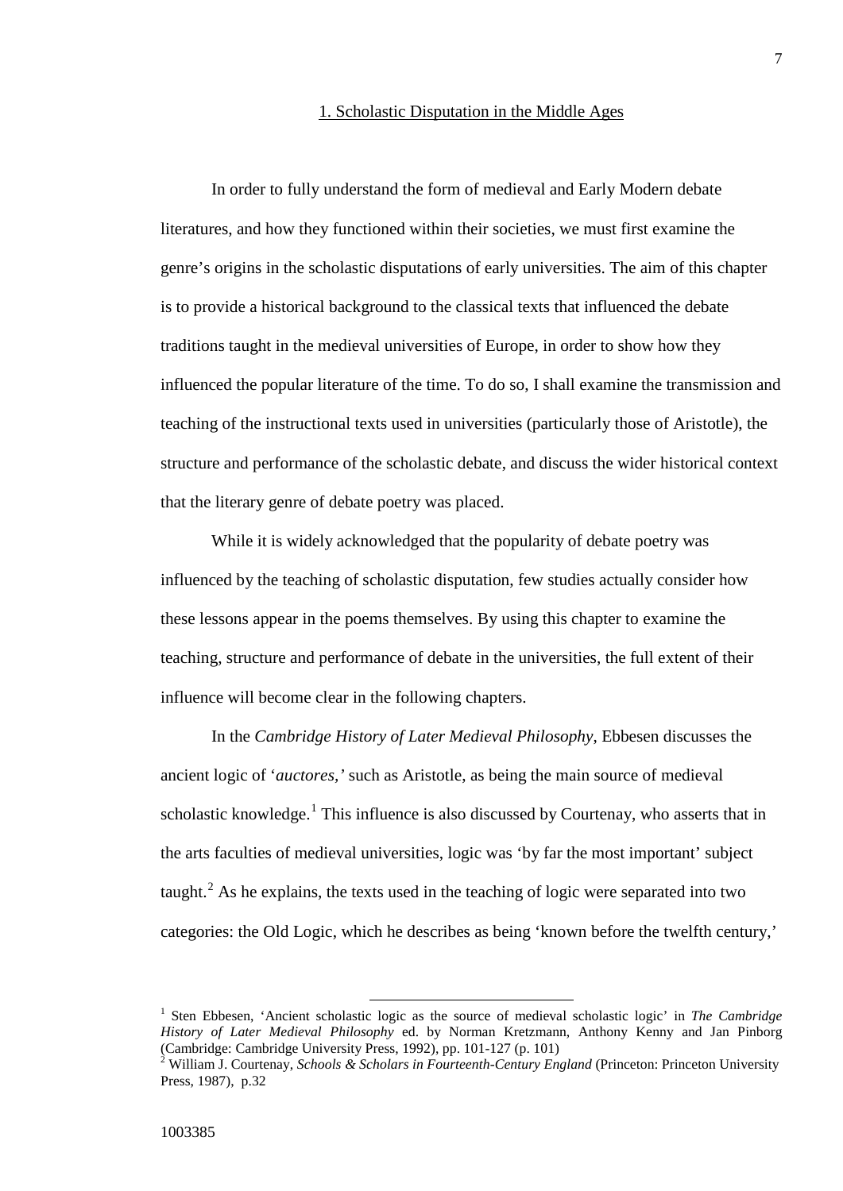# 1. Scholastic Disputation in the Middle Ages

In order to fully understand the form of medieval and Early Modern debate literatures, and how they functioned within their societies, we must first examine the genre's origins in the scholastic disputations of early universities. The aim of this chapter is to provide a historical background to the classical texts that influenced the debate traditions taught in the medieval universities of Europe, in order to show how they influenced the popular literature of the time. To do so, I shall examine the transmission and teaching of the instructional texts used in universities (particularly those of Aristotle), the structure and performance of the scholastic debate, and discuss the wider historical context that the literary genre of debate poetry was placed.

While it is widely acknowledged that the popularity of debate poetry was influenced by the teaching of scholastic disputation, few studies actually consider how these lessons appear in the poems themselves. By using this chapter to examine the teaching, structure and performance of debate in the universities, the full extent of their influence will become clear in the following chapters.

In the *Cambridge History of Later Medieval Philosophy*, Ebbesen discusses the ancient logic of '*auctores*,' such as Aristotle, as being the main source of medieval scholastic knowledge.[1] This influence is also discussed by Courtenay, who asserts that in the arts faculties of medieval universities, logic was 'by far the most important' subject taught.[2] As he explains, the texts used in the teaching of logic were separated into two categories: the Old Logic, which he describes as being 'known before the twelfth century,'

---

[1] Sten Ebbesen, 'Ancient scholastic logic as the source of medieval scholastic logic' in *The Cambridge History of Later Medieval Philosophy* ed. by Norman Kretzmann, Anthony Kenny and Jan Pinborg (Cambridge: Cambridge University Press, 1992), pp. 101-127 (p. 101)

[2] William J. Courtenay, *Schools & Scholars in Fourteenth-Century England* (Princeton: Princeton University Press, 1987), p.32

1003385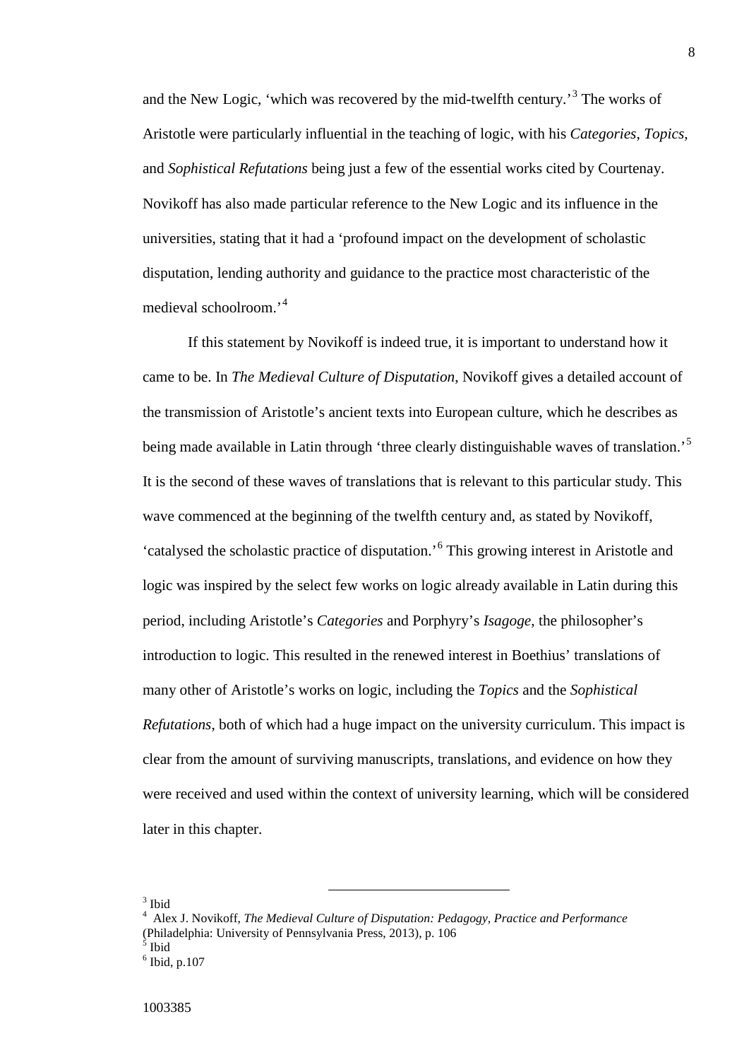and the New Logic, 'which was recovered by the mid-twelfth century.'[3] The works of Aristotle were particularly influential in the teaching of logic, with his *Categories*, *Topics*, and *Sophistical Refutations* being just a few of the essential works cited by Courtenay. Novikoff has also made particular reference to the New Logic and its influence in the universities, stating that it had a 'profound impact on the development of scholastic disputation, lending authority and guidance to the practice most characteristic of the medieval schoolroom.'[4]

If this statement by Novikoff is indeed true, it is important to understand how it came to be. In *The Medieval Culture of Disputation*, Novikoff gives a detailed account of the transmission of Aristotle's ancient texts into European culture, which he describes as being made available in Latin through 'three clearly distinguishable waves of translation.'[5] It is the second of these waves of translations that is relevant to this particular study. This wave commenced at the beginning of the twelfth century and, as stated by Novikoff, 'catalysed the scholastic practice of disputation.'[6] This growing interest in Aristotle and logic was inspired by the select few works on logic already available in Latin during this period, including Aristotle's *Categories* and Porphyry's *Isagoge*, the philosopher's introduction to logic. This resulted in the renewed interest in Boethius' translations of many other of Aristotle's works on logic, including the *Topics* and the *Sophistical Refutations*, both of which had a huge impact on the university curriculum. This impact is clear from the amount of surviving manuscripts, translations, and evidence on how they were received and used within the context of university learning, which will be considered later in this chapter.

---

[3] Ibid

[4] Alex J. Novikoff, *The Medieval Culture of Disputation: Pedagogy, Practice and Performance* (Philadelphia: University of Pennsylvania Press, 2013), p. 106

[5] Ibid

[6] Ibid, p.107

1003385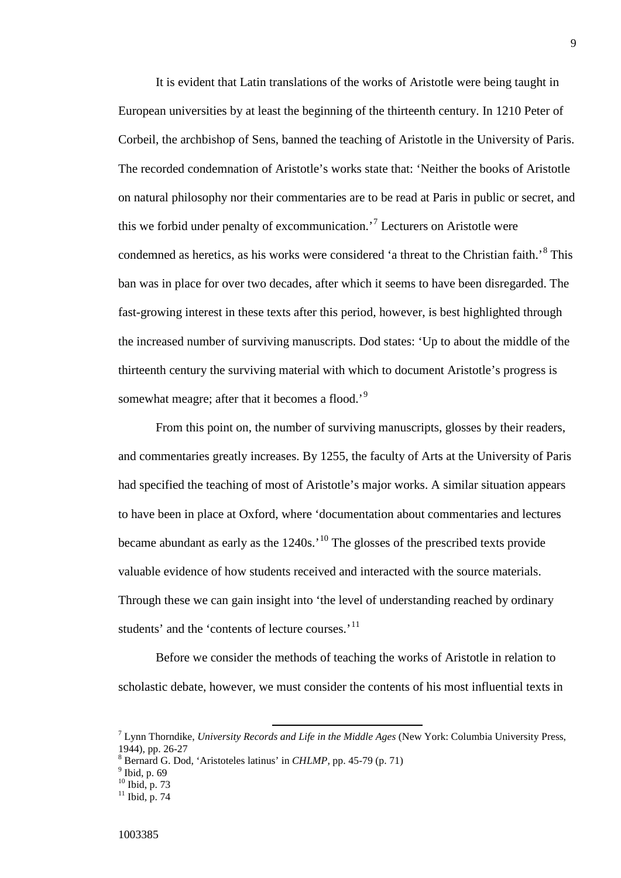It is evident that Latin translations of the works of Aristotle were being taught in European universities by at least the beginning of the thirteenth century. In 1210 Peter of Corbeil, the archbishop of Sens, banned the teaching of Aristotle in the University of Paris. The recorded condemnation of Aristotle's works state that: 'Neither the books of Aristotle on natural philosophy nor their commentaries are to be read at Paris in public or secret, and this we forbid under penalty of excommunication.'[7] Lecturers on Aristotle were condemned as heretics, as his works were considered 'a threat to the Christian faith.'[8] This ban was in place for over two decades, after which it seems to have been disregarded. The fast-growing interest in these texts after this period, however, is best highlighted through the increased number of surviving manuscripts. Dod states: 'Up to about the middle of the thirteenth century the surviving material with which to document Aristotle's progress is somewhat meagre; after that it becomes a flood.'[9]

From this point on, the number of surviving manuscripts, glosses by their readers, and commentaries greatly increases. By 1255, the faculty of Arts at the University of Paris had specified the teaching of most of Aristotle's major works. A similar situation appears to have been in place at Oxford, where 'documentation about commentaries and lectures became abundant as early as the 1240s.'[10] The glosses of the prescribed texts provide valuable evidence of how students received and interacted with the source materials. Through these we can gain insight into 'the level of understanding reached by ordinary students' and the 'contents of lecture courses.'[11]

Before we consider the methods of teaching the works of Aristotle in relation to scholastic debate, however, we must consider the contents of his most influential texts in

---

[7] Lynn Thorndike, *University Records and Life in the Middle Ages* (New York: Columbia University Press, 1944), pp. 26-27

[8] Bernard G. Dod, 'Aristoteles latinus' in *CHLMP*, pp. 45-79 (p. 71)

[9] Ibid, p. 69

[10] Ibid, p. 73

[11] Ibid, p. 74

1003385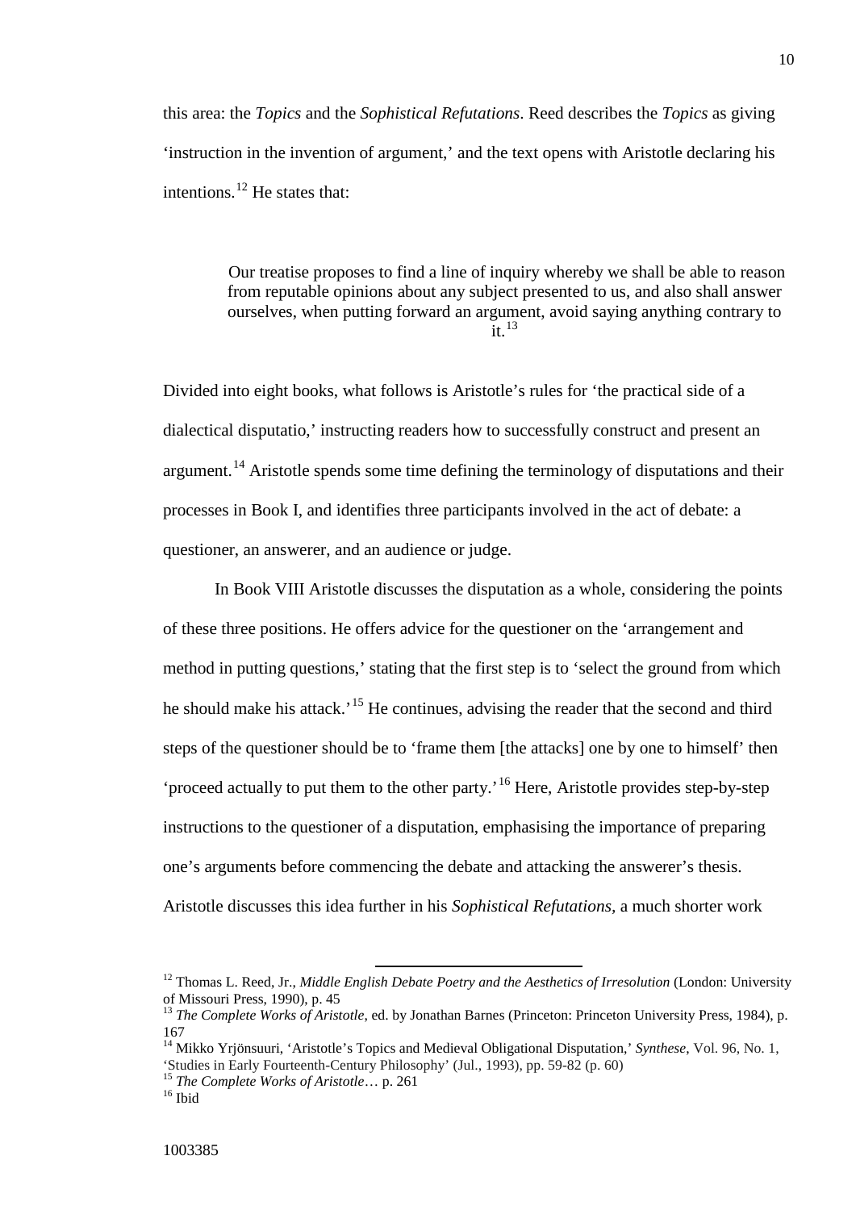this area: the *Topics* and the *Sophistical Refutations*. Reed describes the *Topics* as giving 'instruction in the invention of argument,' and the text opens with Aristotle declaring his intentions.[12] He states that:

> Our treatise proposes to find a line of inquiry whereby we shall be able to reason from reputable opinions about any subject presented to us, and also shall answer ourselves, when putting forward an argument, avoid saying anything contrary to it.[13]

Divided into eight books, what follows is Aristotle's rules for 'the practical side of a dialectical disputatio,' instructing readers how to successfully construct and present an argument.[14] Aristotle spends some time defining the terminology of disputations and their processes in Book I, and identifies three participants involved in the act of debate: a questioner, an answerer, and an audience or judge.

In Book VIII Aristotle discusses the disputation as a whole, considering the points of these three positions. He offers advice for the questioner on the 'arrangement and method in putting questions,' stating that the first step is to 'select the ground from which he should make his attack.'[15] He continues, advising the reader that the second and third steps of the questioner should be to 'frame them [the attacks] one by one to himself' then 'proceed actually to put them to the other party.'[16] Here, Aristotle provides step-by-step instructions to the questioner of a disputation, emphasising the importance of preparing one's arguments before commencing the debate and attacking the answerer's thesis. Aristotle discusses this idea further in his *Sophistical Refutations*, a much shorter work

---

[12] Thomas L. Reed, Jr., *Middle English Debate Poetry and the Aesthetics of Irresolution* (London: University of Missouri Press, 1990), p. 45

[13] *The Complete Works of Aristotle*, ed. by Jonathan Barnes (Princeton: Princeton University Press, 1984), p. 167

[14] Mikko Yrjönsuuri, 'Aristotle's Topics and Medieval Obligational Disputation,' *Synthese*, Vol. 96, No. 1, 'Studies in Early Fourteenth-Century Philosophy' (Jul., 1993), pp. 59-82 (p. 60)

[15] *The Complete Works of Aristotle*… p. 261

[16] Ibid

1003385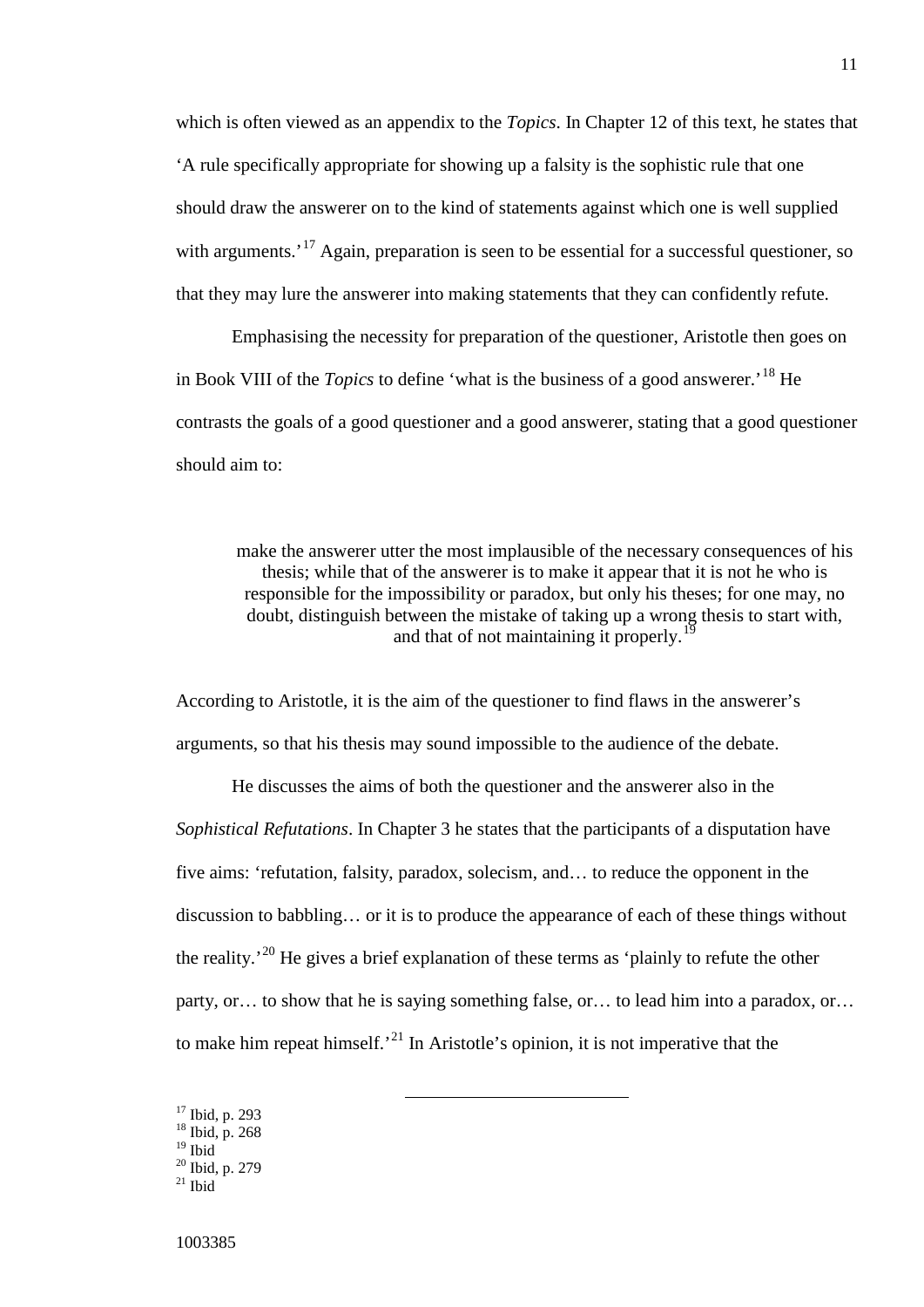which is often viewed as an appendix to the *Topics*. In Chapter 12 of this text, he states that 'A rule specifically appropriate for showing up a falsity is the sophistic rule that one should draw the answerer on to the kind of statements against which one is well supplied with arguments.'[17] Again, preparation is seen to be essential for a successful questioner, so that they may lure the answerer into making statements that they can confidently refute.

Emphasising the necessity for preparation of the questioner, Aristotle then goes on in Book VIII of the *Topics* to define 'what is the business of a good answerer.'[18] He contrasts the goals of a good questioner and a good answerer, stating that a good questioner should aim to:

> make the answerer utter the most implausible of the necessary consequences of his thesis; while that of the answerer is to make it appear that it is not he who is responsible for the impossibility or paradox, but only his theses; for one may, no doubt, distinguish between the mistake of taking up a wrong thesis to start with, and that of not maintaining it properly.[19]

According to Aristotle, it is the aim of the questioner to find flaws in the answerer's arguments, so that his thesis may sound impossible to the audience of the debate.

He discusses the aims of both the questioner and the answerer also in the *Sophistical Refutations*. In Chapter 3 he states that the participants of a disputation have five aims: 'refutation, falsity, paradox, solecism, and… to reduce the opponent in the discussion to babbling… or it is to produce the appearance of each of these things without the reality.'[20] He gives a brief explanation of these terms as 'plainly to refute the other party, or… to show that he is saying something false, or… to lead him into a paradox, or… to make him repeat himself.'[21] In Aristotle's opinion, it is not imperative that the

---

[17] Ibid, p. 293
[18] Ibid, p. 268
[19] Ibid
[20] Ibid, p. 279
[21] Ibid

1003385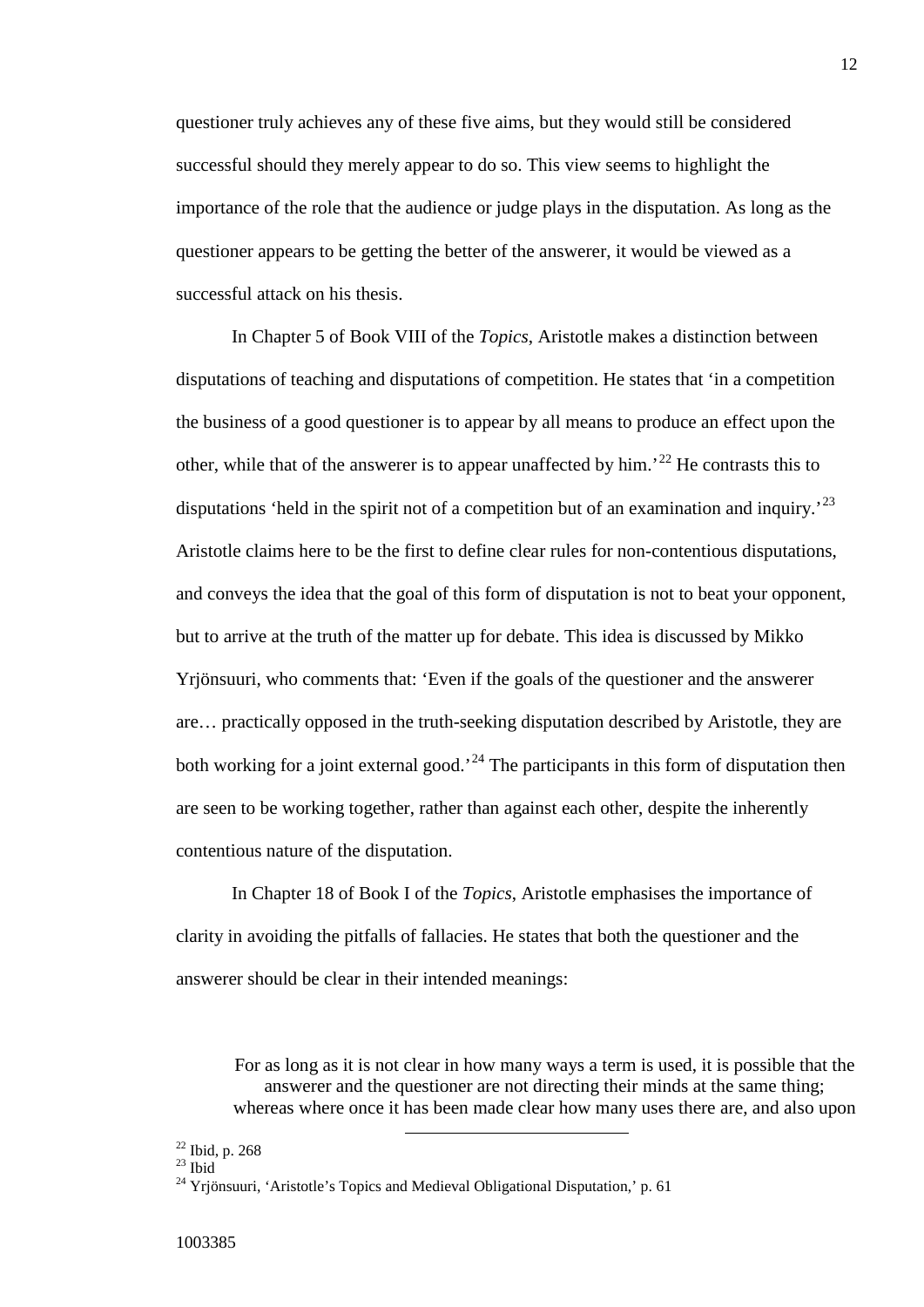questioner truly achieves any of these five aims, but they would still be considered successful should they merely appear to do so. This view seems to highlight the importance of the role that the audience or judge plays in the disputation. As long as the questioner appears to be getting the better of the answerer, it would be viewed as a successful attack on his thesis.

In Chapter 5 of Book VIII of the *Topics*, Aristotle makes a distinction between disputations of teaching and disputations of competition. He states that 'in a competition the business of a good questioner is to appear by all means to produce an effect upon the other, while that of the answerer is to appear unaffected by him.'[22] He contrasts this to disputations 'held in the spirit not of a competition but of an examination and inquiry.'[23] Aristotle claims here to be the first to define clear rules for non-contentious disputations, and conveys the idea that the goal of this form of disputation is not to beat your opponent, but to arrive at the truth of the matter up for debate. This idea is discussed by Mikko Yrjönsuuri, who comments that: 'Even if the goals of the questioner and the answerer are… practically opposed in the truth-seeking disputation described by Aristotle, they are both working for a joint external good.'[24] The participants in this form of disputation then are seen to be working together, rather than against each other, despite the inherently contentious nature of the disputation.

In Chapter 18 of Book I of the *Topics*, Aristotle emphasises the importance of clarity in avoiding the pitfalls of fallacies. He states that both the questioner and the answerer should be clear in their intended meanings:

> For as long as it is not clear in how many ways a term is used, it is possible that the answerer and the questioner are not directing their minds at the same thing; whereas where once it has been made clear how many uses there are, and also upon

[22] Ibid, p. 268

[23] Ibid

[24] Yrjönsuuri, 'Aristotle's Topics and Medieval Obligational Disputation,' p. 61

1003385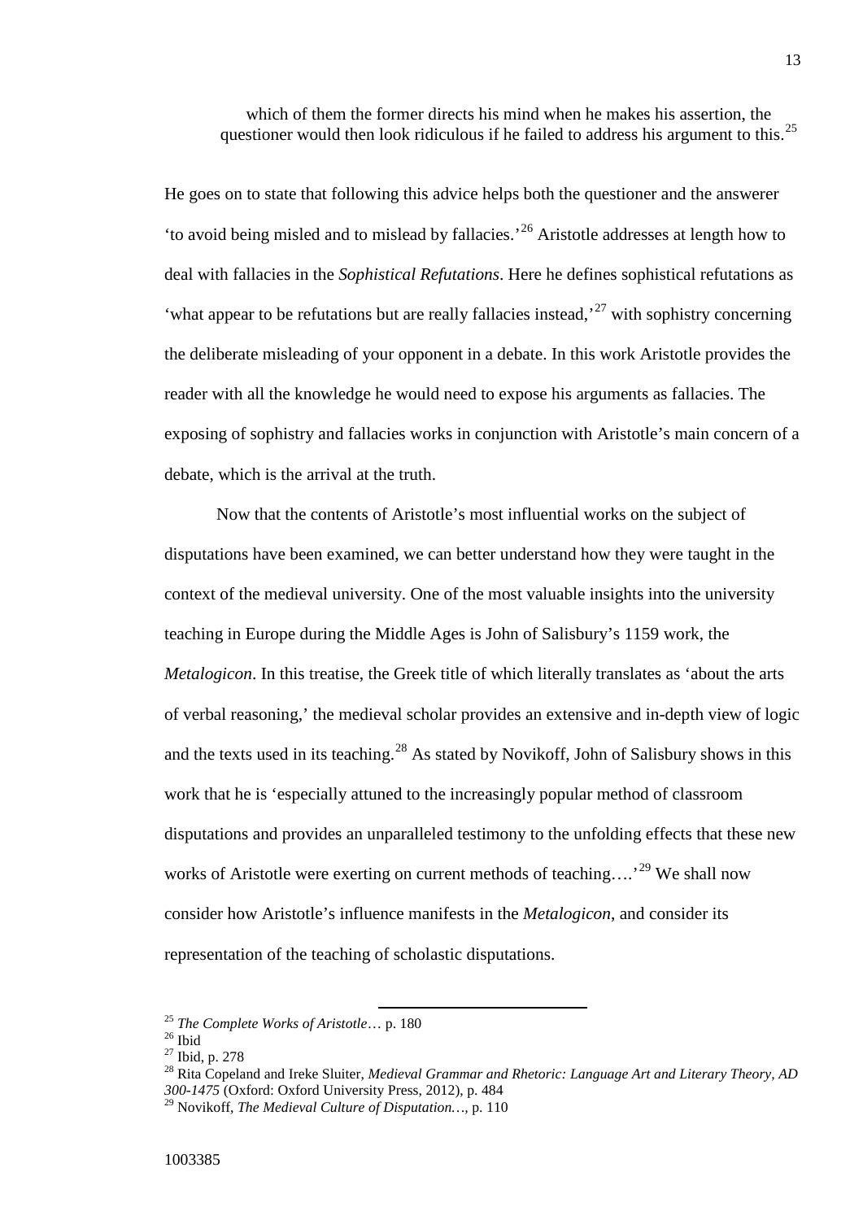> which of them the former directs his mind when he makes his assertion, the questioner would then look ridiculous if he failed to address his argument to this.[25]

He goes on to state that following this advice helps both the questioner and the answerer 'to avoid being misled and to mislead by fallacies.'[26] Aristotle addresses at length how to deal with fallacies in the *Sophistical Refutations*. Here he defines sophistical refutations as 'what appear to be refutations but are really fallacies instead,'[27] with sophistry concerning the deliberate misleading of your opponent in a debate. In this work Aristotle provides the reader with all the knowledge he would need to expose his arguments as fallacies. The exposing of sophistry and fallacies works in conjunction with Aristotle's main concern of a debate, which is the arrival at the truth.

Now that the contents of Aristotle's most influential works on the subject of disputations have been examined, we can better understand how they were taught in the context of the medieval university. One of the most valuable insights into the university teaching in Europe during the Middle Ages is John of Salisbury's 1159 work, the *Metalogicon*. In this treatise, the Greek title of which literally translates as 'about the arts of verbal reasoning,' the medieval scholar provides an extensive and in-depth view of logic and the texts used in its teaching.[28] As stated by Novikoff, John of Salisbury shows in this work that he is 'especially attuned to the increasingly popular method of classroom disputations and provides an unparalleled testimony to the unfolding effects that these new works of Aristotle were exerting on current methods of teaching….'[29] We shall now consider how Aristotle's influence manifests in the *Metalogicon*, and consider its representation of the teaching of scholastic disputations.

---

[25] *The Complete Works of Aristotle*… p. 180

[26] Ibid

[27] Ibid, p. 278

[28] Rita Copeland and Ireke Sluiter, *Medieval Grammar and Rhetoric: Language Art and Literary Theory, AD 300-1475* (Oxford: Oxford University Press, 2012), p. 484

[29] Novikoff, *The Medieval Culture of Disputation…*, p. 110

1003385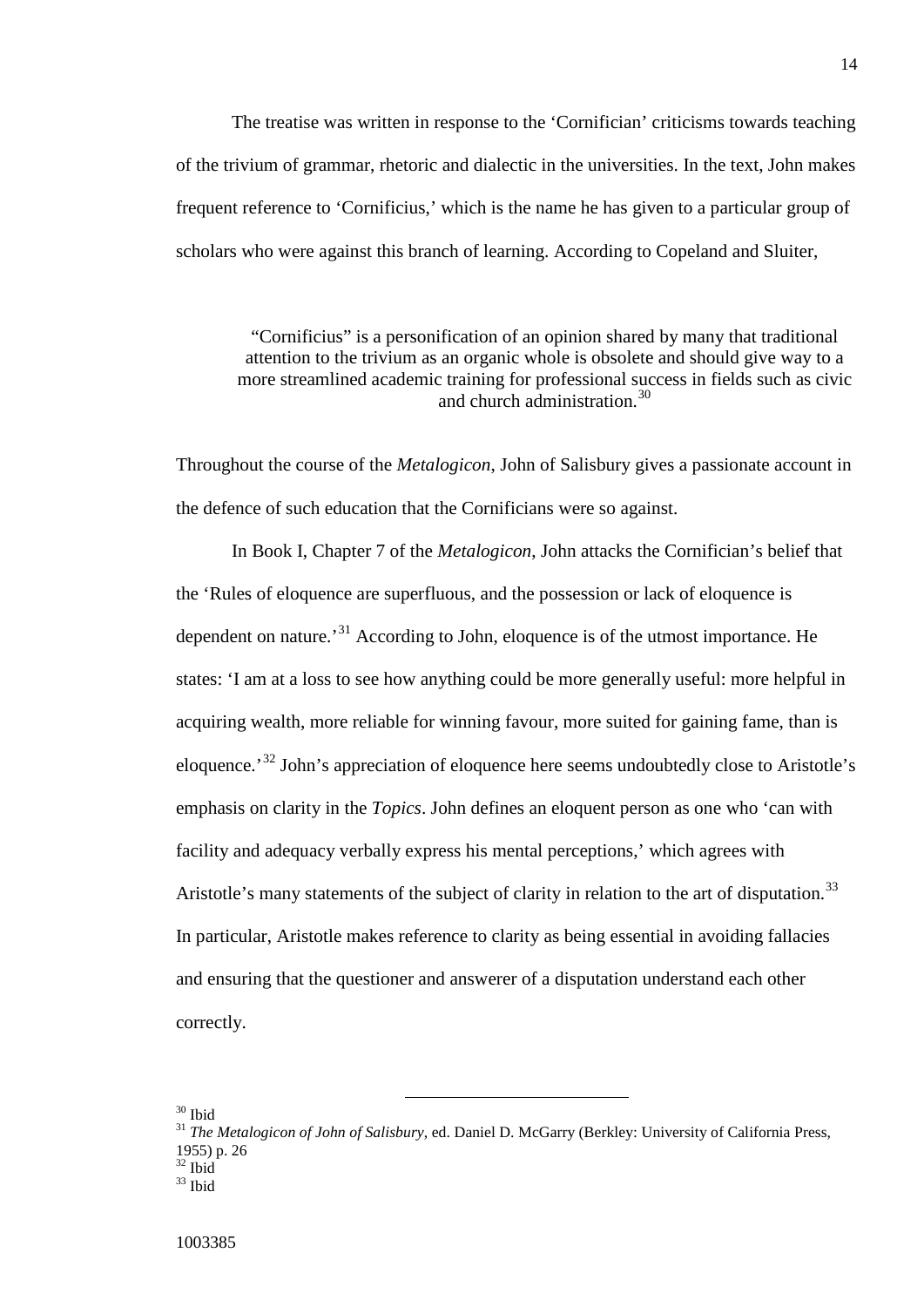The treatise was written in response to the 'Cornifician' criticisms towards teaching of the trivium of grammar, rhetoric and dialectic in the universities. In the text, John makes frequent reference to 'Cornificius,' which is the name he has given to a particular group of scholars who were against this branch of learning. According to Copeland and Sluiter,

> "Cornificius" is a personification of an opinion shared by many that traditional attention to the trivium as an organic whole is obsolete and should give way to a more streamlined academic training for professional success in fields such as civic and church administration.[30]

Throughout the course of the *Metalogicon*, John of Salisbury gives a passionate account in the defence of such education that the Cornificians were so against.

In Book I, Chapter 7 of the *Metalogicon*, John attacks the Cornifician's belief that the 'Rules of eloquence are superfluous, and the possession or lack of eloquence is dependent on nature.'[31] According to John, eloquence is of the utmost importance. He states: 'I am at a loss to see how anything could be more generally useful: more helpful in acquiring wealth, more reliable for winning favour, more suited for gaining fame, than is eloquence.'[32] John's appreciation of eloquence here seems undoubtedly close to Aristotle's emphasis on clarity in the *Topics*. John defines an eloquent person as one who 'can with facility and adequacy verbally express his mental perceptions,' which agrees with Aristotle's many statements of the subject of clarity in relation to the art of disputation.[33] In particular, Aristotle makes reference to clarity as being essential in avoiding fallacies and ensuring that the questioner and answerer of a disputation understand each other correctly.

---

[30] Ibid

[31] *The Metalogicon of John of Salisbury*, ed. Daniel D. McGarry (Berkley: University of California Press, 1955) p. 26

[32] Ibid

[33] Ibid

1003385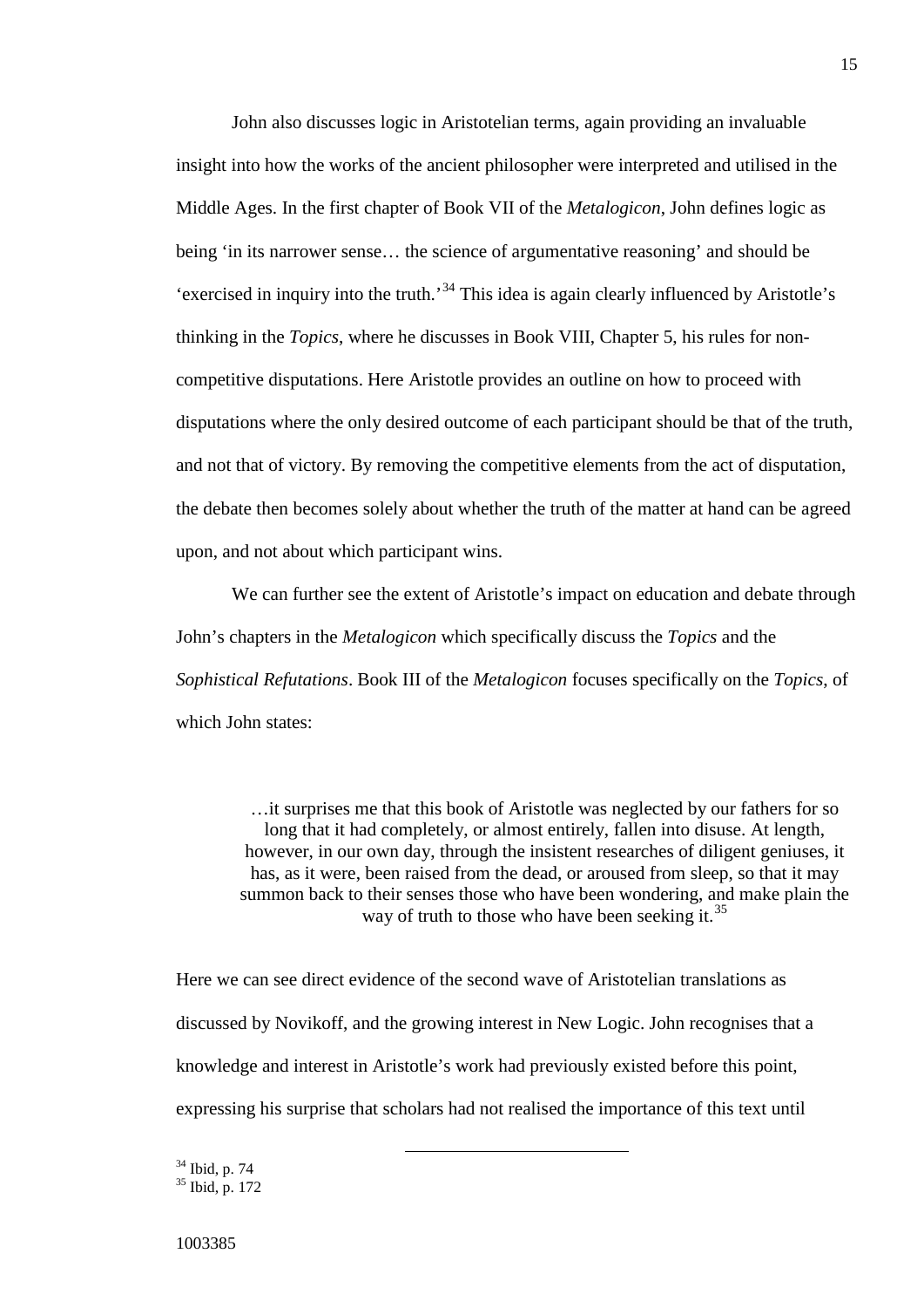John also discusses logic in Aristotelian terms, again providing an invaluable insight into how the works of the ancient philosopher were interpreted and utilised in the Middle Ages. In the first chapter of Book VII of the *Metalogicon*, John defines logic as being 'in its narrower sense… the science of argumentative reasoning' and should be 'exercised in inquiry into the truth.'[34] This idea is again clearly influenced by Aristotle's thinking in the *Topics*, where he discusses in Book VIII, Chapter 5, his rules for non-competitive disputations. Here Aristotle provides an outline on how to proceed with disputations where the only desired outcome of each participant should be that of the truth, and not that of victory. By removing the competitive elements from the act of disputation, the debate then becomes solely about whether the truth of the matter at hand can be agreed upon, and not about which participant wins.

We can further see the extent of Aristotle's impact on education and debate through John's chapters in the *Metalogicon* which specifically discuss the *Topics* and the *Sophistical Refutations*. Book III of the *Metalogicon* focuses specifically on the *Topics*, of which John states:

> …it surprises me that this book of Aristotle was neglected by our fathers for so long that it had completely, or almost entirely, fallen into disuse. At length, however, in our own day, through the insistent researches of diligent geniuses, it has, as it were, been raised from the dead, or aroused from sleep, so that it may summon back to their senses those who have been wondering, and make plain the way of truth to those who have been seeking it.[35]

Here we can see direct evidence of the second wave of Aristotelian translations as discussed by Novikoff, and the growing interest in New Logic. John recognises that a knowledge and interest in Aristotle's work had previously existed before this point, expressing his surprise that scholars had not realised the importance of this text until

[34] Ibid, p. 74
[35] Ibid, p. 172

1003385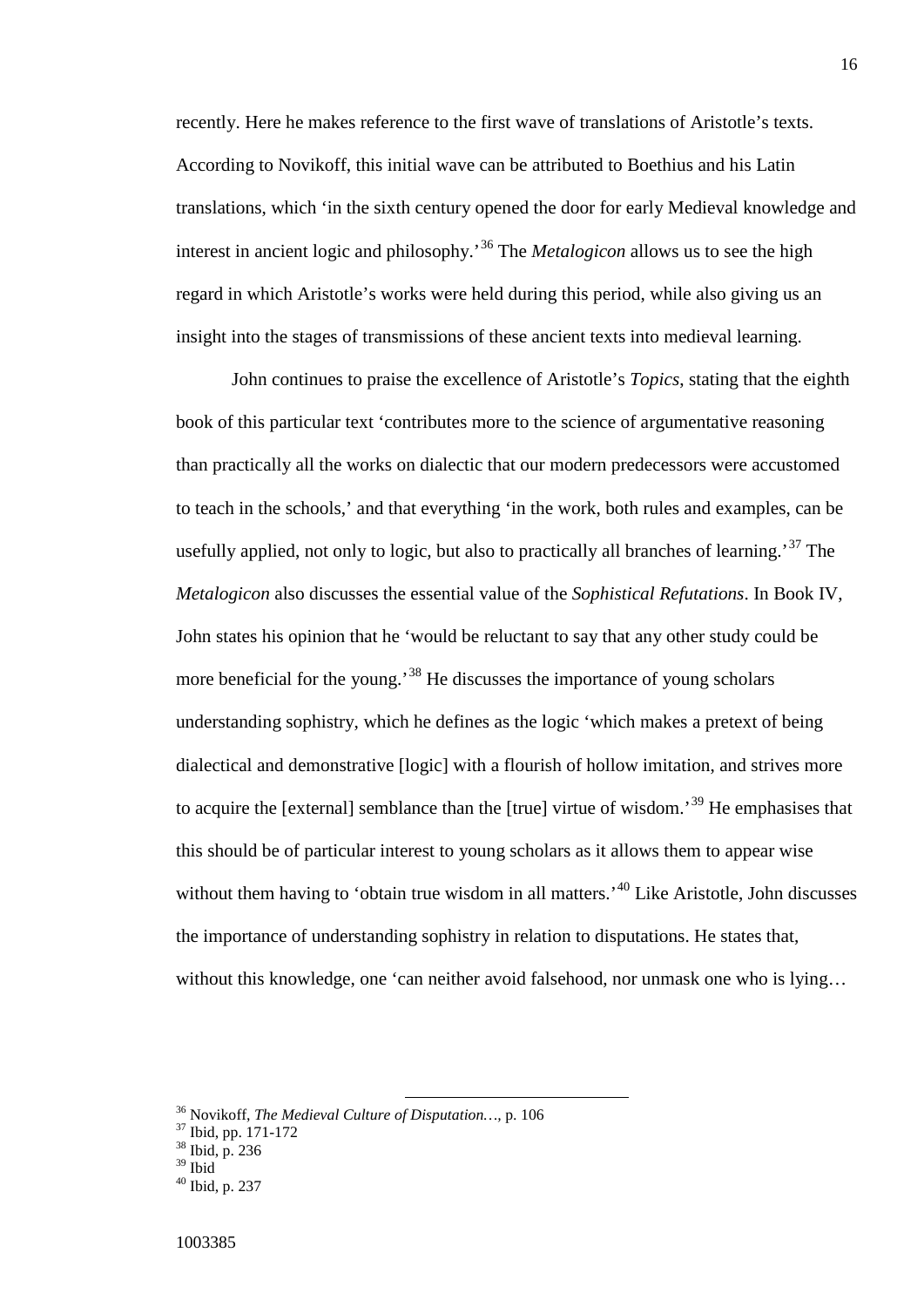recently. Here he makes reference to the first wave of translations of Aristotle's texts. According to Novikoff, this initial wave can be attributed to Boethius and his Latin translations, which 'in the sixth century opened the door for early Medieval knowledge and interest in ancient logic and philosophy.'[36] The *Metalogicon* allows us to see the high regard in which Aristotle's works were held during this period, while also giving us an insight into the stages of transmissions of these ancient texts into medieval learning.

John continues to praise the excellence of Aristotle's *Topics*, stating that the eighth book of this particular text 'contributes more to the science of argumentative reasoning than practically all the works on dialectic that our modern predecessors were accustomed to teach in the schools,' and that everything 'in the work, both rules and examples, can be usefully applied, not only to logic, but also to practically all branches of learning.'[37] The *Metalogicon* also discusses the essential value of the *Sophistical Refutations*. In Book IV, John states his opinion that he 'would be reluctant to say that any other study could be more beneficial for the young.'[38] He discusses the importance of young scholars understanding sophistry, which he defines as the logic 'which makes a pretext of being dialectical and demonstrative [logic] with a flourish of hollow imitation, and strives more to acquire the [external] semblance than the [true] virtue of wisdom.'[39] He emphasises that this should be of particular interest to young scholars as it allows them to appear wise without them having to 'obtain true wisdom in all matters.'[40] Like Aristotle, John discusses the importance of understanding sophistry in relation to disputations. He states that, without this knowledge, one 'can neither avoid falsehood, nor unmask one who is lying…

---

[36] Novikoff, *The Medieval Culture of Disputation…*, p. 106
[37] Ibid, pp. 171-172
[38] Ibid, p. 236
[39] Ibid
[40] Ibid, p. 237

1003385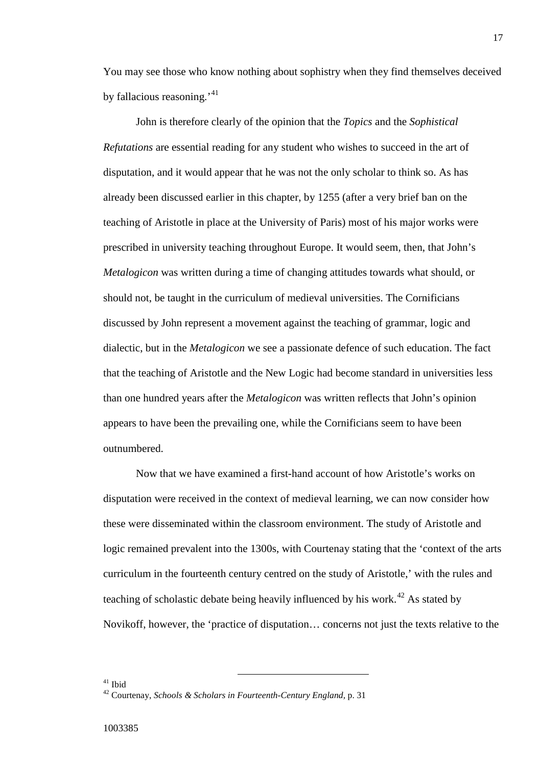You may see those who know nothing about sophistry when they find themselves deceived by fallacious reasoning.'[41]

John is therefore clearly of the opinion that the *Topics* and the *Sophistical Refutations* are essential reading for any student who wishes to succeed in the art of disputation, and it would appear that he was not the only scholar to think so. As has already been discussed earlier in this chapter, by 1255 (after a very brief ban on the teaching of Aristotle in place at the University of Paris) most of his major works were prescribed in university teaching throughout Europe. It would seem, then, that John's *Metalogicon* was written during a time of changing attitudes towards what should, or should not, be taught in the curriculum of medieval universities. The Cornificians discussed by John represent a movement against the teaching of grammar, logic and dialectic, but in the *Metalogicon* we see a passionate defence of such education. The fact that the teaching of Aristotle and the New Logic had become standard in universities less than one hundred years after the *Metalogicon* was written reflects that John's opinion appears to have been the prevailing one, while the Cornificians seem to have been outnumbered.

Now that we have examined a first-hand account of how Aristotle's works on disputation were received in the context of medieval learning, we can now consider how these were disseminated within the classroom environment. The study of Aristotle and logic remained prevalent into the 1300s, with Courtenay stating that the 'context of the arts curriculum in the fourteenth century centred on the study of Aristotle,' with the rules and teaching of scholastic debate being heavily influenced by his work.[42] As stated by Novikoff, however, the 'practice of disputation… concerns not just the texts relative to the

[41] Ibid

[42] Courtenay, *Schools & Scholars in Fourteenth-Century England*, p. 31

1003385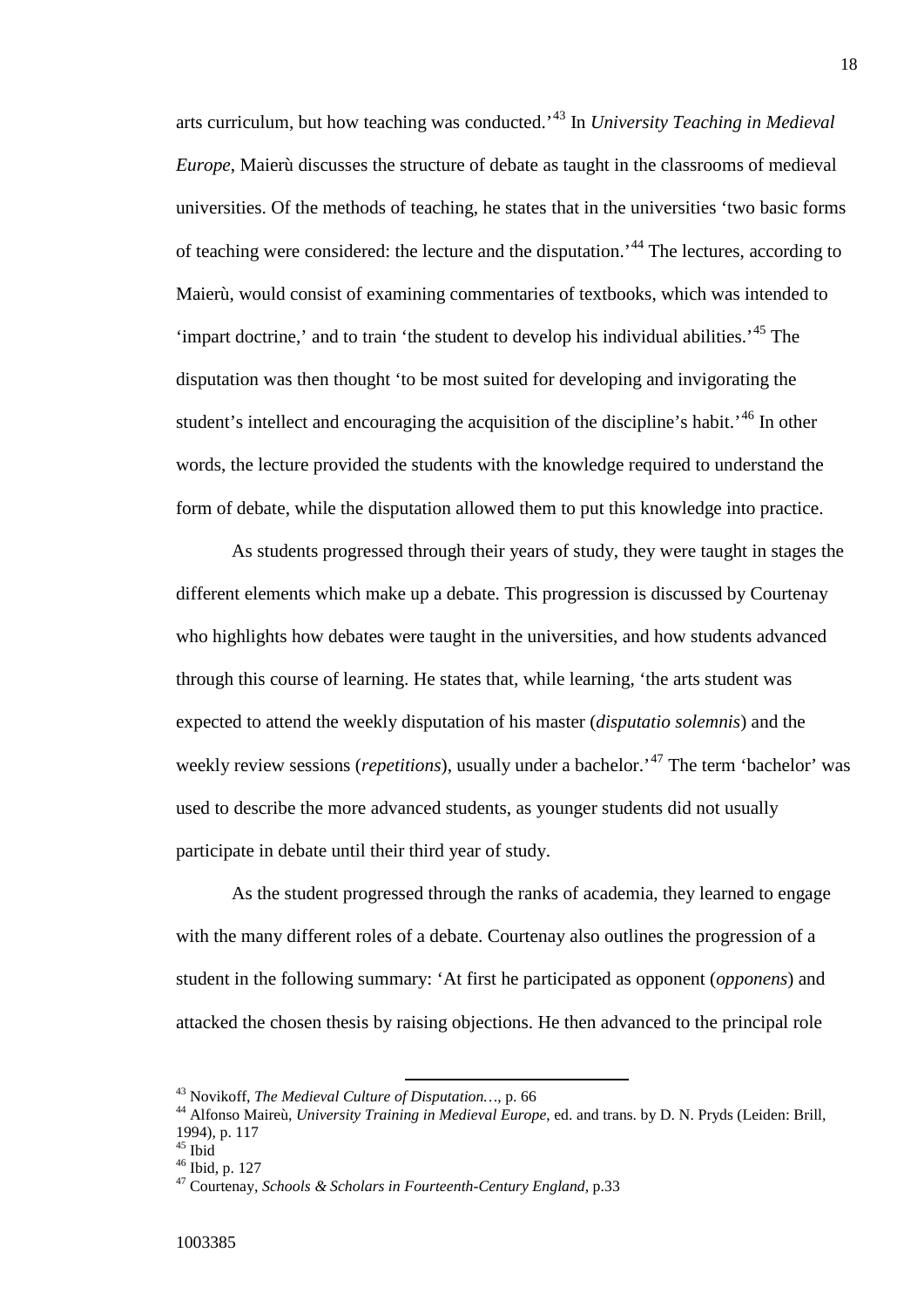arts curriculum, but how teaching was conducted.'[43] In *University Teaching in Medieval Europe*, Maierù discusses the structure of debate as taught in the classrooms of medieval universities. Of the methods of teaching, he states that in the universities 'two basic forms of teaching were considered: the lecture and the disputation.'[44] The lectures, according to Maierù, would consist of examining commentaries of textbooks, which was intended to 'impart doctrine,' and to train 'the student to develop his individual abilities.'[45] The disputation was then thought 'to be most suited for developing and invigorating the student's intellect and encouraging the acquisition of the discipline's habit.'[46] In other words, the lecture provided the students with the knowledge required to understand the form of debate, while the disputation allowed them to put this knowledge into practice.

As students progressed through their years of study, they were taught in stages the different elements which make up a debate. This progression is discussed by Courtenay who highlights how debates were taught in the universities, and how students advanced through this course of learning. He states that, while learning, 'the arts student was expected to attend the weekly disputation of his master (*disputatio solemnis*) and the weekly review sessions (*repetitions*), usually under a bachelor.'[47] The term 'bachelor' was used to describe the more advanced students, as younger students did not usually participate in debate until their third year of study.

As the student progressed through the ranks of academia, they learned to engage with the many different roles of a debate. Courtenay also outlines the progression of a student in the following summary: 'At first he participated as opponent (*opponens*) and attacked the chosen thesis by raising objections. He then advanced to the principal role

---

[43] Novikoff, *The Medieval Culture of Disputation…*, p. 66

[44] Alfonso Maireù, *University Training in Medieval Europe*, ed. and trans. by D. N. Pryds (Leiden: Brill, 1994), p. 117

[45] Ibid

[46] Ibid, p. 127

[47] Courtenay, *Schools & Scholars in Fourteenth-Century England*, p.33

1003385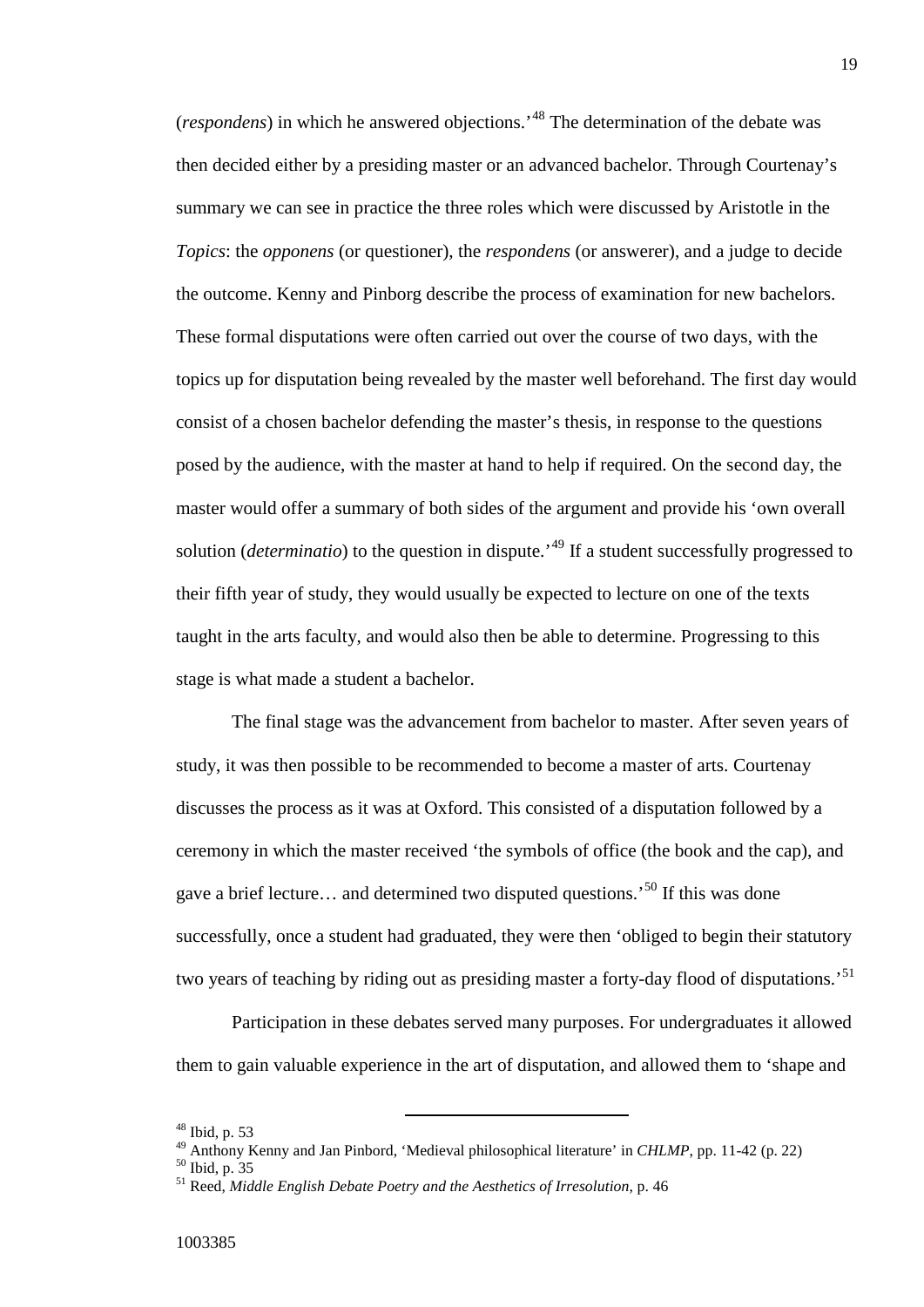(*respondens*) in which he answered objections.'[48] The determination of the debate was then decided either by a presiding master or an advanced bachelor. Through Courtenay's summary we can see in practice the three roles which were discussed by Aristotle in the *Topics*: the *opponens* (or questioner), the *respondens* (or answerer), and a judge to decide the outcome. Kenny and Pinborg describe the process of examination for new bachelors. These formal disputations were often carried out over the course of two days, with the topics up for disputation being revealed by the master well beforehand. The first day would consist of a chosen bachelor defending the master's thesis, in response to the questions posed by the audience, with the master at hand to help if required. On the second day, the master would offer a summary of both sides of the argument and provide his 'own overall solution (*determinatio*) to the question in dispute.'[49] If a student successfully progressed to their fifth year of study, they would usually be expected to lecture on one of the texts taught in the arts faculty, and would also then be able to determine. Progressing to this stage is what made a student a bachelor.

The final stage was the advancement from bachelor to master. After seven years of study, it was then possible to be recommended to become a master of arts. Courtenay discusses the process as it was at Oxford. This consisted of a disputation followed by a ceremony in which the master received 'the symbols of office (the book and the cap), and gave a brief lecture… and determined two disputed questions.'[50] If this was done successfully, once a student had graduated, they were then 'obliged to begin their statutory two years of teaching by riding out as presiding master a forty-day flood of disputations.'[51]

Participation in these debates served many purposes. For undergraduates it allowed them to gain valuable experience in the art of disputation, and allowed them to 'shape and

---

[48] Ibid, p. 53

[49] Anthony Kenny and Jan Pinbord, 'Medieval philosophical literature' in *CHLMP*, pp. 11-42 (p. 22)

[50] Ibid, p. 35

[51] Reed, *Middle English Debate Poetry and the Aesthetics of Irresolution*, p. 46

1003385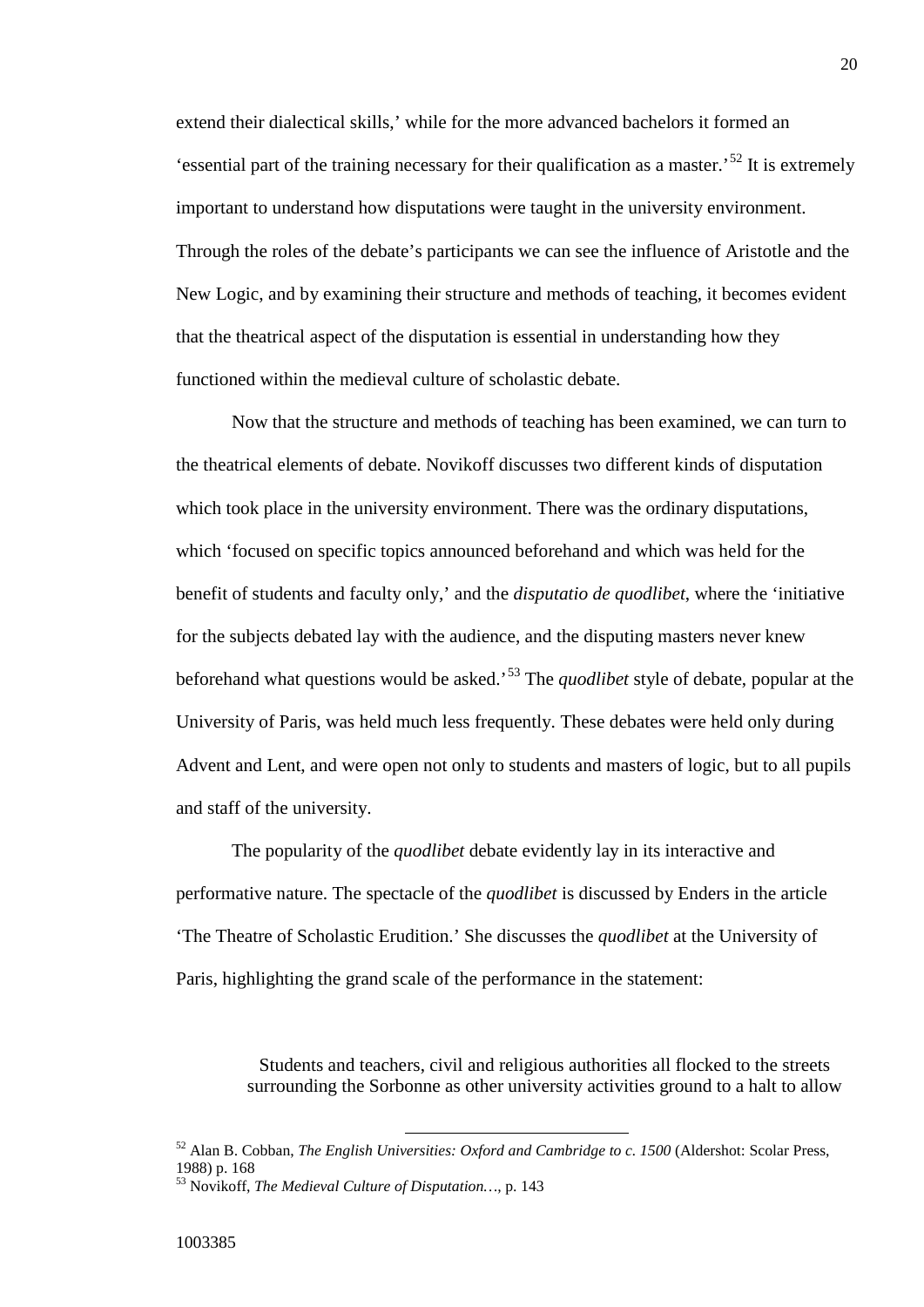extend their dialectical skills,' while for the more advanced bachelors it formed an 'essential part of the training necessary for their qualification as a master.'[52] It is extremely important to understand how disputations were taught in the university environment. Through the roles of the debate's participants we can see the influence of Aristotle and the New Logic, and by examining their structure and methods of teaching, it becomes evident that the theatrical aspect of the disputation is essential in understanding how they functioned within the medieval culture of scholastic debate.

Now that the structure and methods of teaching has been examined, we can turn to the theatrical elements of debate. Novikoff discusses two different kinds of disputation which took place in the university environment. There was the ordinary disputations, which 'focused on specific topics announced beforehand and which was held for the benefit of students and faculty only,' and the *disputatio de quodlibet*, where the 'initiative for the subjects debated lay with the audience, and the disputing masters never knew beforehand what questions would be asked.'[53] The *quodlibet* style of debate, popular at the University of Paris, was held much less frequently. These debates were held only during Advent and Lent, and were open not only to students and masters of logic, but to all pupils and staff of the university.

The popularity of the *quodlibet* debate evidently lay in its interactive and performative nature. The spectacle of the *quodlibet* is discussed by Enders in the article 'The Theatre of Scholastic Erudition.' She discusses the *quodlibet* at the University of Paris, highlighting the grand scale of the performance in the statement:

> Students and teachers, civil and religious authorities all flocked to the streets surrounding the Sorbonne as other university activities ground to a halt to allow

[52] Alan B. Cobban, *The English Universities: Oxford and Cambridge to c. 1500* (Aldershot: Scolar Press, 1988) p. 168

[53] Novikoff, *The Medieval Culture of Disputation…*, p. 143

1003385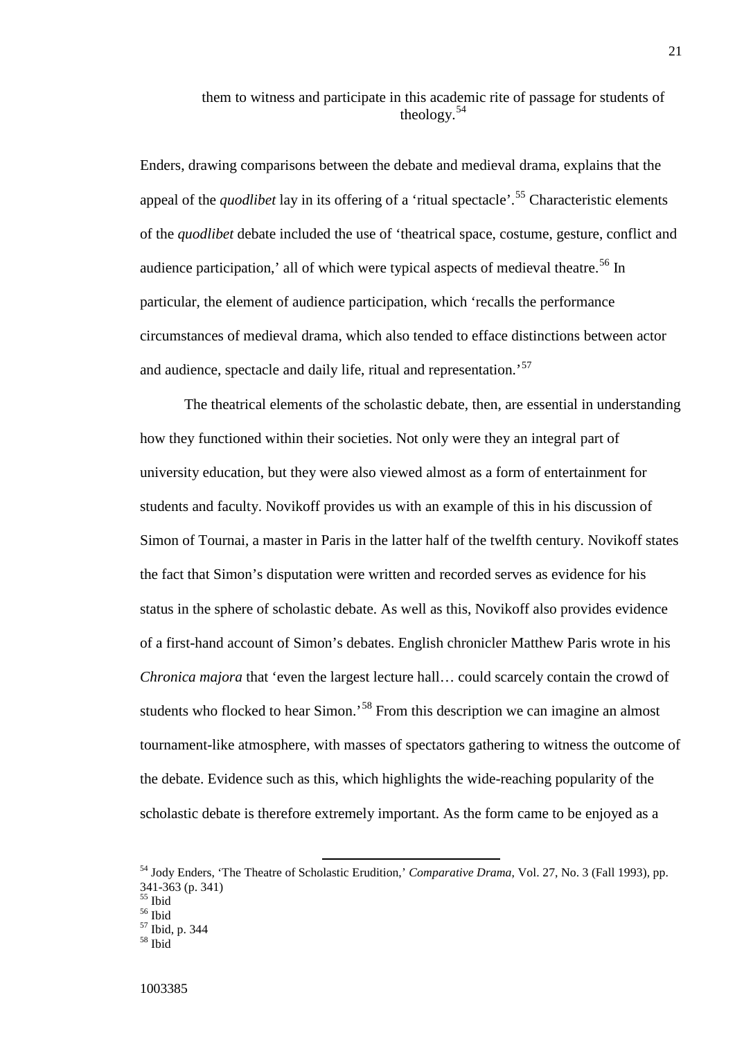them to witness and participate in this academic rite of passage for students of theology.[54]

Enders, drawing comparisons between the debate and medieval drama, explains that the appeal of the *quodlibet* lay in its offering of a 'ritual spectacle'.[55] Characteristic elements of the *quodlibet* debate included the use of 'theatrical space, costume, gesture, conflict and audience participation,' all of which were typical aspects of medieval theatre.[56] In particular, the element of audience participation, which 'recalls the performance circumstances of medieval drama, which also tended to efface distinctions between actor and audience, spectacle and daily life, ritual and representation.'[57]

The theatrical elements of the scholastic debate, then, are essential in understanding how they functioned within their societies. Not only were they an integral part of university education, but they were also viewed almost as a form of entertainment for students and faculty. Novikoff provides us with an example of this in his discussion of Simon of Tournai, a master in Paris in the latter half of the twelfth century. Novikoff states the fact that Simon's disputation were written and recorded serves as evidence for his status in the sphere of scholastic debate. As well as this, Novikoff also provides evidence of a first-hand account of Simon's debates. English chronicler Matthew Paris wrote in his *Chronica majora* that 'even the largest lecture hall… could scarcely contain the crowd of students who flocked to hear Simon.'[58] From this description we can imagine an almost tournament-like atmosphere, with masses of spectators gathering to witness the outcome of the debate. Evidence such as this, which highlights the wide-reaching popularity of the scholastic debate is therefore extremely important. As the form came to be enjoyed as a

---

[54] Jody Enders, 'The Theatre of Scholastic Erudition,' *Comparative Drama*, Vol. 27, No. 3 (Fall 1993), pp. 341-363 (p. 341)

[55] Ibid

[56] Ibid

[57] Ibid, p. 344

[58] Ibid

1003385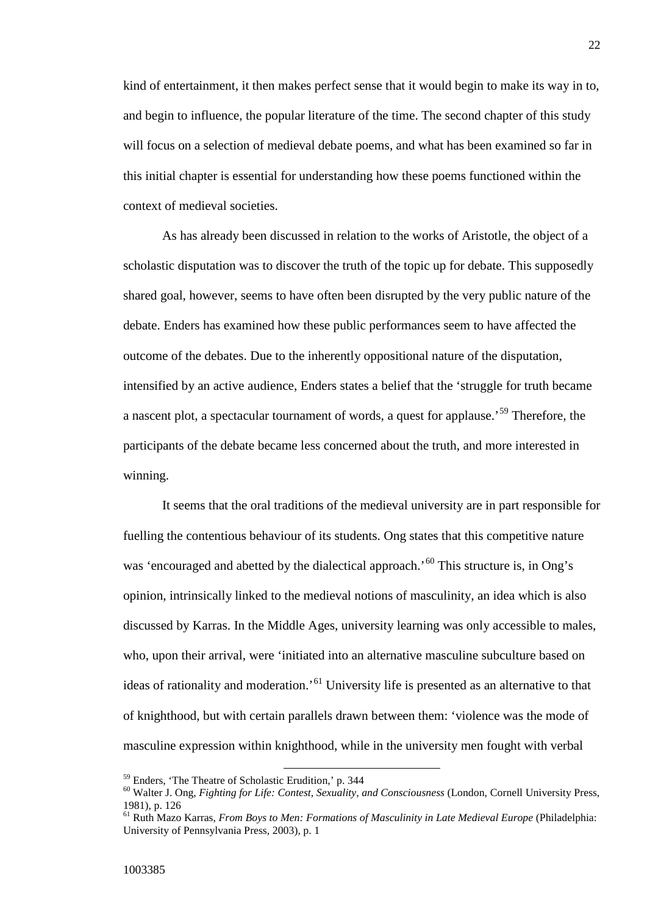kind of entertainment, it then makes perfect sense that it would begin to make its way in to, and begin to influence, the popular literature of the time. The second chapter of this study will focus on a selection of medieval debate poems, and what has been examined so far in this initial chapter is essential for understanding how these poems functioned within the context of medieval societies.

As has already been discussed in relation to the works of Aristotle, the object of a scholastic disputation was to discover the truth of the topic up for debate. This supposedly shared goal, however, seems to have often been disrupted by the very public nature of the debate. Enders has examined how these public performances seem to have affected the outcome of the debates. Due to the inherently oppositional nature of the disputation, intensified by an active audience, Enders states a belief that the 'struggle for truth became a nascent plot, a spectacular tournament of words, a quest for applause.'[59] Therefore, the participants of the debate became less concerned about the truth, and more interested in winning.

It seems that the oral traditions of the medieval university are in part responsible for fuelling the contentious behaviour of its students. Ong states that this competitive nature was 'encouraged and abetted by the dialectical approach.'[60] This structure is, in Ong's opinion, intrinsically linked to the medieval notions of masculinity, an idea which is also discussed by Karras. In the Middle Ages, university learning was only accessible to males, who, upon their arrival, were 'initiated into an alternative masculine subculture based on ideas of rationality and moderation.'[61] University life is presented as an alternative to that of knighthood, but with certain parallels drawn between them: 'violence was the mode of masculine expression within knighthood, while in the university men fought with verbal

---

[59] Enders, 'The Theatre of Scholastic Erudition,' p. 344

[60] Walter J. Ong, *Fighting for Life: Contest, Sexuality, and Consciousness* (London, Cornell University Press, 1981), p. 126

[61] Ruth Mazo Karras, *From Boys to Men: Formations of Masculinity in Late Medieval Europe* (Philadelphia: University of Pennsylvania Press, 2003), p. 1

1003385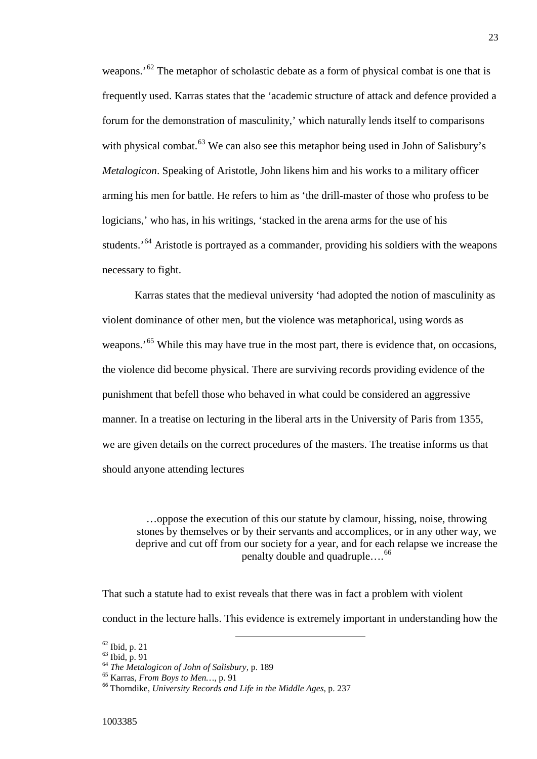weapons.'[62] The metaphor of scholastic debate as a form of physical combat is one that is frequently used. Karras states that the 'academic structure of attack and defence provided a forum for the demonstration of masculinity,' which naturally lends itself to comparisons with physical combat.[63] We can also see this metaphor being used in John of Salisbury's *Metalogicon*. Speaking of Aristotle, John likens him and his works to a military officer arming his men for battle. He refers to him as 'the drill-master of those who profess to be logicians,' who has, in his writings, 'stacked in the arena arms for the use of his students.'[64] Aristotle is portrayed as a commander, providing his soldiers with the weapons necessary to fight.

Karras states that the medieval university 'had adopted the notion of masculinity as violent dominance of other men, but the violence was metaphorical, using words as weapons.'[65] While this may have true in the most part, there is evidence that, on occasions, the violence did become physical. There are surviving records providing evidence of the punishment that befell those who behaved in what could be considered an aggressive manner. In a treatise on lecturing in the liberal arts in the University of Paris from 1355, we are given details on the correct procedures of the masters. The treatise informs us that should anyone attending lectures

> …oppose the execution of this our statute by clamour, hissing, noise, throwing stones by themselves or by their servants and accomplices, or in any other way, we deprive and cut off from our society for a year, and for each relapse we increase the penalty double and quadruple….[66]

That such a statute had to exist reveals that there was in fact a problem with violent conduct in the lecture halls. This evidence is extremely important in understanding how the

---

[62] Ibid, p. 21
[63] Ibid, p. 91
[64] *The Metalogicon of John of Salisbury*, p. 189
[65] Karras, *From Boys to Men…*, p. 91
[66] Thorndike, *University Records and Life in the Middle Ages*, p. 237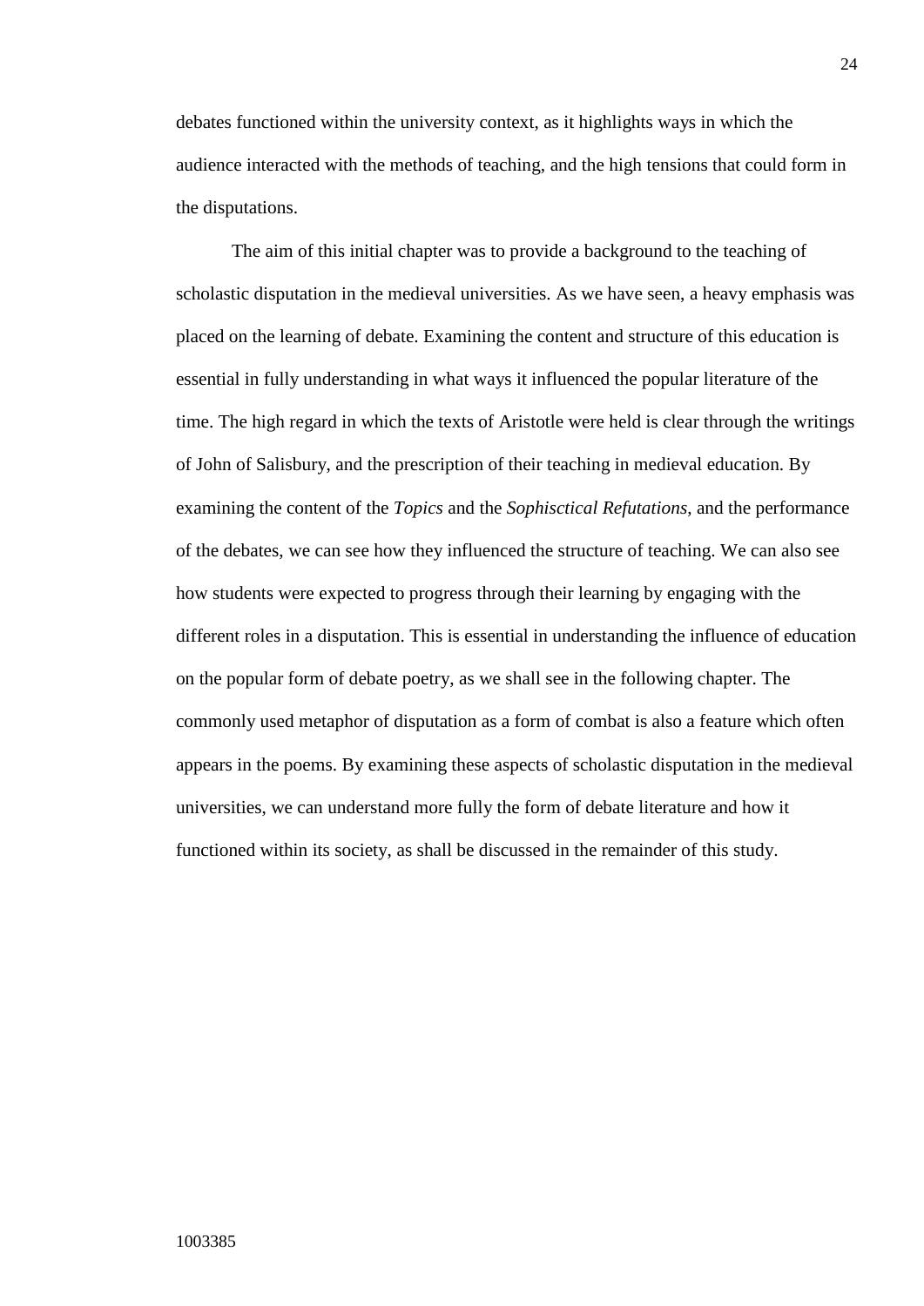debates functioned within the university context, as it highlights ways in which the audience interacted with the methods of teaching, and the high tensions that could form in the disputations.

The aim of this initial chapter was to provide a background to the teaching of scholastic disputation in the medieval universities. As we have seen, a heavy emphasis was placed on the learning of debate. Examining the content and structure of this education is essential in fully understanding in what ways it influenced the popular literature of the time. The high regard in which the texts of Aristotle were held is clear through the writings of John of Salisbury, and the prescription of their teaching in medieval education. By examining the content of the *Topics* and the *Sophisctical Refutations*, and the performance of the debates, we can see how they influenced the structure of teaching. We can also see how students were expected to progress through their learning by engaging with the different roles in a disputation. This is essential in understanding the influence of education on the popular form of debate poetry, as we shall see in the following chapter. The commonly used metaphor of disputation as a form of combat is also a feature which often appears in the poems. By examining these aspects of scholastic disputation in the medieval universities, we can understand more fully the form of debate literature and how it functioned within its society, as shall be discussed in the remainder of this study.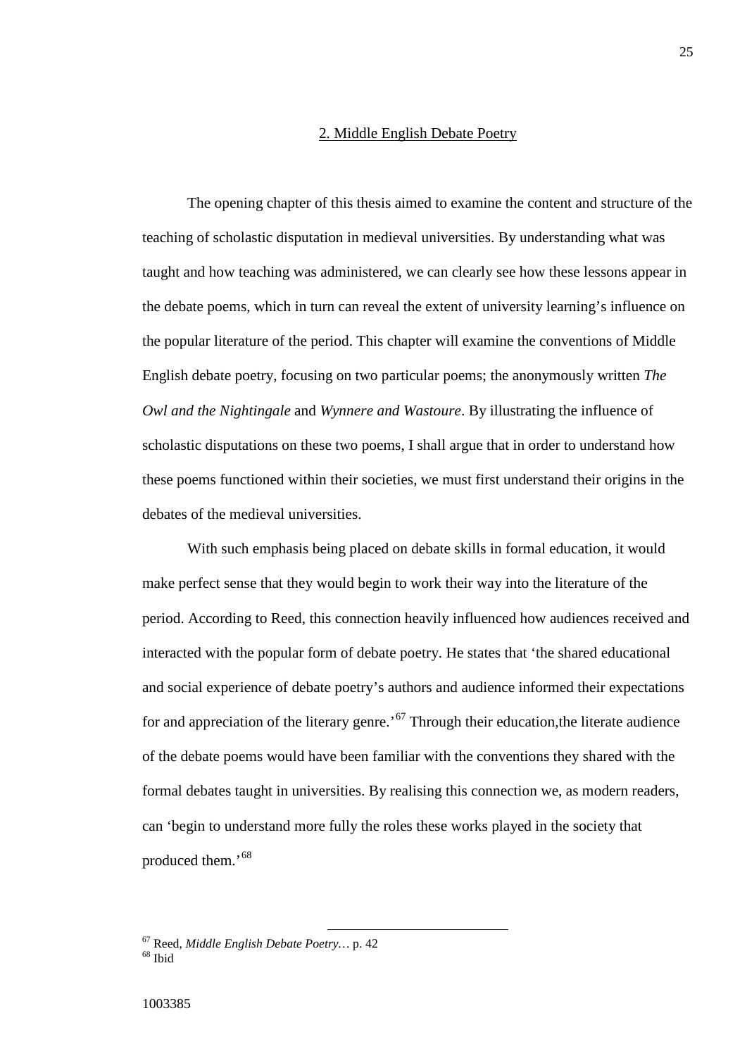## 2. Middle English Debate Poetry

The opening chapter of this thesis aimed to examine the content and structure of the teaching of scholastic disputation in medieval universities. By understanding what was taught and how teaching was administered, we can clearly see how these lessons appear in the debate poems, which in turn can reveal the extent of university learning's influence on the popular literature of the period. This chapter will examine the conventions of Middle English debate poetry, focusing on two particular poems; the anonymously written *The Owl and the Nightingale* and *Wynnere and Wastoure*. By illustrating the influence of scholastic disputations on these two poems, I shall argue that in order to understand how these poems functioned within their societies, we must first understand their origins in the debates of the medieval universities.

With such emphasis being placed on debate skills in formal education, it would make perfect sense that they would begin to work their way into the literature of the period. According to Reed, this connection heavily influenced how audiences received and interacted with the popular form of debate poetry. He states that 'the shared educational and social experience of debate poetry's authors and audience informed their expectations for and appreciation of the literary genre.'[67] Through their education,the literate audience of the debate poems would have been familiar with the conventions they shared with the formal debates taught in universities. By realising this connection we, as modern readers, can 'begin to understand more fully the roles these works played in the society that produced them.'[68]

[67] Reed, *Middle English Debate Poetry…* p. 42
[68] Ibid

1003385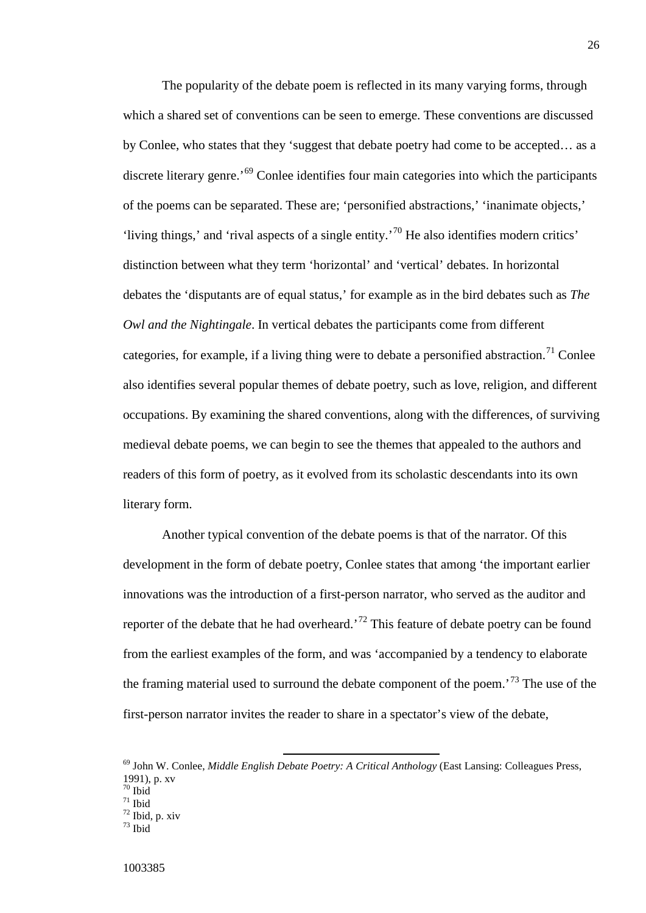The popularity of the debate poem is reflected in its many varying forms, through which a shared set of conventions can be seen to emerge. These conventions are discussed by Conlee, who states that they 'suggest that debate poetry had come to be accepted… as a discrete literary genre.'[69] Conlee identifies four main categories into which the participants of the poems can be separated. These are; 'personified abstractions,' 'inanimate objects,' 'living things,' and 'rival aspects of a single entity.'[70] He also identifies modern critics' distinction between what they term 'horizontal' and 'vertical' debates. In horizontal debates the 'disputants are of equal status,' for example as in the bird debates such as *The Owl and the Nightingale*. In vertical debates the participants come from different categories, for example, if a living thing were to debate a personified abstraction.[71] Conlee also identifies several popular themes of debate poetry, such as love, religion, and different occupations. By examining the shared conventions, along with the differences, of surviving medieval debate poems, we can begin to see the themes that appealed to the authors and readers of this form of poetry, as it evolved from its scholastic descendants into its own literary form.

Another typical convention of the debate poems is that of the narrator. Of this development in the form of debate poetry, Conlee states that among 'the important earlier innovations was the introduction of a first-person narrator, who served as the auditor and reporter of the debate that he had overheard.'[72] This feature of debate poetry can be found from the earliest examples of the form, and was 'accompanied by a tendency to elaborate the framing material used to surround the debate component of the poem.'[73] The use of the first-person narrator invites the reader to share in a spectator's view of the debate,

---

[69] John W. Conlee, *Middle English Debate Poetry: A Critical Anthology* (East Lansing: Colleagues Press, 1991), p. xv
[70] Ibid
[71] Ibid
[72] Ibid, p. xiv
[73] Ibid

1003385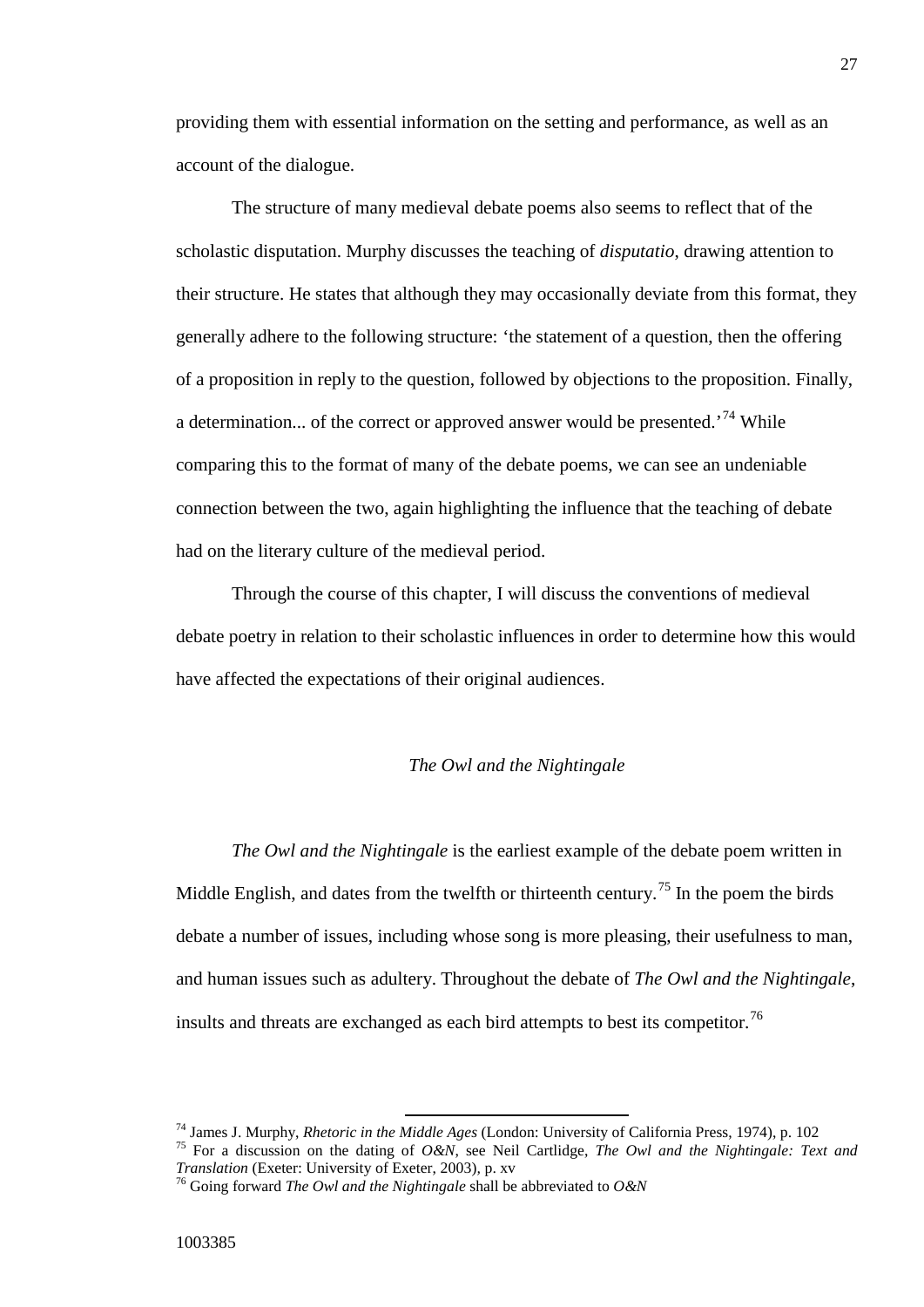providing them with essential information on the setting and performance, as well as an account of the dialogue.

The structure of many medieval debate poems also seems to reflect that of the scholastic disputation. Murphy discusses the teaching of *disputatio*, drawing attention to their structure. He states that although they may occasionally deviate from this format, they generally adhere to the following structure: 'the statement of a question, then the offering of a proposition in reply to the question, followed by objections to the proposition. Finally, a determination... of the correct or approved answer would be presented.'[74] While comparing this to the format of many of the debate poems, we can see an undeniable connection between the two, again highlighting the influence that the teaching of debate had on the literary culture of the medieval period.

Through the course of this chapter, I will discuss the conventions of medieval debate poetry in relation to their scholastic influences in order to determine how this would have affected the expectations of their original audiences.

## *The Owl and the Nightingale*

*The Owl and the Nightingale* is the earliest example of the debate poem written in Middle English, and dates from the twelfth or thirteenth century.[75] In the poem the birds debate a number of issues, including whose song is more pleasing, their usefulness to man, and human issues such as adultery. Throughout the debate of *The Owl and the Nightingale*, insults and threats are exchanged as each bird attempts to best its competitor.[76]

---

[74] James J. Murphy, *Rhetoric in the Middle Ages* (London: University of California Press, 1974), p. 102

[75] For a discussion on the dating of *O&N*, see Neil Cartlidge, *The Owl and the Nightingale: Text and Translation* (Exeter: University of Exeter, 2003), p. xv

[76] Going forward *The Owl and the Nightingale* shall be abbreviated to *O&N*

1003385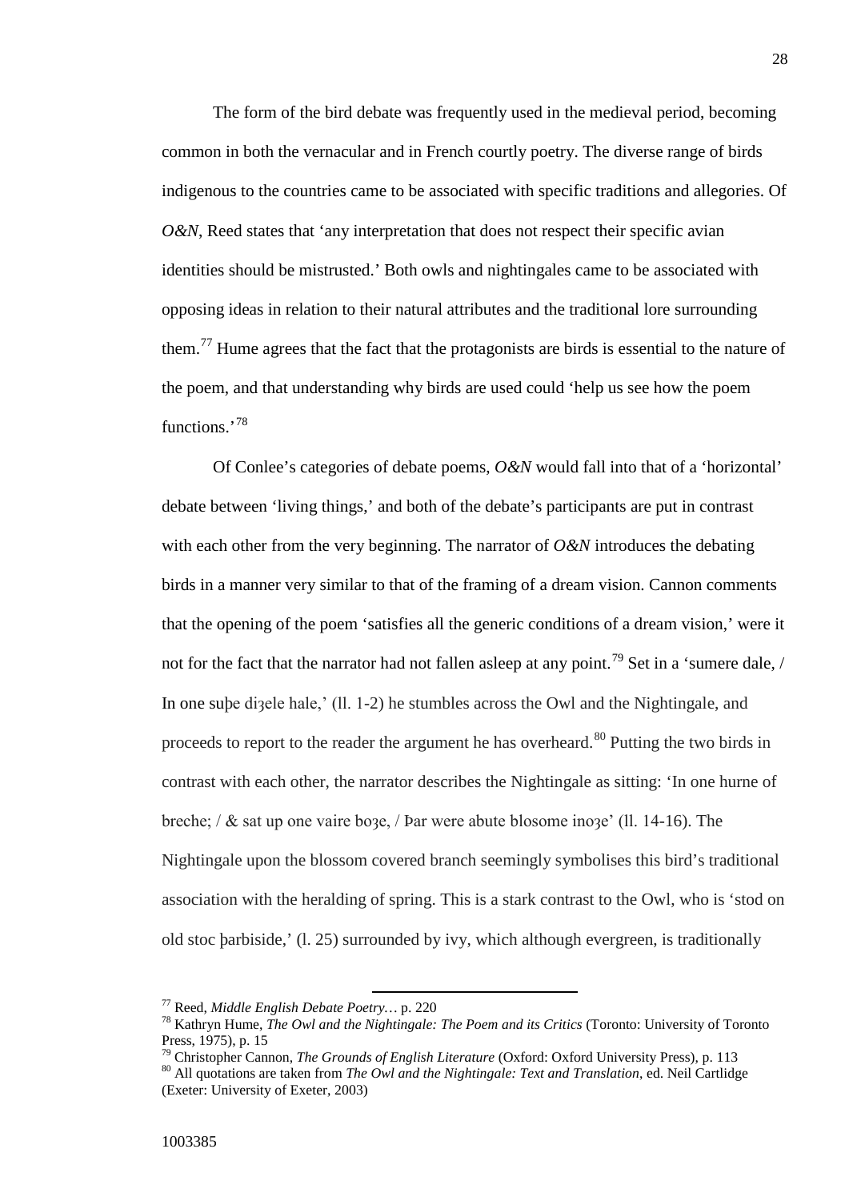The form of the bird debate was frequently used in the medieval period, becoming common in both the vernacular and in French courtly poetry. The diverse range of birds indigenous to the countries came to be associated with specific traditions and allegories. Of *O&N*, Reed states that 'any interpretation that does not respect their specific avian identities should be mistrusted.' Both owls and nightingales came to be associated with opposing ideas in relation to their natural attributes and the traditional lore surrounding them.[77] Hume agrees that the fact that the protagonists are birds is essential to the nature of the poem, and that understanding why birds are used could 'help us see how the poem functions.'[78]

Of Conlee's categories of debate poems, *O&N* would fall into that of a 'horizontal' debate between 'living things,' and both of the debate's participants are put in contrast with each other from the very beginning. The narrator of *O&N* introduces the debating birds in a manner very similar to that of the framing of a dream vision. Cannon comments that the opening of the poem 'satisfies all the generic conditions of a dream vision,' were it not for the fact that the narrator had not fallen asleep at any point.[79] Set in a 'sumere dale, / In one suþe diȝele hale,' (ll. 1-2) he stumbles across the Owl and the Nightingale, and proceeds to report to the reader the argument he has overheard.[80] Putting the two birds in contrast with each other, the narrator describes the Nightingale as sitting: 'In one hurne of breche; / & sat up one vaire boȝe, / Þar were abute blosome inoȝe' (ll. 14-16). The Nightingale upon the blossom covered branch seemingly symbolises this bird's traditional association with the heralding of spring. This is a stark contrast to the Owl, who is 'stod on old stoc þarbiside,' (l. 25) surrounded by ivy, which although evergreen, is traditionally

---

[77] Reed, *Middle English Debate Poetry…* p. 220

[78] Kathryn Hume, *The Owl and the Nightingale: The Poem and its Critics* (Toronto: University of Toronto Press, 1975), p. 15

[79] Christopher Cannon, *The Grounds of English Literature* (Oxford: Oxford University Press), p. 113

[80] All quotations are taken from *The Owl and the Nightingale: Text and Translation*, ed. Neil Cartlidge (Exeter: University of Exeter, 2003)

1003385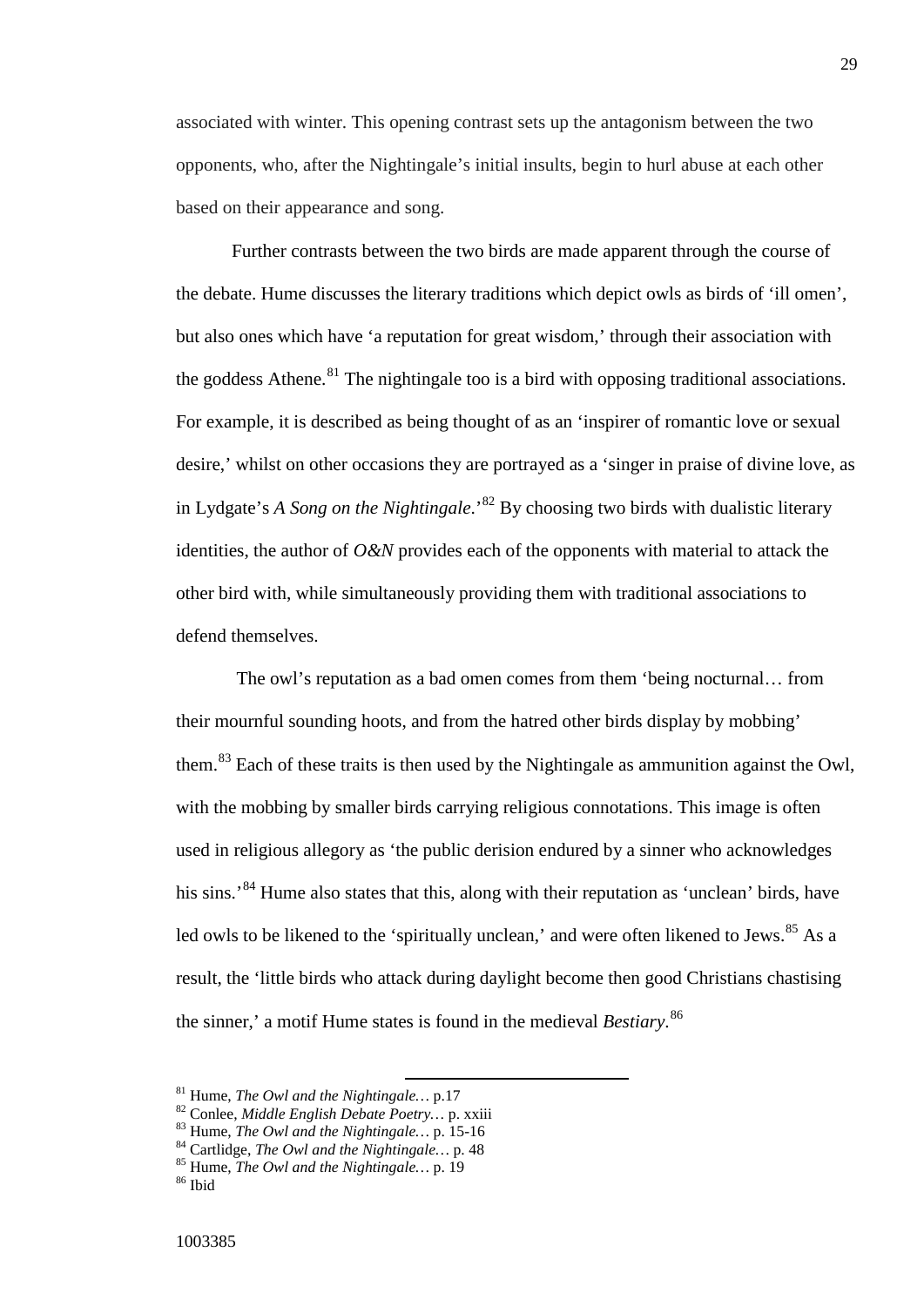associated with winter. This opening contrast sets up the antagonism between the two opponents, who, after the Nightingale's initial insults, begin to hurl abuse at each other based on their appearance and song.

Further contrasts between the two birds are made apparent through the course of the debate. Hume discusses the literary traditions which depict owls as birds of 'ill omen', but also ones which have 'a reputation for great wisdom,' through their association with the goddess Athene.[81] The nightingale too is a bird with opposing traditional associations. For example, it is described as being thought of as an 'inspirer of romantic love or sexual desire,' whilst on other occasions they are portrayed as a 'singer in praise of divine love, as in Lydgate's *A Song on the Nightingale*.'[82] By choosing two birds with dualistic literary identities, the author of *O&N* provides each of the opponents with material to attack the other bird with, while simultaneously providing them with traditional associations to defend themselves.

The owl's reputation as a bad omen comes from them 'being nocturnal… from their mournful sounding hoots, and from the hatred other birds display by mobbing' them.[83] Each of these traits is then used by the Nightingale as ammunition against the Owl, with the mobbing by smaller birds carrying religious connotations. This image is often used in religious allegory as 'the public derision endured by a sinner who acknowledges his sins.'[84] Hume also states that this, along with their reputation as 'unclean' birds, have led owls to be likened to the 'spiritually unclean,' and were often likened to Jews.[85] As a result, the 'little birds who attack during daylight become then good Christians chastising the sinner,' a motif Hume states is found in the medieval *Bestiary*.[86]

---

[81] Hume, *The Owl and the Nightingale…* p.17

[82] Conlee, *Middle English Debate Poetry…* p. xxiii

[83] Hume, *The Owl and the Nightingale…* p. 15-16

[84] Cartlidge, *The Owl and the Nightingale…* p. 48

[85] Hume, *The Owl and the Nightingale…* p. 19

[86] Ibid

1003385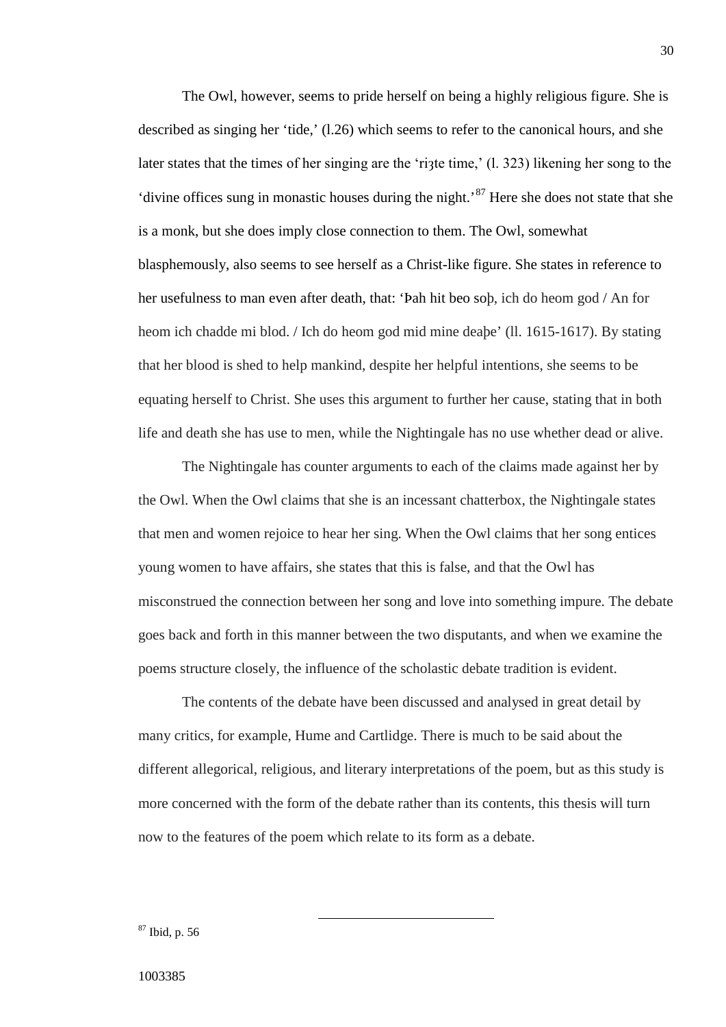The Owl, however, seems to pride herself on being a highly religious figure. She is described as singing her 'tide,' (l.26) which seems to refer to the canonical hours, and she later states that the times of her singing are the 'riȝte time,' (l. 323) likening her song to the 'divine offices sung in monastic houses during the night.'[87] Here she does not state that she is a monk, but she does imply close connection to them. The Owl, somewhat blasphemously, also seems to see herself as a Christ-like figure. She states in reference to her usefulness to man even after death, that: 'Þah hit beo soþ, ich do heom god / An for heom ich chadde mi blod. / Ich do heom god mid mine deaþe' (ll. 1615-1617). By stating that her blood is shed to help mankind, despite her helpful intentions, she seems to be equating herself to Christ. She uses this argument to further her cause, stating that in both life and death she has use to men, while the Nightingale has no use whether dead or alive.

The Nightingale has counter arguments to each of the claims made against her by the Owl. When the Owl claims that she is an incessant chatterbox, the Nightingale states that men and women rejoice to hear her sing. When the Owl claims that her song entices young women to have affairs, she states that this is false, and that the Owl has misconstrued the connection between her song and love into something impure. The debate goes back and forth in this manner between the two disputants, and when we examine the poems structure closely, the influence of the scholastic debate tradition is evident.

The contents of the debate have been discussed and analysed in great detail by many critics, for example, Hume and Cartlidge. There is much to be said about the different allegorical, religious, and literary interpretations of the poem, but as this study is more concerned with the form of the debate rather than its contents, this thesis will turn now to the features of the poem which relate to its form as a debate.

---

[87] Ibid, p. 56

1003385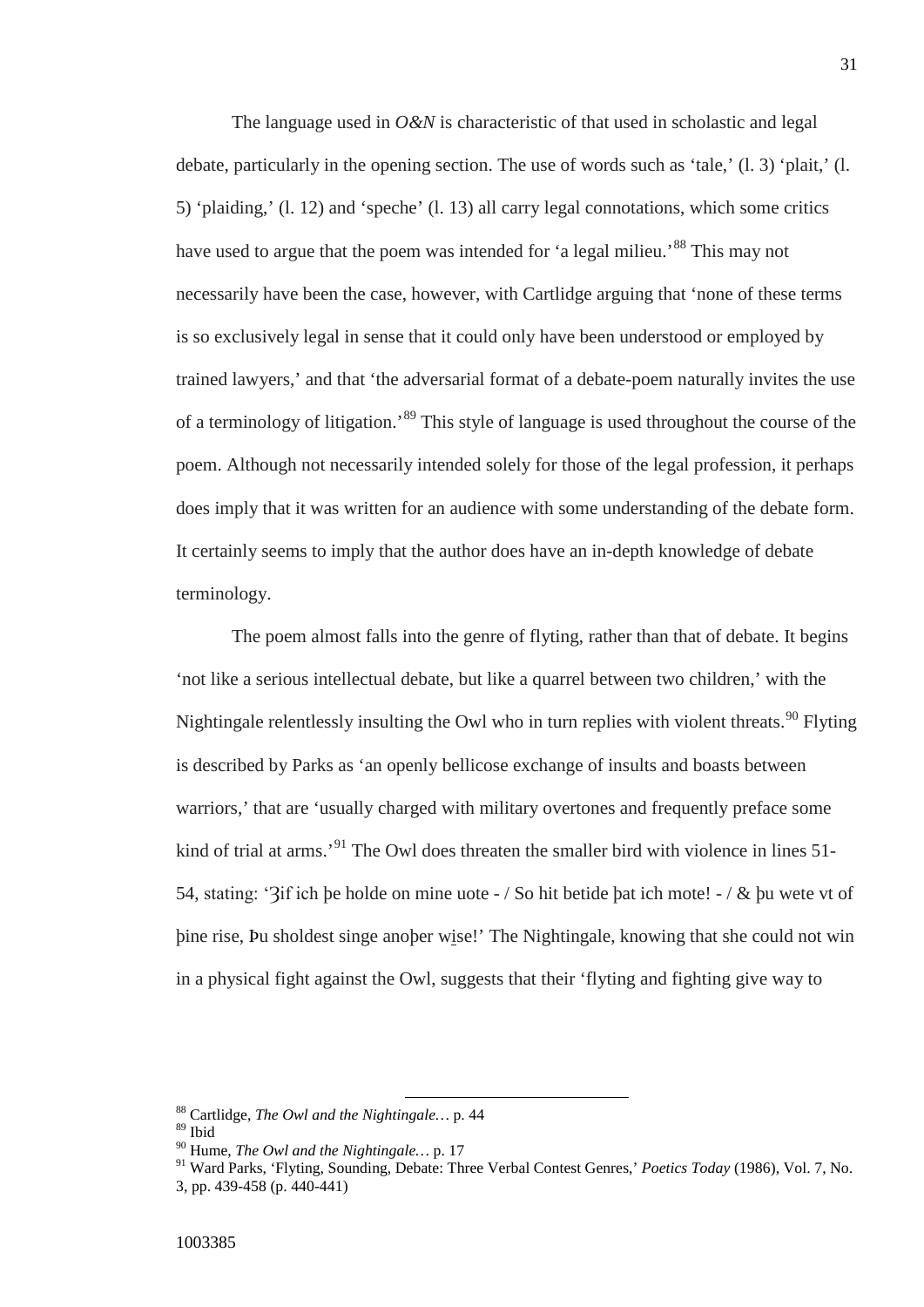The language used in *O&N* is characteristic of that used in scholastic and legal debate, particularly in the opening section. The use of words such as 'tale,' (l. 3) 'plait,' (l. 5) 'plaiding,' (l. 12) and 'speche' (l. 13) all carry legal connotations, which some critics have used to argue that the poem was intended for 'a legal milieu.'[88] This may not necessarily have been the case, however, with Cartlidge arguing that 'none of these terms is so exclusively legal in sense that it could only have been understood or employed by trained lawyers,' and that 'the adversarial format of a debate-poem naturally invites the use of a terminology of litigation.'[89] This style of language is used throughout the course of the poem. Although not necessarily intended solely for those of the legal profession, it perhaps does imply that it was written for an audience with some understanding of the debate form. It certainly seems to imply that the author does have an in-depth knowledge of debate terminology.

The poem almost falls into the genre of flyting, rather than that of debate. It begins 'not like a serious intellectual debate, but like a quarrel between two children,' with the Nightingale relentlessly insulting the Owl who in turn replies with violent threats.[90] Flyting is described by Parks as 'an openly bellicose exchange of insults and boasts between warriors,' that are 'usually charged with military overtones and frequently preface some kind of trial at arms.'[91] The Owl does threaten the smaller bird with violence in lines 51-54, stating: 'Ʒif ich þe holde on mine uote - / So hit betide þat ich mote! - / & þu wete vt of þine rise, Þu sholdest singe anoþer wi̱se!' The Nightingale, knowing that she could not win in a physical fight against the Owl, suggests that their 'flyting and fighting give way to

---

[88] Cartlidge, *The Owl and the Nightingale…* p. 44

[89] Ibid

[90] Hume, *The Owl and the Nightingale…* p. 17

[91] Ward Parks, 'Flyting, Sounding, Debate: Three Verbal Contest Genres,' *Poetics Today* (1986), Vol. 7, No. 3, pp. 439-458 (p. 440-441)

1003385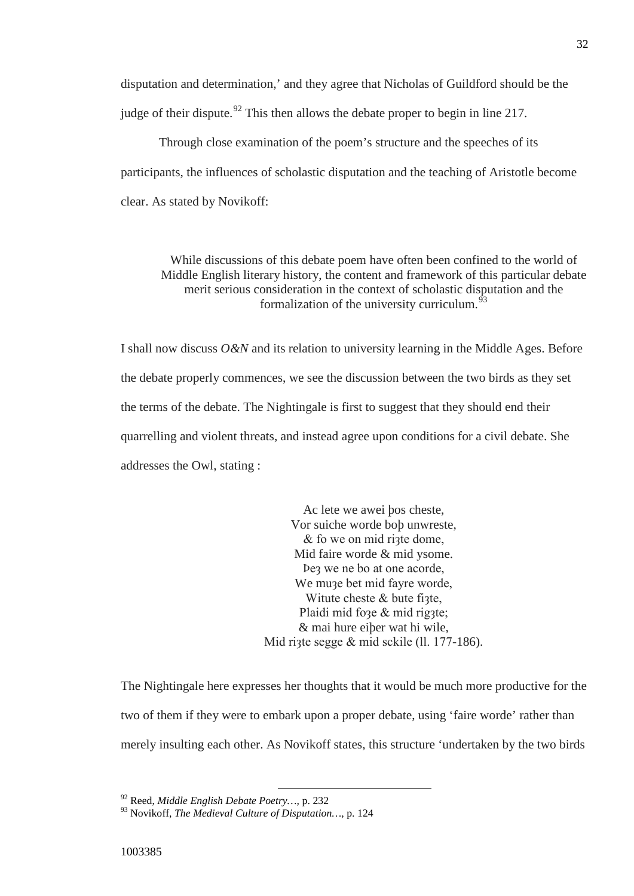disputation and determination,' and they agree that Nicholas of Guildford should be the judge of their dispute.[92] This then allows the debate proper to begin in line 217.

Through close examination of the poem's structure and the speeches of its participants, the influences of scholastic disputation and the teaching of Aristotle become clear. As stated by Novikoff:

> While discussions of this debate poem have often been confined to the world of Middle English literary history, the content and framework of this particular debate merit serious consideration in the context of scholastic disputation and the formalization of the university curriculum.[93]

I shall now discuss *O&N* and its relation to university learning in the Middle Ages. Before the debate properly commences, we see the discussion between the two birds as they set the terms of the debate. The Nightingale is first to suggest that they should end their quarrelling and violent threats, and instead agree upon conditions for a civil debate. She addresses the Owl, stating :

> Ac lete we awei þos cheste,
> Vor suiche worde boþ unwreste,
> & fo we on mid riȝte dome,
> Mid faire worde & mid ysome.
> Þeȝ we ne bo at one acorde,
> We muȝe bet mid fayre worde,
> Witute cheste & bute fiȝte,
> Plaidi mid foȝe & mid rigȝte;
> & mai hure eiþer wat hi wile,
> Mid riȝte segge & mid sckile (ll. 177-186).

The Nightingale here expresses her thoughts that it would be much more productive for the two of them if they were to embark upon a proper debate, using 'faire worde' rather than merely insulting each other. As Novikoff states, this structure 'undertaken by the two birds

[92] Reed, *Middle English Debate Poetry…*, p. 232

[93] Novikoff, *The Medieval Culture of Disputation…*, p. 124

1003385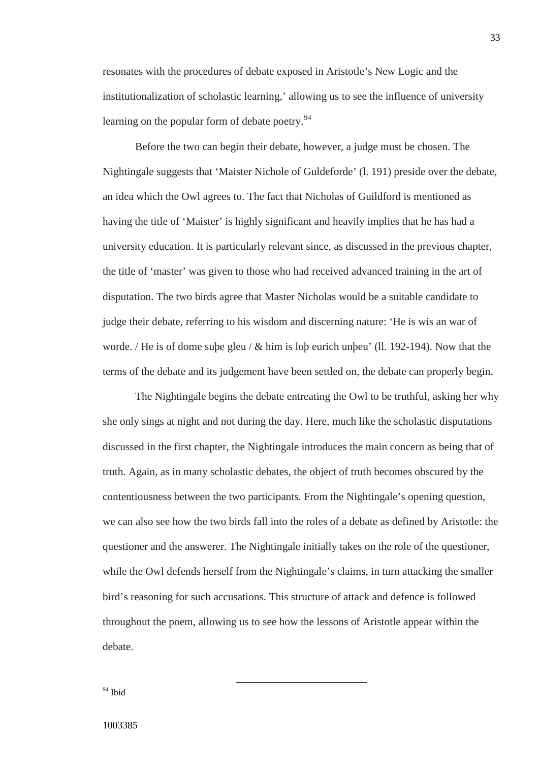resonates with the procedures of debate exposed in Aristotle's New Logic and the institutionalization of scholastic learning,' allowing us to see the influence of university learning on the popular form of debate poetry.[94]

Before the two can begin their debate, however, a judge must be chosen. The Nightingale suggests that 'Maister Nichole of Guldeforde' (l. 191) preside over the debate, an idea which the Owl agrees to. The fact that Nicholas of Guildford is mentioned as having the title of 'Maister' is highly significant and heavily implies that he has had a university education. It is particularly relevant since, as discussed in the previous chapter, the title of 'master' was given to those who had received advanced training in the art of disputation. The two birds agree that Master Nicholas would be a suitable candidate to judge their debate, referring to his wisdom and discerning nature: 'He is wis an war of worde. / He is of dome suþe gleu / & him is loþ eurich unþeu' (ll. 192-194). Now that the terms of the debate and its judgement have been settled on, the debate can properly begin.

The Nightingale begins the debate entreating the Owl to be truthful, asking her why she only sings at night and not during the day. Here, much like the scholastic disputations discussed in the first chapter, the Nightingale introduces the main concern as being that of truth. Again, as in many scholastic debates, the object of truth becomes obscured by the contentiousness between the two participants. From the Nightingale's opening question, we can also see how the two birds fall into the roles of a debate as defined by Aristotle: the questioner and the answerer. The Nightingale initially takes on the role of the questioner, while the Owl defends herself from the Nightingale's claims, in turn attacking the smaller bird's reasoning for such accusations. This structure of attack and defence is followed throughout the poem, allowing us to see how the lessons of Aristotle appear within the debate.

[94] Ibid

1003385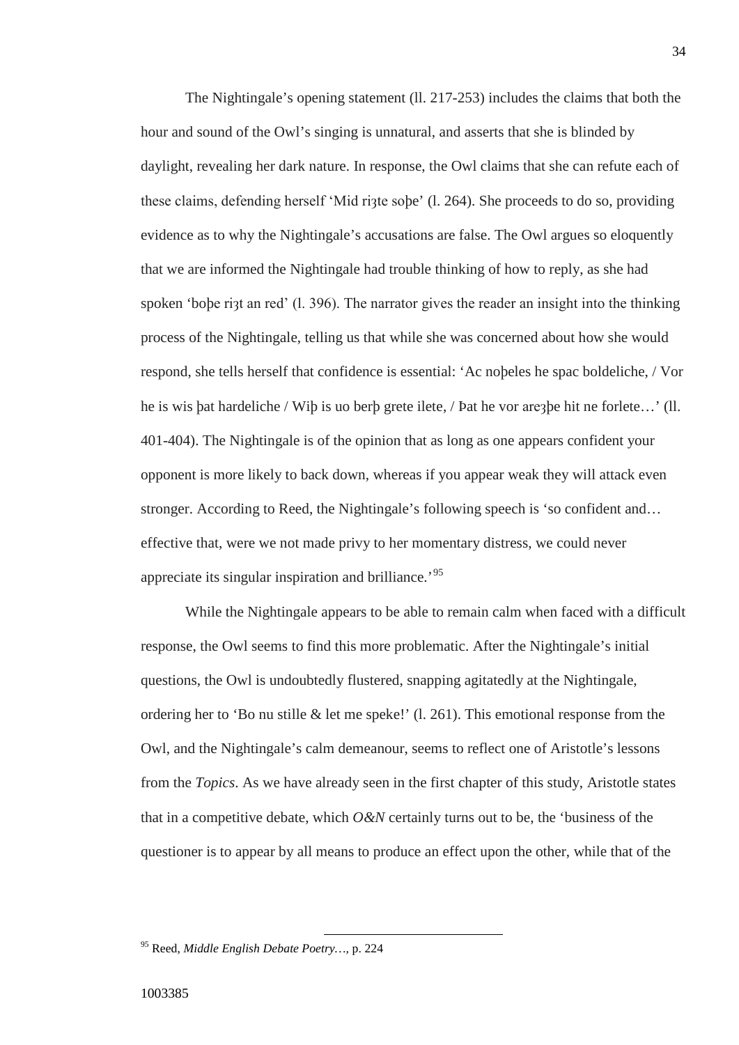The Nightingale's opening statement (ll. 217-253) includes the claims that both the hour and sound of the Owl's singing is unnatural, and asserts that she is blinded by daylight, revealing her dark nature. In response, the Owl claims that she can refute each of these claims, defending herself 'Mid riȝte soþe' (l. 264). She proceeds to do so, providing evidence as to why the Nightingale's accusations are false. The Owl argues so eloquently that we are informed the Nightingale had trouble thinking of how to reply, as she had spoken 'boþe riȝt an red' (l. 396). The narrator gives the reader an insight into the thinking process of the Nightingale, telling us that while she was concerned about how she would respond, she tells herself that confidence is essential: 'Ac noþeles he spac boldeliche, / Vor he is wis þat hardeliche / Wiþ is uo berþ grete ilete, / Þat he vor areȝþe hit ne forlete…' (ll. 401-404). The Nightingale is of the opinion that as long as one appears confident your opponent is more likely to back down, whereas if you appear weak they will attack even stronger. According to Reed, the Nightingale's following speech is 'so confident and… effective that, were we not made privy to her momentary distress, we could never appreciate its singular inspiration and brilliance.'[95]

While the Nightingale appears to be able to remain calm when faced with a difficult response, the Owl seems to find this more problematic. After the Nightingale's initial questions, the Owl is undoubtedly flustered, snapping agitatedly at the Nightingale, ordering her to 'Bo nu stille & let me speke!' (l. 261). This emotional response from the Owl, and the Nightingale's calm demeanour, seems to reflect one of Aristotle's lessons from the *Topics*. As we have already seen in the first chapter of this study, Aristotle states that in a competitive debate, which *O&N* certainly turns out to be, the 'business of the questioner is to appear by all means to produce an effect upon the other, while that of the

---

[95] Reed, *Middle English Debate Poetry…*, p. 224

1003385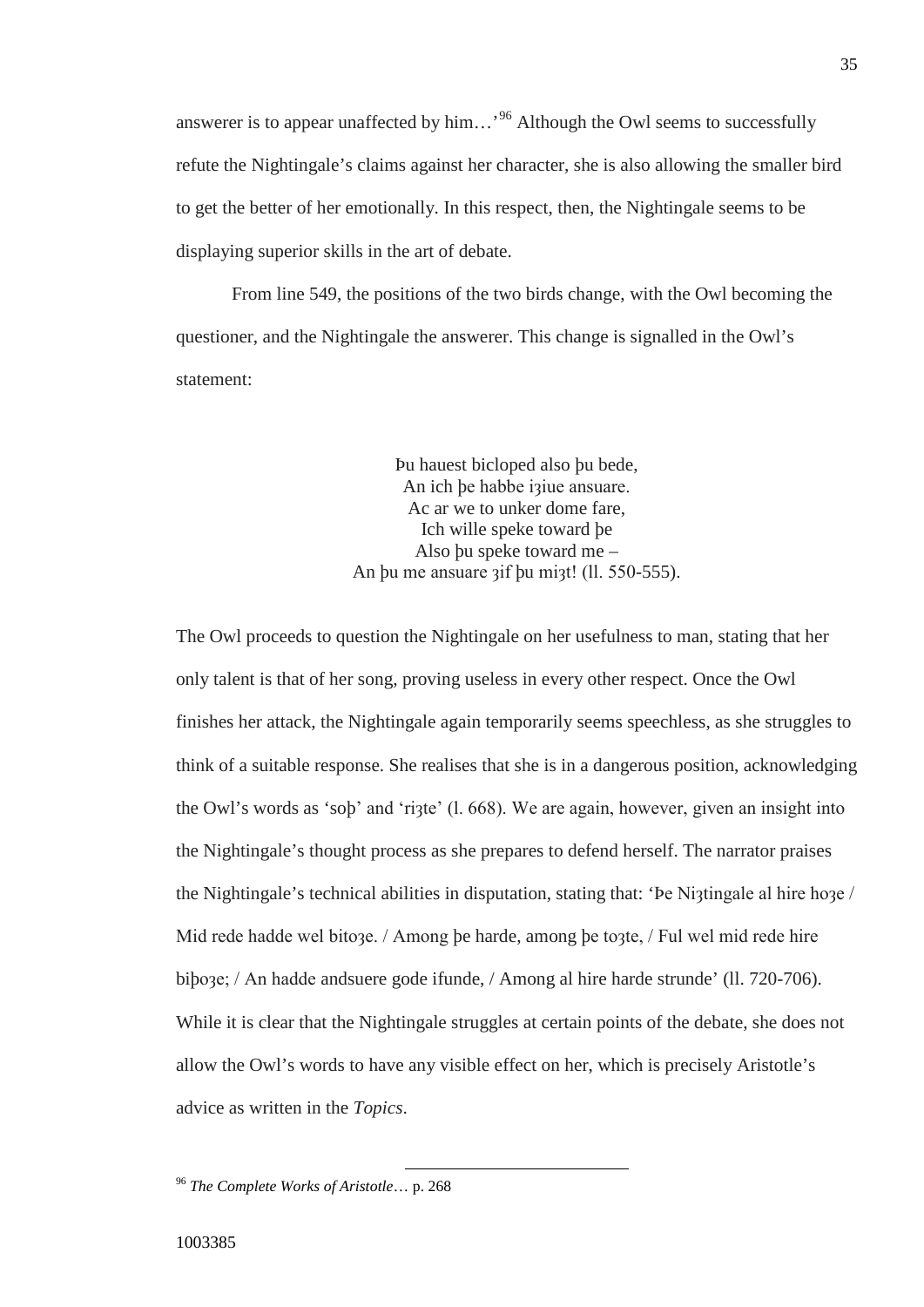answerer is to appear unaffected by him…'[96] Although the Owl seems to successfully refute the Nightingale's claims against her character, she is also allowing the smaller bird to get the better of her emotionally. In this respect, then, the Nightingale seems to be displaying superior skills in the art of debate.

From line 549, the positions of the two birds change, with the Owl becoming the questioner, and the Nightingale the answerer. This change is signalled in the Owl's statement:

> Þu hauest bicloped also þu bede,
> An ich þe habbe iȝiue ansuare.
> Ac ar we to unker dome fare,
> Ich wille speke toward þe
> Also þu speke toward me –
> An þu me ansuare ȝif þu miȝt! (ll. 550-555).

The Owl proceeds to question the Nightingale on her usefulness to man, stating that her only talent is that of her song, proving useless in every other respect. Once the Owl finishes her attack, the Nightingale again temporarily seems speechless, as she struggles to think of a suitable response. She realises that she is in a dangerous position, acknowledging the Owl's words as 'soþ' and 'riȝte' (l. 668). We are again, however, given an insight into the Nightingale's thought process as she prepares to defend herself. The narrator praises the Nightingale's technical abilities in disputation, stating that: 'Þe Niȝtingale al hire hoȝe / Mid rede hadde wel bitoȝe. / Among þe harde, among þe toȝte, / Ful wel mid rede hire biþoȝe; / An hadde andsuere gode ifunde, / Among al hire harde strunde' (ll. 720-706). While it is clear that the Nightingale struggles at certain points of the debate, she does not allow the Owl's words to have any visible effect on her, which is precisely Aristotle's advice as written in the *Topics*.

[96] *The Complete Works of Aristotle*… p. 268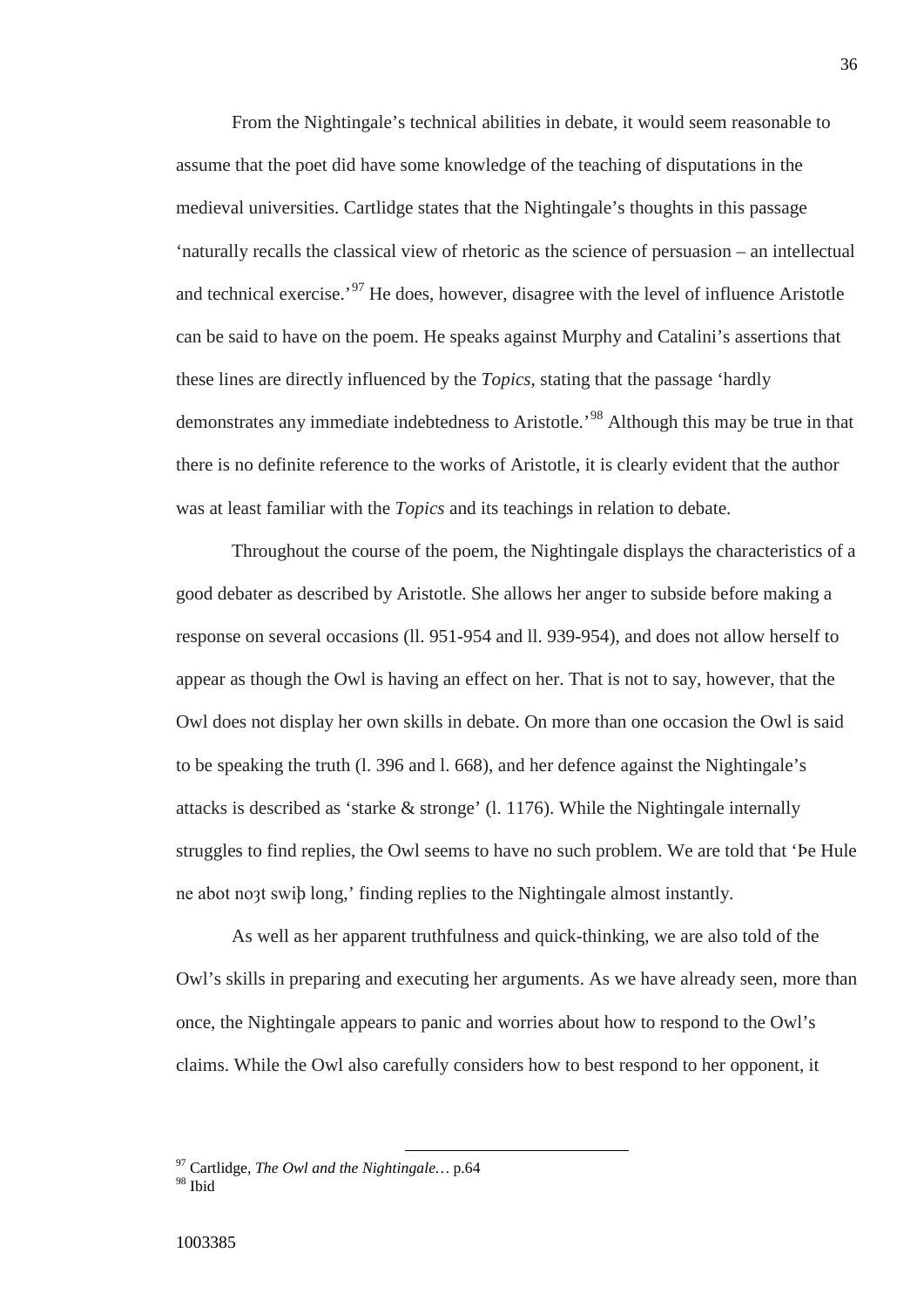From the Nightingale's technical abilities in debate, it would seem reasonable to assume that the poet did have some knowledge of the teaching of disputations in the medieval universities. Cartlidge states that the Nightingale's thoughts in this passage 'naturally recalls the classical view of rhetoric as the science of persuasion – an intellectual and technical exercise.'[97] He does, however, disagree with the level of influence Aristotle can be said to have on the poem. He speaks against Murphy and Catalini's assertions that these lines are directly influenced by the *Topics*, stating that the passage 'hardly demonstrates any immediate indebtedness to Aristotle.'[98] Although this may be true in that there is no definite reference to the works of Aristotle, it is clearly evident that the author was at least familiar with the *Topics* and its teachings in relation to debate.

Throughout the course of the poem, the Nightingale displays the characteristics of a good debater as described by Aristotle. She allows her anger to subside before making a response on several occasions (ll. 951-954 and ll. 939-954), and does not allow herself to appear as though the Owl is having an effect on her. That is not to say, however, that the Owl does not display her own skills in debate. On more than one occasion the Owl is said to be speaking the truth (l. 396 and l. 668), and her defence against the Nightingale's attacks is described as 'starke & stronge' (l. 1176). While the Nightingale internally struggles to find replies, the Owl seems to have no such problem. We are told that 'Þe Hule ne abot noȝt swiþ long,' finding replies to the Nightingale almost instantly.

As well as her apparent truthfulness and quick-thinking, we are also told of the Owl's skills in preparing and executing her arguments. As we have already seen, more than once, the Nightingale appears to panic and worries about how to respond to the Owl's claims. While the Owl also carefully considers how to best respond to her opponent, it

[97] Cartlidge, *The Owl and the Nightingale…* p.64

[98] Ibid

1003385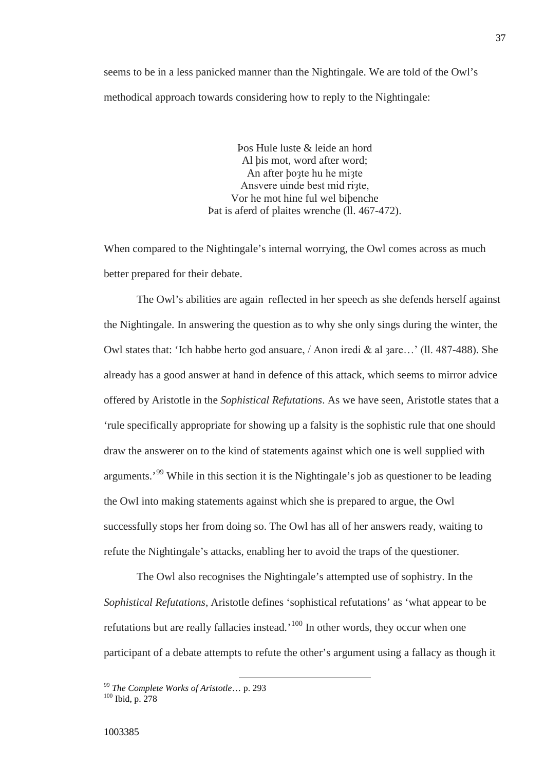seems to be in a less panicked manner than the Nightingale. We are told of the Owl's methodical approach towards considering how to reply to the Nightingale:

> Þos Hule luste & leide an hord
> Al þis mot, word after word;
> An after þoȝte hu he miȝte
> Ansvere uinde best mid riȝte,
> Vor he mot hine ful wel biþenche
> Þat is aferd of plaites wrenche (ll. 467-472).

When compared to the Nightingale's internal worrying, the Owl comes across as much better prepared for their debate.

The Owl's abilities are again reflected in her speech as she defends herself against the Nightingale. In answering the question as to why she only sings during the winter, the Owl states that: 'Ich habbe herto god ansuare, / Anon iredi & al ȝare…' (ll. 487-488). She already has a good answer at hand in defence of this attack, which seems to mirror advice offered by Aristotle in the *Sophistical Refutations*. As we have seen, Aristotle states that a 'rule specifically appropriate for showing up a falsity is the sophistic rule that one should draw the answerer on to the kind of statements against which one is well supplied with arguments.'[99] While in this section it is the Nightingale's job as questioner to be leading the Owl into making statements against which she is prepared to argue, the Owl successfully stops her from doing so. The Owl has all of her answers ready, waiting to refute the Nightingale's attacks, enabling her to avoid the traps of the questioner.

The Owl also recognises the Nightingale's attempted use of sophistry. In the *Sophistical Refutations*, Aristotle defines 'sophistical refutations' as 'what appear to be refutations but are really fallacies instead.'[100] In other words, they occur when one participant of a debate attempts to refute the other's argument using a fallacy as though it

---

[99] *The Complete Works of Aristotle*… p. 293

[100] Ibid, p. 278

1003385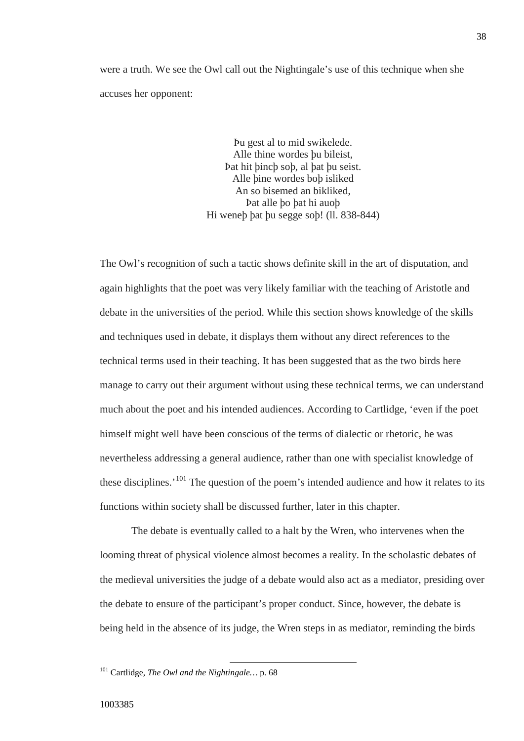were a truth. We see the Owl call out the Nightingale's use of this technique when she accuses her opponent:

> Þu gest al to mid swikelede.
> Alle thine wordes þu bileist,
> Þat hit þincþ soþ, al þat þu seist.
> Alle þine wordes boþ isliked
> An so bisemed an bikliked,
> Þat alle þo þat hi auoþ
> Hi weneþ þat þu segge soþ! (ll. 838-844)

The Owl's recognition of such a tactic shows definite skill in the art of disputation, and again highlights that the poet was very likely familiar with the teaching of Aristotle and debate in the universities of the period. While this section shows knowledge of the skills and techniques used in debate, it displays them without any direct references to the technical terms used in their teaching. It has been suggested that as the two birds here manage to carry out their argument without using these technical terms, we can understand much about the poet and his intended audiences. According to Cartlidge, 'even if the poet himself might well have been conscious of the terms of dialectic or rhetoric, he was nevertheless addressing a general audience, rather than one with specialist knowledge of these disciplines.'[101] The question of the poem's intended audience and how it relates to its functions within society shall be discussed further, later in this chapter.

The debate is eventually called to a halt by the Wren, who intervenes when the looming threat of physical violence almost becomes a reality. In the scholastic debates of the medieval universities the judge of a debate would also act as a mediator, presiding over the debate to ensure of the participant's proper conduct. Since, however, the debate is being held in the absence of its judge, the Wren steps in as mediator, reminding the birds

[101] Cartlidge, *The Owl and the Nightingale…* p. 68

1003385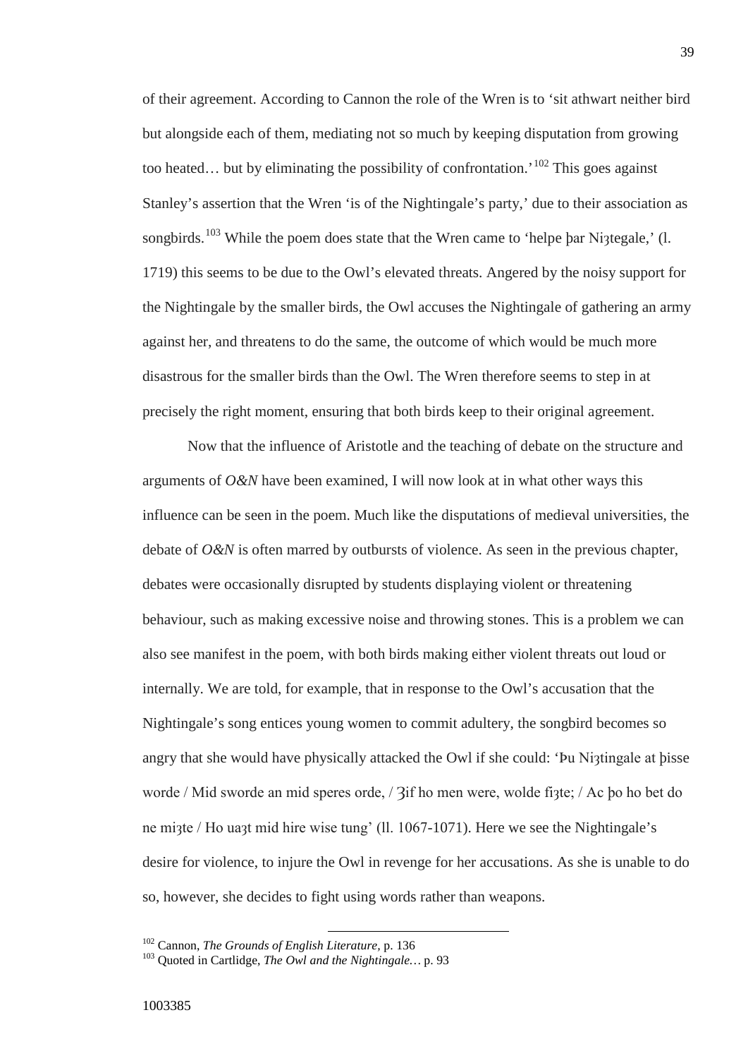of their agreement. According to Cannon the role of the Wren is to 'sit athwart neither bird but alongside each of them, mediating not so much by keeping disputation from growing too heated… but by eliminating the possibility of confrontation.'[102] This goes against Stanley's assertion that the Wren 'is of the Nightingale's party,' due to their association as songbirds.[103] While the poem does state that the Wren came to 'helpe þar Niȝtegale,' (l. 1719) this seems to be due to the Owl's elevated threats. Angered by the noisy support for the Nightingale by the smaller birds, the Owl accuses the Nightingale of gathering an army against her, and threatens to do the same, the outcome of which would be much more disastrous for the smaller birds than the Owl. The Wren therefore seems to step in at precisely the right moment, ensuring that both birds keep to their original agreement.

Now that the influence of Aristotle and the teaching of debate on the structure and arguments of *O&N* have been examined, I will now look at in what other ways this influence can be seen in the poem. Much like the disputations of medieval universities, the debate of *O&N* is often marred by outbursts of violence. As seen in the previous chapter, debates were occasionally disrupted by students displaying violent or threatening behaviour, such as making excessive noise and throwing stones. This is a problem we can also see manifest in the poem, with both birds making either violent threats out loud or internally. We are told, for example, that in response to the Owl's accusation that the Nightingale's song entices young women to commit adultery, the songbird becomes so angry that she would have physically attacked the Owl if she could: 'Þu Niȝtingale at þisse worde / Mid sworde an mid speres orde, / Ȝif ho men were, wolde fiȝte; / Ac þo ho bet do ne miȝte / Ho uaȝt mid hire wise tung' (ll. 1067-1071). Here we see the Nightingale's desire for violence, to injure the Owl in revenge for her accusations. As she is unable to do so, however, she decides to fight using words rather than weapons.

[102] Cannon, *The Grounds of English Literature*, p. 136

[103] Quoted in Cartlidge, *The Owl and the Nightingale…* p. 93

1003385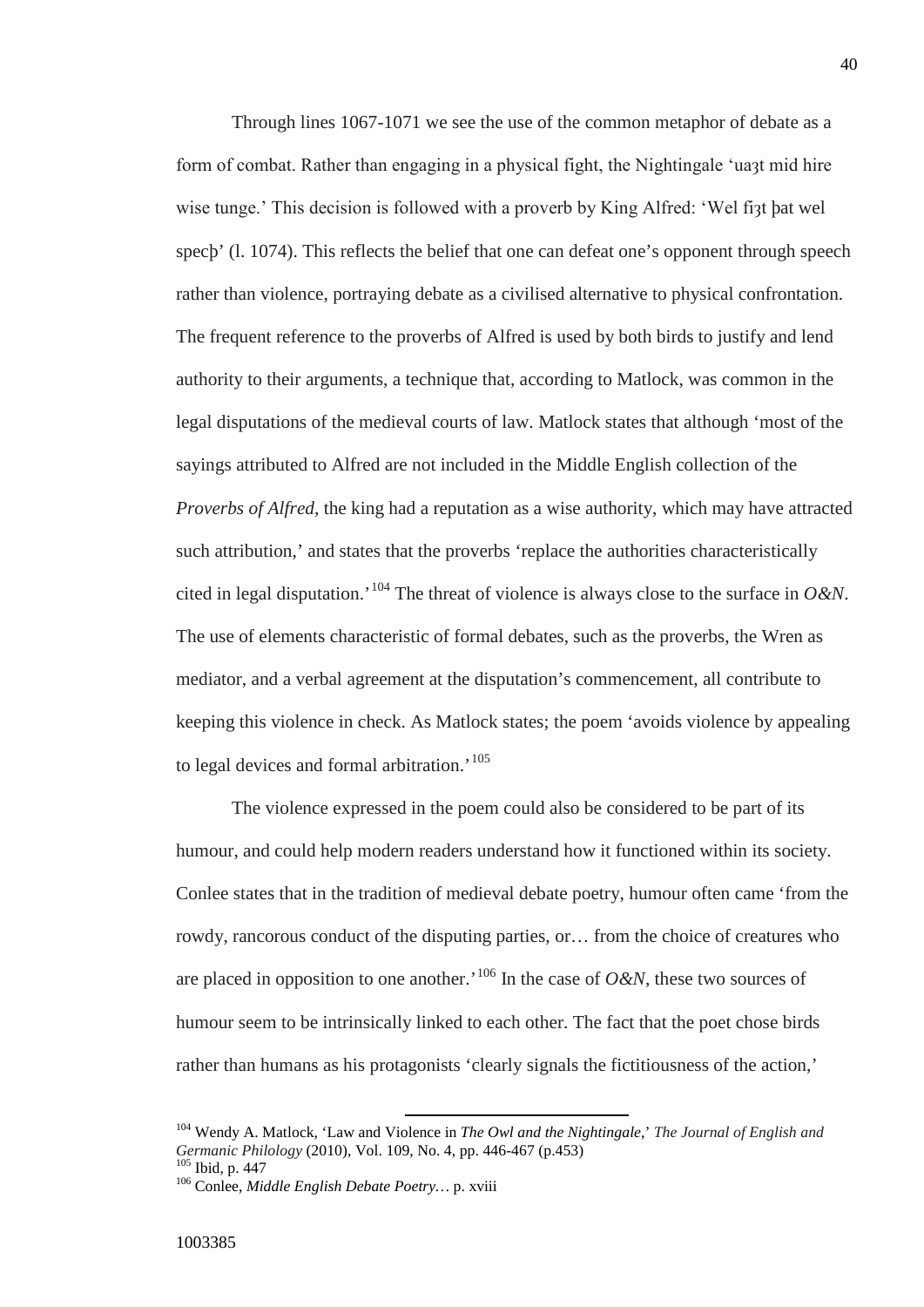Through lines 1067-1071 we see the use of the common metaphor of debate as a form of combat. Rather than engaging in a physical fight, the Nightingale 'uaȝt mid hire wise tunge.' This decision is followed with a proverb by King Alfred: 'Wel fiȝt þat wel specþ' (l. 1074). This reflects the belief that one can defeat one's opponent through speech rather than violence, portraying debate as a civilised alternative to physical confrontation. The frequent reference to the proverbs of Alfred is used by both birds to justify and lend authority to their arguments, a technique that, according to Matlock, was common in the legal disputations of the medieval courts of law. Matlock states that although 'most of the sayings attributed to Alfred are not included in the Middle English collection of the *Proverbs of Alfred*, the king had a reputation as a wise authority, which may have attracted such attribution,' and states that the proverbs 'replace the authorities characteristically cited in legal disputation.'[104] The threat of violence is always close to the surface in *O&N*. The use of elements characteristic of formal debates, such as the proverbs, the Wren as mediator, and a verbal agreement at the disputation's commencement, all contribute to keeping this violence in check. As Matlock states; the poem 'avoids violence by appealing to legal devices and formal arbitration.'[105]

The violence expressed in the poem could also be considered to be part of its humour, and could help modern readers understand how it functioned within its society. Conlee states that in the tradition of medieval debate poetry, humour often came 'from the rowdy, rancorous conduct of the disputing parties, or… from the choice of creatures who are placed in opposition to one another.'[106] In the case of *O&N*, these two sources of humour seem to be intrinsically linked to each other. The fact that the poet chose birds rather than humans as his protagonists 'clearly signals the fictitiousness of the action,'

---

[104] Wendy A. Matlock, 'Law and Violence in *The Owl and the Nightingale*,' *The Journal of English and Germanic Philology* (2010), Vol. 109, No. 4, pp. 446-467 (p.453)

[105] Ibid, p. 447

[106] Conlee, *Middle English Debate Poetry…* p. xviii

1003385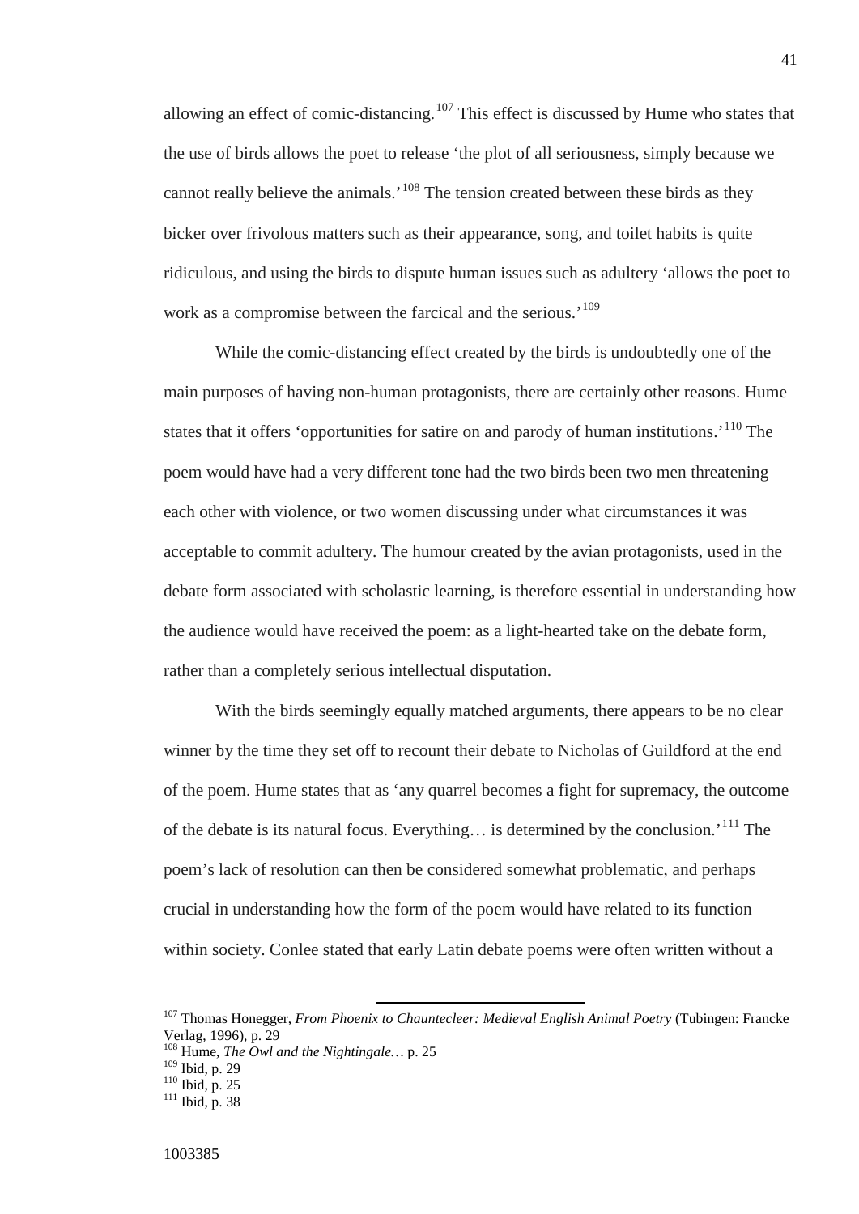allowing an effect of comic-distancing.[107] This effect is discussed by Hume who states that the use of birds allows the poet to release 'the plot of all seriousness, simply because we cannot really believe the animals.'[108] The tension created between these birds as they bicker over frivolous matters such as their appearance, song, and toilet habits is quite ridiculous, and using the birds to dispute human issues such as adultery 'allows the poet to work as a compromise between the farcical and the serious.'[109]

While the comic-distancing effect created by the birds is undoubtedly one of the main purposes of having non-human protagonists, there are certainly other reasons. Hume states that it offers 'opportunities for satire on and parody of human institutions.'[110] The poem would have had a very different tone had the two birds been two men threatening each other with violence, or two women discussing under what circumstances it was acceptable to commit adultery. The humour created by the avian protagonists, used in the debate form associated with scholastic learning, is therefore essential in understanding how the audience would have received the poem: as a light-hearted take on the debate form, rather than a completely serious intellectual disputation.

With the birds seemingly equally matched arguments, there appears to be no clear winner by the time they set off to recount their debate to Nicholas of Guildford at the end of the poem. Hume states that as 'any quarrel becomes a fight for supremacy, the outcome of the debate is its natural focus. Everything… is determined by the conclusion.'[111] The poem's lack of resolution can then be considered somewhat problematic, and perhaps crucial in understanding how the form of the poem would have related to its function within society. Conlee stated that early Latin debate poems were often written without a

---

[107] Thomas Honegger, *From Phoenix to Chauntecleer: Medieval English Animal Poetry* (Tubingen: Francke Verlag, 1996), p. 29

[108] Hume, *The Owl and the Nightingale…* p. 25

[109] Ibid, p. 29

[110] Ibid, p. 25

[111] Ibid, p. 38

1003385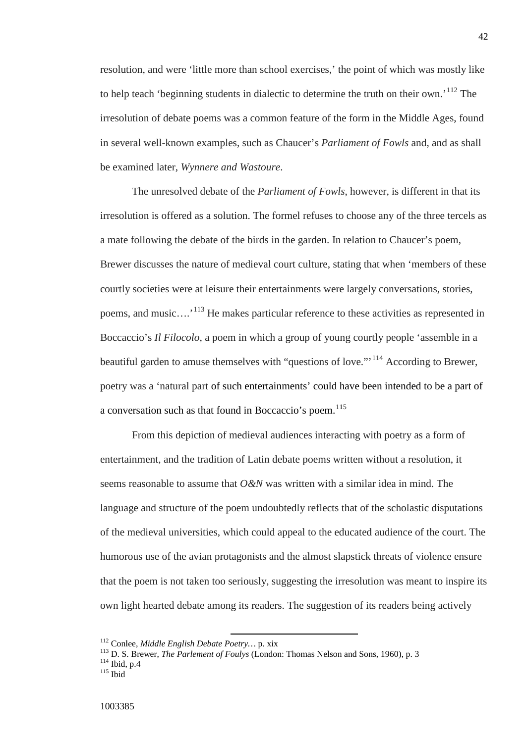resolution, and were 'little more than school exercises,' the point of which was mostly like to help teach 'beginning students in dialectic to determine the truth on their own.'[112] The irresolution of debate poems was a common feature of the form in the Middle Ages, found in several well-known examples, such as Chaucer's *Parliament of Fowls* and, and as shall be examined later, *Wynnere and Wastoure*.

The unresolved debate of the *Parliament of Fowls*, however, is different in that its irresolution is offered as a solution. The formel refuses to choose any of the three tercels as a mate following the debate of the birds in the garden. In relation to Chaucer's poem, Brewer discusses the nature of medieval court culture, stating that when 'members of these courtly societies were at leisure their entertainments were largely conversations, stories, poems, and music….'[113] He makes particular reference to these activities as represented in Boccaccio's *Il Filocolo*, a poem in which a group of young courtly people 'assemble in a beautiful garden to amuse themselves with "questions of love."'[114] According to Brewer, poetry was a 'natural part of such entertainments' could have been intended to be a part of a conversation such as that found in Boccaccio's poem.[115]

From this depiction of medieval audiences interacting with poetry as a form of entertainment, and the tradition of Latin debate poems written without a resolution, it seems reasonable to assume that *O&N* was written with a similar idea in mind. The language and structure of the poem undoubtedly reflects that of the scholastic disputations of the medieval universities, which could appeal to the educated audience of the court. The humorous use of the avian protagonists and the almost slapstick threats of violence ensure that the poem is not taken too seriously, suggesting the irresolution was meant to inspire its own light hearted debate among its readers. The suggestion of its readers being actively

---

[112] Conlee, *Middle English Debate Poetry…* p. xix

[113] D. S. Brewer, *The Parlement of Foulys* (London: Thomas Nelson and Sons, 1960), p. 3

[114] Ibid, p.4

[115] Ibid

1003385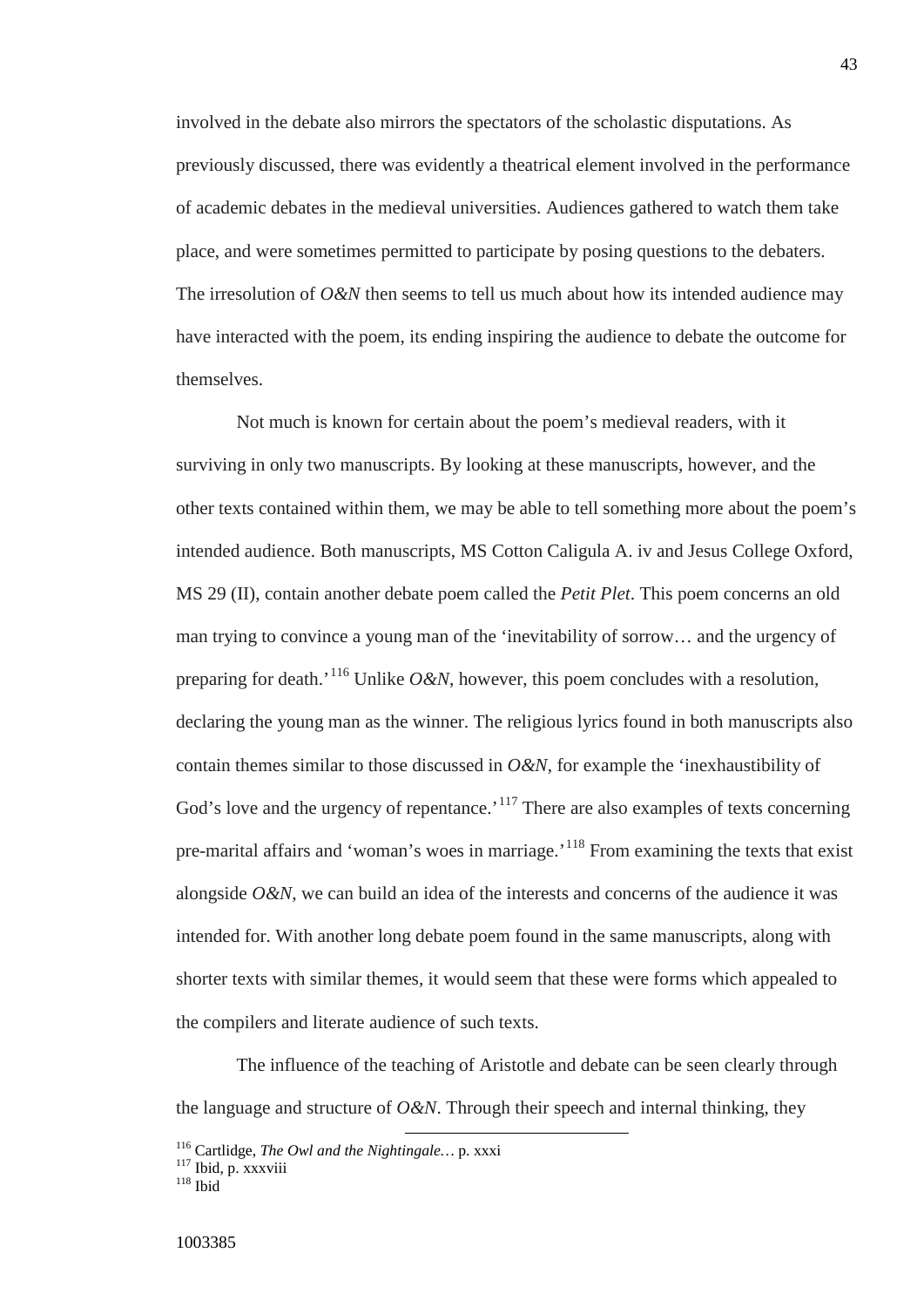involved in the debate also mirrors the spectators of the scholastic disputations. As previously discussed, there was evidently a theatrical element involved in the performance of academic debates in the medieval universities. Audiences gathered to watch them take place, and were sometimes permitted to participate by posing questions to the debaters. The irresolution of *O&N* then seems to tell us much about how its intended audience may have interacted with the poem, its ending inspiring the audience to debate the outcome for themselves.

Not much is known for certain about the poem's medieval readers, with it surviving in only two manuscripts. By looking at these manuscripts, however, and the other texts contained within them, we may be able to tell something more about the poem's intended audience. Both manuscripts, MS Cotton Caligula A. iv and Jesus College Oxford, MS 29 (II), contain another debate poem called the *Petit Plet*. This poem concerns an old man trying to convince a young man of the 'inevitability of sorrow… and the urgency of preparing for death.'[116] Unlike *O&N*, however, this poem concludes with a resolution, declaring the young man as the winner. The religious lyrics found in both manuscripts also contain themes similar to those discussed in *O&N*, for example the 'inexhaustibility of God's love and the urgency of repentance.'[117] There are also examples of texts concerning pre-marital affairs and 'woman's woes in marriage.'[118] From examining the texts that exist alongside *O&N*, we can build an idea of the interests and concerns of the audience it was intended for. With another long debate poem found in the same manuscripts, along with shorter texts with similar themes, it would seem that these were forms which appealed to the compilers and literate audience of such texts.

The influence of the teaching of Aristotle and debate can be seen clearly through the language and structure of *O&N*. Through their speech and internal thinking, they

---

[116] Cartlidge, *The Owl and the Nightingale…* p. xxxi
[117] Ibid, p. xxxviii
[118] Ibid

1003385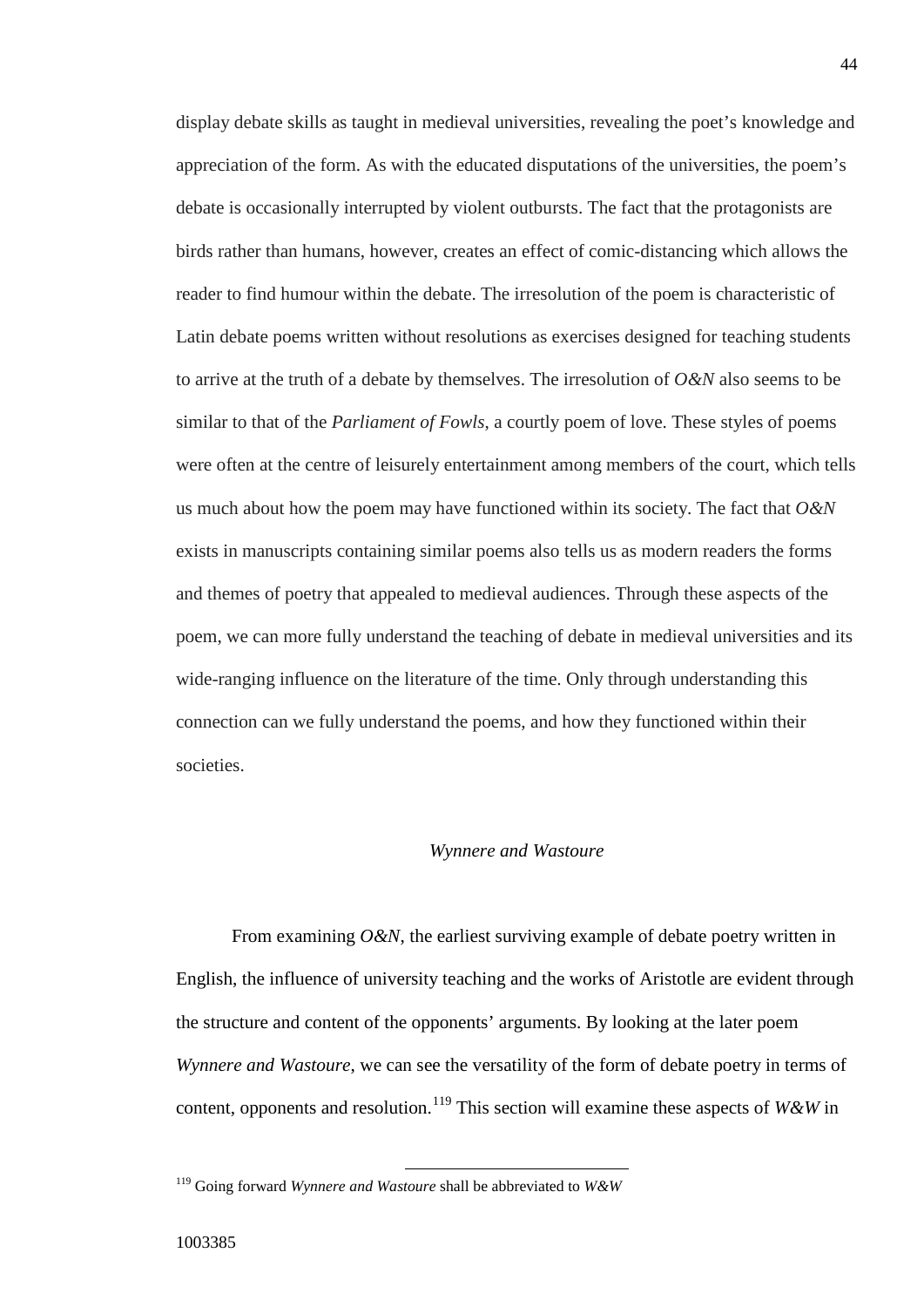display debate skills as taught in medieval universities, revealing the poet's knowledge and appreciation of the form. As with the educated disputations of the universities, the poem's debate is occasionally interrupted by violent outbursts. The fact that the protagonists are birds rather than humans, however, creates an effect of comic-distancing which allows the reader to find humour within the debate. The irresolution of the poem is characteristic of Latin debate poems written without resolutions as exercises designed for teaching students to arrive at the truth of a debate by themselves. The irresolution of *O&N* also seems to be similar to that of the *Parliament of Fowls*, a courtly poem of love. These styles of poems were often at the centre of leisurely entertainment among members of the court, which tells us much about how the poem may have functioned within its society. The fact that *O&N* exists in manuscripts containing similar poems also tells us as modern readers the forms and themes of poetry that appealed to medieval audiences. Through these aspects of the poem, we can more fully understand the teaching of debate in medieval universities and its wide-ranging influence on the literature of the time. Only through understanding this connection can we fully understand the poems, and how they functioned within their societies.

## *Wynnere and Wastoure*

From examining *O&N*, the earliest surviving example of debate poetry written in English, the influence of university teaching and the works of Aristotle are evident through the structure and content of the opponents' arguments. By looking at the later poem *Wynnere and Wastoure*, we can see the versatility of the form of debate poetry in terms of content, opponents and resolution.[119] This section will examine these aspects of *W&W* in

[119] Going forward *Wynnere and Wastoure* shall be abbreviated to *W&W*

1003385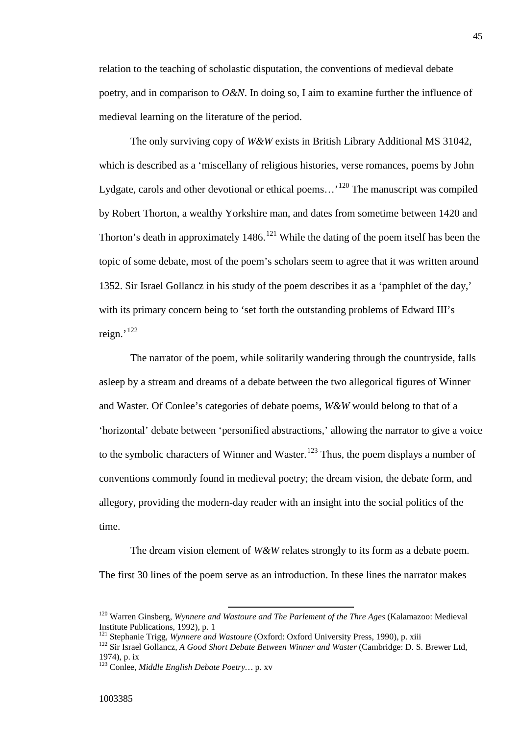relation to the teaching of scholastic disputation, the conventions of medieval debate poetry, and in comparison to *O&N*. In doing so, I aim to examine further the influence of medieval learning on the literature of the period.

The only surviving copy of *W&W* exists in British Library Additional MS 31042, which is described as a 'miscellany of religious histories, verse romances, poems by John Lydgate, carols and other devotional or ethical poems…'[120] The manuscript was compiled by Robert Thorton, a wealthy Yorkshire man, and dates from sometime between 1420 and Thorton's death in approximately 1486.[121] While the dating of the poem itself has been the topic of some debate, most of the poem's scholars seem to agree that it was written around 1352. Sir Israel Gollancz in his study of the poem describes it as a 'pamphlet of the day,' with its primary concern being to 'set forth the outstanding problems of Edward III's reign.'[122]

The narrator of the poem, while solitarily wandering through the countryside, falls asleep by a stream and dreams of a debate between the two allegorical figures of Winner and Waster. Of Conlee's categories of debate poems, *W&W* would belong to that of a 'horizontal' debate between 'personified abstractions,' allowing the narrator to give a voice to the symbolic characters of Winner and Waster.[123] Thus, the poem displays a number of conventions commonly found in medieval poetry; the dream vision, the debate form, and allegory, providing the modern-day reader with an insight into the social politics of the time.

The dream vision element of *W&W* relates strongly to its form as a debate poem. The first 30 lines of the poem serve as an introduction. In these lines the narrator makes

---

[120] Warren Ginsberg, *Wynnere and Wastoure and The Parlement of the Thre Ages* (Kalamazoo: Medieval Institute Publications, 1992), p. 1

[121] Stephanie Trigg, *Wynnere and Wastoure* (Oxford: Oxford University Press, 1990), p. xiii

[122] Sir Israel Gollancz, *A Good Short Debate Between Winner and Waster* (Cambridge: D. S. Brewer Ltd, 1974), p. ix

[123] Conlee, *Middle English Debate Poetry…* p. xv

1003385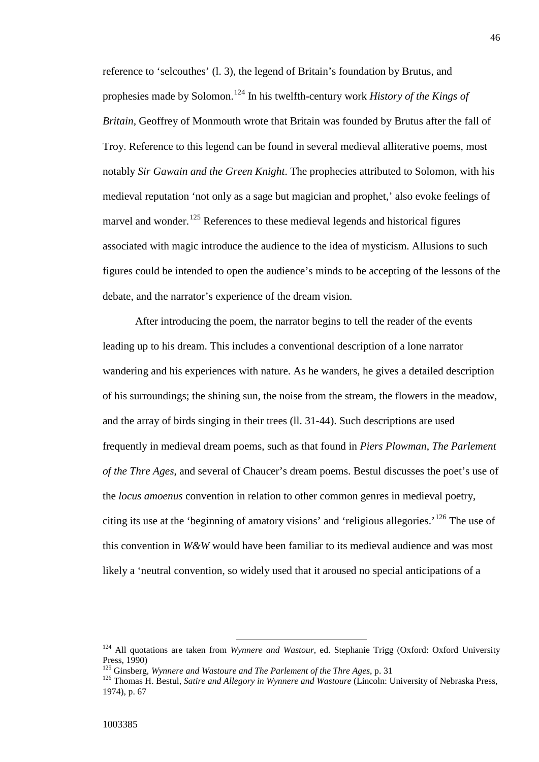reference to 'selcouthes' (l. 3), the legend of Britain's foundation by Brutus, and prophesies made by Solomon.[124] In his twelfth-century work *History of the Kings of Britain*, Geoffrey of Monmouth wrote that Britain was founded by Brutus after the fall of Troy. Reference to this legend can be found in several medieval alliterative poems, most notably *Sir Gawain and the Green Knight*. The prophecies attributed to Solomon, with his medieval reputation 'not only as a sage but magician and prophet,' also evoke feelings of marvel and wonder.[125] References to these medieval legends and historical figures associated with magic introduce the audience to the idea of mysticism. Allusions to such figures could be intended to open the audience's minds to be accepting of the lessons of the debate, and the narrator's experience of the dream vision.

After introducing the poem, the narrator begins to tell the reader of the events leading up to his dream. This includes a conventional description of a lone narrator wandering and his experiences with nature. As he wanders, he gives a detailed description of his surroundings; the shining sun, the noise from the stream, the flowers in the meadow, and the array of birds singing in their trees (ll. 31-44). Such descriptions are used frequently in medieval dream poems, such as that found in *Piers Plowman*, *The Parlement of the Thre Ages*, and several of Chaucer's dream poems. Bestul discusses the poet's use of the *locus amoenus* convention in relation to other common genres in medieval poetry, citing its use at the 'beginning of amatory visions' and 'religious allegories.'[126] The use of this convention in *W&W* would have been familiar to its medieval audience and was most likely a 'neutral convention, so widely used that it aroused no special anticipations of a

---

[124] All quotations are taken from *Wynnere and Wastour*, ed. Stephanie Trigg (Oxford: Oxford University Press, 1990)

[125] Ginsberg, *Wynnere and Wastoure and The Parlement of the Thre Ages*, p. 31

[126] Thomas H. Bestul, *Satire and Allegory in Wynnere and Wastoure* (Lincoln: University of Nebraska Press, 1974), p. 67

1003385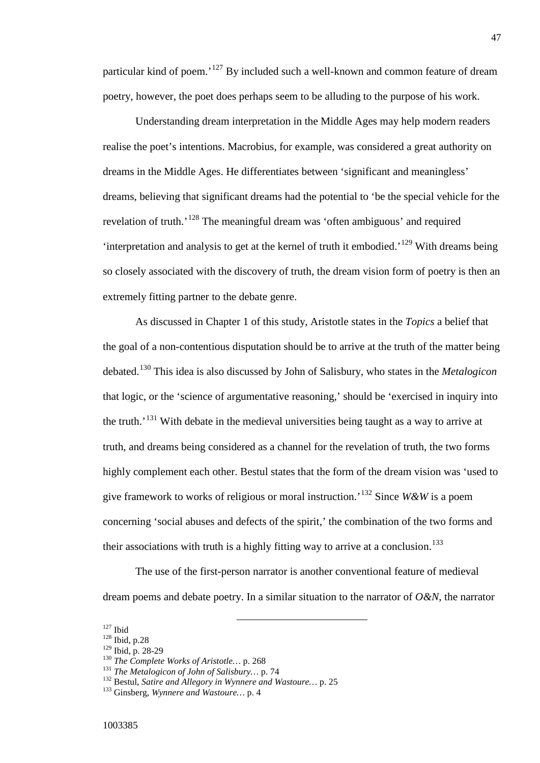particular kind of poem.'[127] By included such a well-known and common feature of dream poetry, however, the poet does perhaps seem to be alluding to the purpose of his work.

Understanding dream interpretation in the Middle Ages may help modern readers realise the poet's intentions. Macrobius, for example, was considered a great authority on dreams in the Middle Ages. He differentiates between 'significant and meaningless' dreams, believing that significant dreams had the potential to 'be the special vehicle for the revelation of truth.'[128] The meaningful dream was 'often ambiguous' and required 'interpretation and analysis to get at the kernel of truth it embodied.'[129] With dreams being so closely associated with the discovery of truth, the dream vision form of poetry is then an extremely fitting partner to the debate genre.

As discussed in Chapter 1 of this study, Aristotle states in the *Topics* a belief that the goal of a non-contentious disputation should be to arrive at the truth of the matter being debated.[130] This idea is also discussed by John of Salisbury, who states in the *Metalogicon* that logic, or the 'science of argumentative reasoning,' should be 'exercised in inquiry into the truth.'[131] With debate in the medieval universities being taught as a way to arrive at truth, and dreams being considered as a channel for the revelation of truth, the two forms highly complement each other. Bestul states that the form of the dream vision was 'used to give framework to works of religious or moral instruction.'[132] Since *W&W* is a poem concerning 'social abuses and defects of the spirit,' the combination of the two forms and their associations with truth is a highly fitting way to arrive at a conclusion.[133]

The use of the first-person narrator is another conventional feature of medieval dream poems and debate poetry. In a similar situation to the narrator of *O&N*, the narrator

---

[127] Ibid
[128] Ibid, p.28
[129] Ibid, p. 28-29
[130] *The Complete Works of Aristotle…* p. 268
[131] *The Metalogicon of John of Salisbury…* p. 74
[132] Bestul, *Satire and Allegory in Wynnere and Wastoure…* p. 25
[133] Ginsberg, *Wynnere and Wastoure…* p. 4

1003385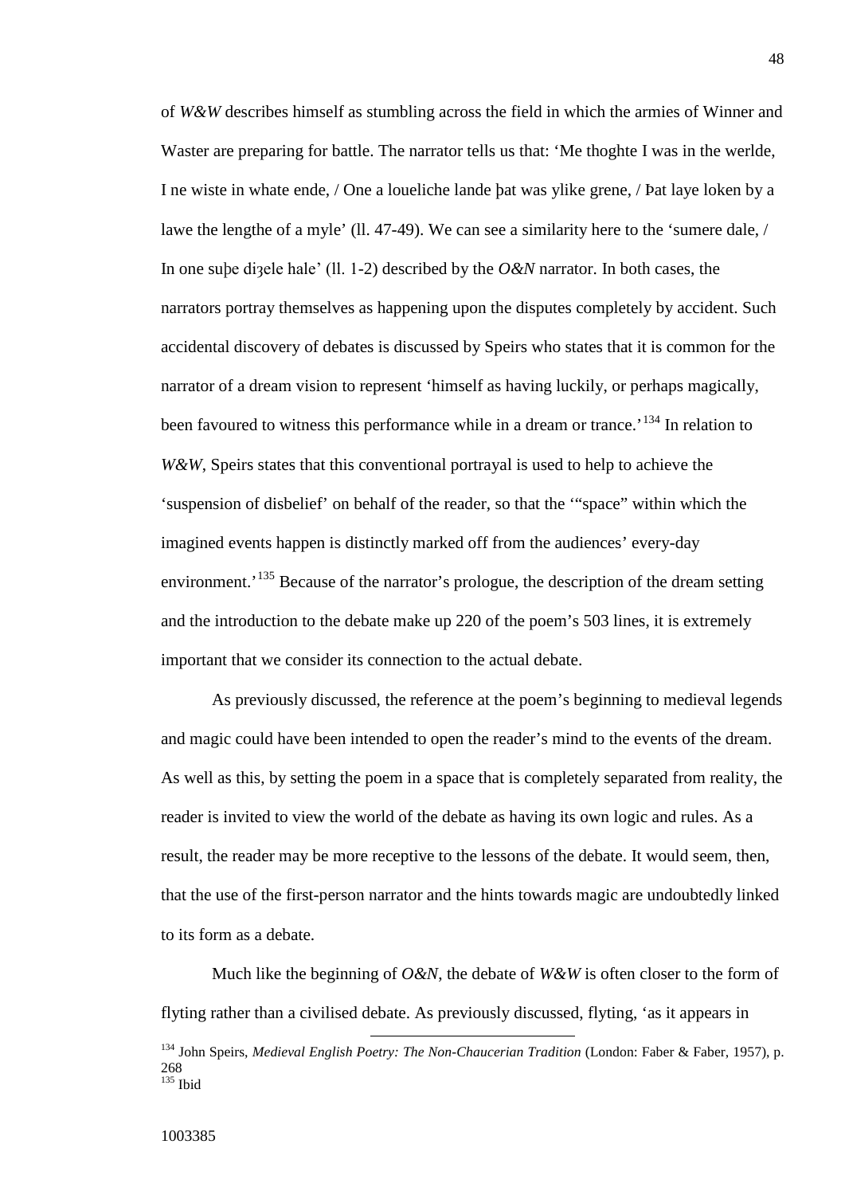of *W&W* describes himself as stumbling across the field in which the armies of Winner and Waster are preparing for battle. The narrator tells us that: 'Me thoghte I was in the werlde, I ne wiste in whate ende, / One a loueliche lande þat was ylike grene, / Þat laye loken by a lawe the lengthe of a myle' (ll. 47-49). We can see a similarity here to the 'sumere dale, / In one suþe diʒele hale' (ll. 1-2) described by the *O&N* narrator. In both cases, the narrators portray themselves as happening upon the disputes completely by accident. Such accidental discovery of debates is discussed by Speirs who states that it is common for the narrator of a dream vision to represent 'himself as having luckily, or perhaps magically, been favoured to witness this performance while in a dream or trance.'[134] In relation to *W&W*, Speirs states that this conventional portrayal is used to help to achieve the 'suspension of disbelief' on behalf of the reader, so that the '"space" within which the imagined events happen is distinctly marked off from the audiences' every-day environment.'[135] Because of the narrator's prologue, the description of the dream setting and the introduction to the debate make up 220 of the poem's 503 lines, it is extremely important that we consider its connection to the actual debate.

As previously discussed, the reference at the poem's beginning to medieval legends and magic could have been intended to open the reader's mind to the events of the dream. As well as this, by setting the poem in a space that is completely separated from reality, the reader is invited to view the world of the debate as having its own logic and rules. As a result, the reader may be more receptive to the lessons of the debate. It would seem, then, that the use of the first-person narrator and the hints towards magic are undoubtedly linked to its form as a debate.

Much like the beginning of *O&N*, the debate of *W&W* is often closer to the form of flyting rather than a civilised debate. As previously discussed, flyting, 'as it appears in

---

[134] John Speirs, *Medieval English Poetry: The Non-Chaucerian Tradition* (London: Faber & Faber, 1957), p. 268

[135] Ibid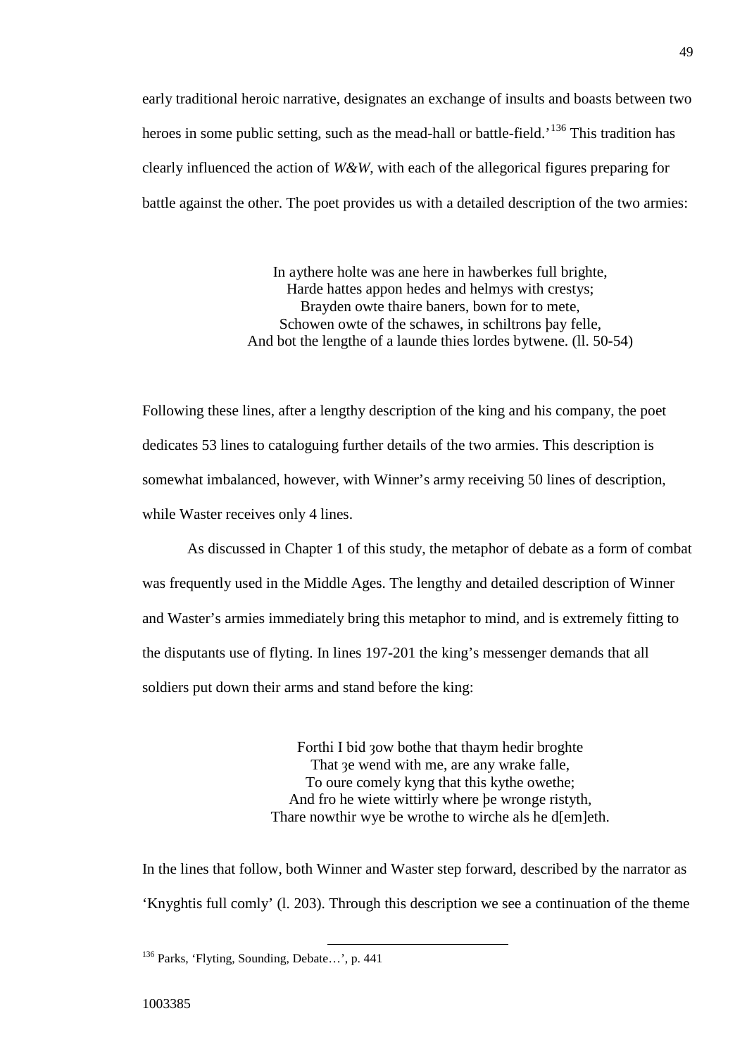early traditional heroic narrative, designates an exchange of insults and boasts between two heroes in some public setting, such as the mead-hall or battle-field.'[136] This tradition has clearly influenced the action of *W&W*, with each of the allegorical figures preparing for battle against the other. The poet provides us with a detailed description of the two armies:

> In aythere holte was ane here in hawberkes full brighte,
> Harde hattes appon hedes and helmys with crestys;
> Brayden owte thaire baners, bown for to mete,
> Schowen owte of the schawes, in schiltrons þay felle,
> And bot the lengthe of a launde thies lordes bytwene. (ll. 50-54)

Following these lines, after a lengthy description of the king and his company, the poet dedicates 53 lines to cataloguing further details of the two armies. This description is somewhat imbalanced, however, with Winner's army receiving 50 lines of description, while Waster receives only 4 lines.

As discussed in Chapter 1 of this study, the metaphor of debate as a form of combat was frequently used in the Middle Ages. The lengthy and detailed description of Winner and Waster's armies immediately bring this metaphor to mind, and is extremely fitting to the disputants use of flyting. In lines 197-201 the king's messenger demands that all soldiers put down their arms and stand before the king:

> Forthi I bid ȝow bothe that thaym hedir broghte
> That ȝe wend with me, are any wrake falle,
> To oure comely kyng that this kythe owethe;
> And fro he wiete wittirly where þe wronge ristyth,
> Thare nowthir wye be wrothe to wirche als he d[em]eth.

In the lines that follow, both Winner and Waster step forward, described by the narrator as 'Knyghtis full comly' (l. 203). Through this description we see a continuation of the theme

[136] Parks, 'Flyting, Sounding, Debate…', p. 441

1003385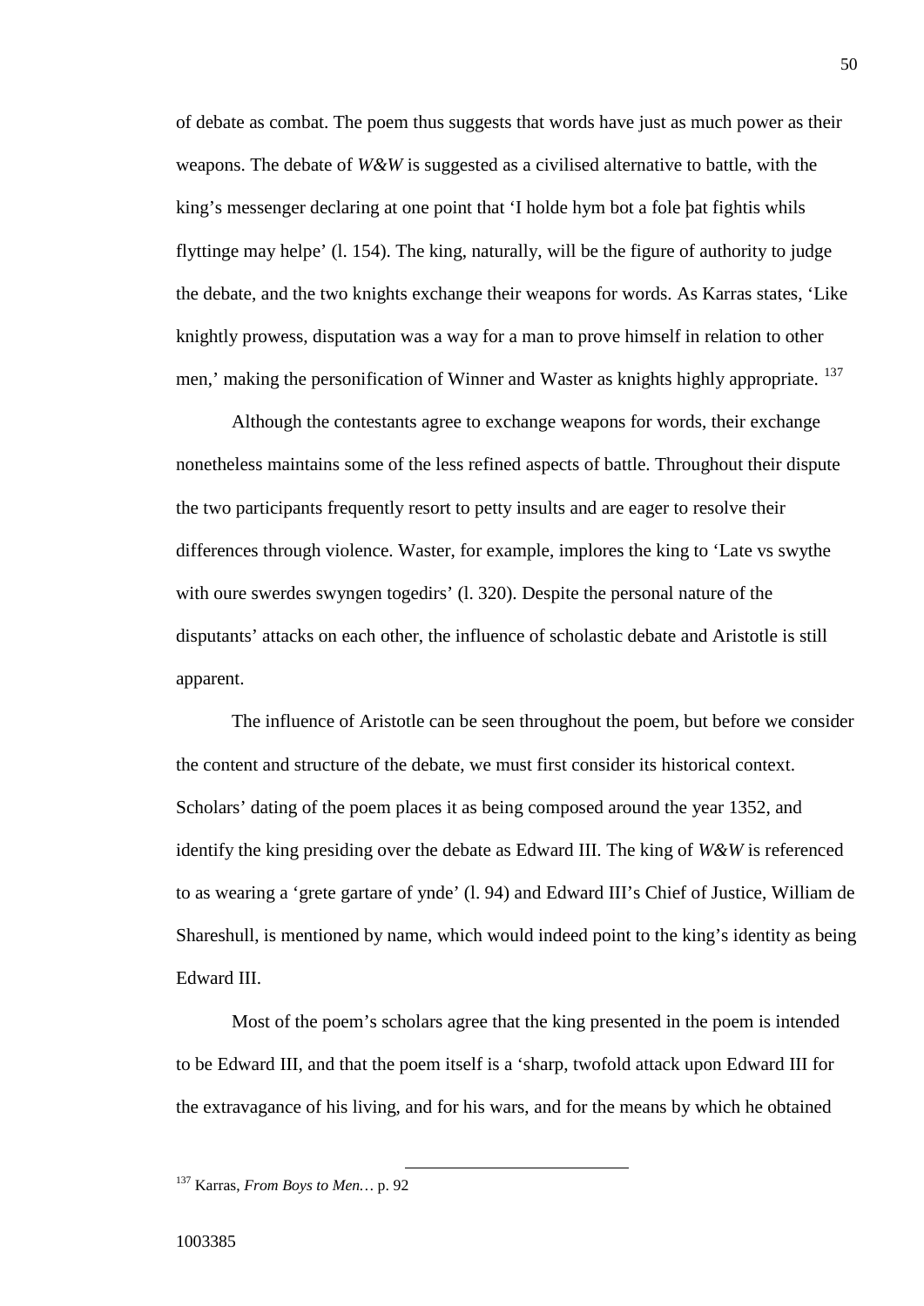of debate as combat. The poem thus suggests that words have just as much power as their weapons. The debate of *W&W* is suggested as a civilised alternative to battle, with the king's messenger declaring at one point that 'I holde hym bot a fole þat fightis whils flyttinge may helpe' (l. 154). The king, naturally, will be the figure of authority to judge the debate, and the two knights exchange their weapons for words. As Karras states, 'Like knightly prowess, disputation was a way for a man to prove himself in relation to other men,' making the personification of Winner and Waster as knights highly appropriate. [137]

Although the contestants agree to exchange weapons for words, their exchange nonetheless maintains some of the less refined aspects of battle. Throughout their dispute the two participants frequently resort to petty insults and are eager to resolve their differences through violence. Waster, for example, implores the king to 'Late vs swythe with oure swerdes swyngen togedirs' (l. 320). Despite the personal nature of the disputants' attacks on each other, the influence of scholastic debate and Aristotle is still apparent.

The influence of Aristotle can be seen throughout the poem, but before we consider the content and structure of the debate, we must first consider its historical context. Scholars' dating of the poem places it as being composed around the year 1352, and identify the king presiding over the debate as Edward III. The king of *W&W* is referenced to as wearing a 'grete gartare of ynde' (l. 94) and Edward III's Chief of Justice, William de Shareshull, is mentioned by name, which would indeed point to the king's identity as being Edward III.

Most of the poem's scholars agree that the king presented in the poem is intended to be Edward III, and that the poem itself is a 'sharp, twofold attack upon Edward III for the extravagance of his living, and for his wars, and for the means by which he obtained

---

[137] Karras, *From Boys to Men…* p. 92

1003385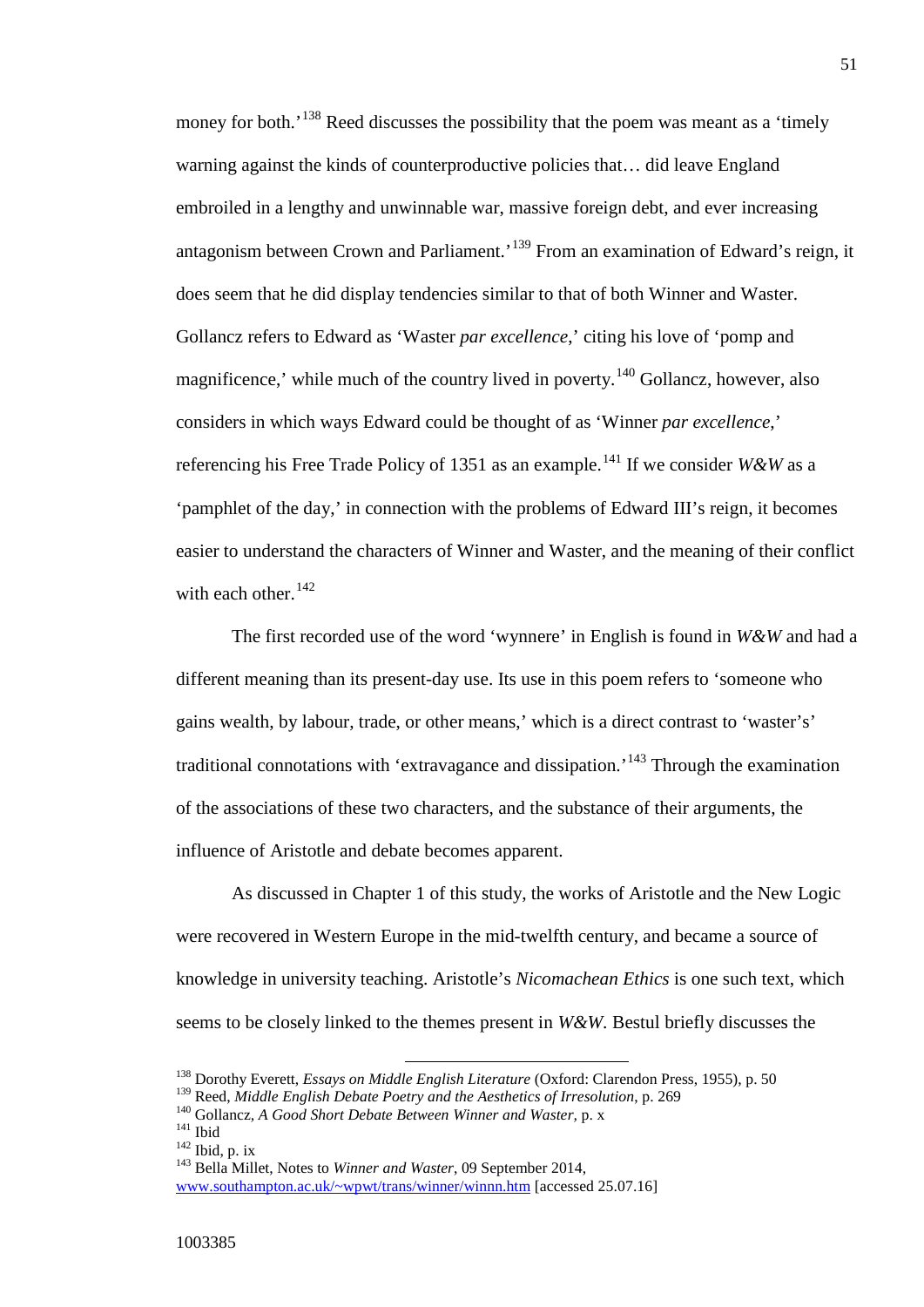money for both.'[138] Reed discusses the possibility that the poem was meant as a 'timely warning against the kinds of counterproductive policies that… did leave England embroiled in a lengthy and unwinnable war, massive foreign debt, and ever increasing antagonism between Crown and Parliament.'[139] From an examination of Edward's reign, it does seem that he did display tendencies similar to that of both Winner and Waster. Gollancz refers to Edward as 'Waster *par excellence*,' citing his love of 'pomp and magnificence,' while much of the country lived in poverty.[140] Gollancz, however, also considers in which ways Edward could be thought of as 'Winner *par excellence*,' referencing his Free Trade Policy of 1351 as an example.[141] If we consider *W&W* as a 'pamphlet of the day,' in connection with the problems of Edward III's reign, it becomes easier to understand the characters of Winner and Waster, and the meaning of their conflict with each other.[142]

The first recorded use of the word 'wynnere' in English is found in *W&W* and had a different meaning than its present-day use. Its use in this poem refers to 'someone who gains wealth, by labour, trade, or other means,' which is a direct contrast to 'waster's' traditional connotations with 'extravagance and dissipation.'[143] Through the examination of the associations of these two characters, and the substance of their arguments, the influence of Aristotle and debate becomes apparent.

As discussed in Chapter 1 of this study, the works of Aristotle and the New Logic were recovered in Western Europe in the mid-twelfth century, and became a source of knowledge in university teaching. Aristotle's *Nicomachean Ethics* is one such text, which seems to be closely linked to the themes present in *W&W*. Bestul briefly discusses the

---

[138] Dorothy Everett, *Essays on Middle English Literature* (Oxford: Clarendon Press, 1955), p. 50

[139] Reed, *Middle English Debate Poetry and the Aesthetics of Irresolution*, p. 269

[140] Gollancz, *A Good Short Debate Between Winner and Waster*, p. x

[141] Ibid

[142] Ibid, p. ix

[143] Bella Millet, Notes to *Winner and Waster*, 09 September 2014, www.southampton.ac.uk/~wpwt/trans/winner/winnn.htm [accessed 25.07.16]

1003385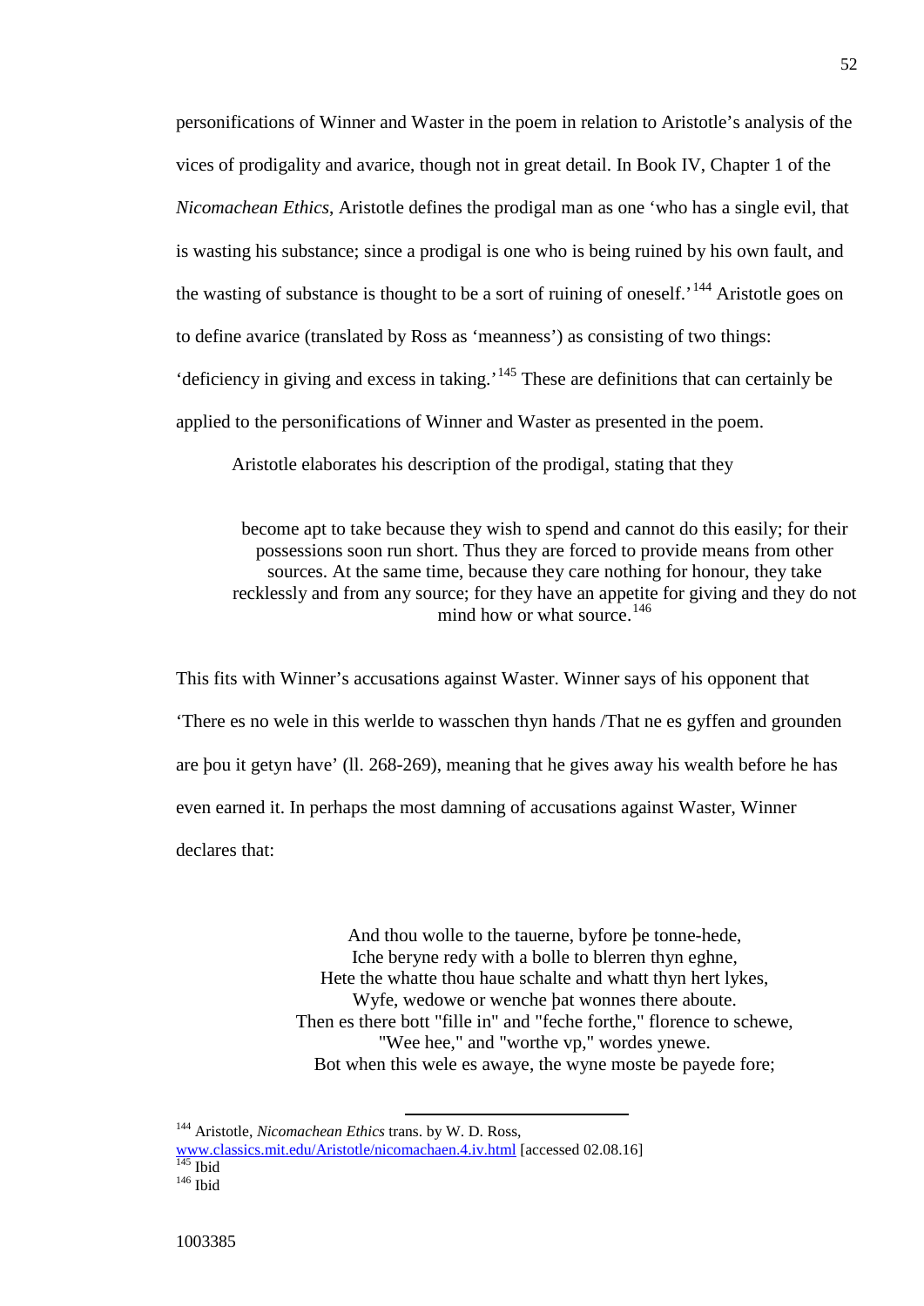personifications of Winner and Waster in the poem in relation to Aristotle's analysis of the vices of prodigality and avarice, though not in great detail. In Book IV, Chapter 1 of the *Nicomachean Ethics*, Aristotle defines the prodigal man as one 'who has a single evil, that is wasting his substance; since a prodigal is one who is being ruined by his own fault, and the wasting of substance is thought to be a sort of ruining of oneself.'[144] Aristotle goes on to define avarice (translated by Ross as 'meanness') as consisting of two things: 'deficiency in giving and excess in taking.'[145] These are definitions that can certainly be applied to the personifications of Winner and Waster as presented in the poem.

Aristotle elaborates his description of the prodigal, stating that they

> become apt to take because they wish to spend and cannot do this easily; for their possessions soon run short. Thus they are forced to provide means from other sources. At the same time, because they care nothing for honour, they take recklessly and from any source; for they have an appetite for giving and they do not mind how or what source.[146]

This fits with Winner's accusations against Waster. Winner says of his opponent that 'There es no wele in this werlde to wasschen thyn hands /That ne es gyffen and grounden are þou it getyn have' (ll. 268-269), meaning that he gives away his wealth before he has even earned it. In perhaps the most damning of accusations against Waster, Winner declares that:

> And thou wolle to the tauerne, byfore þe tonne-hede,
> Iche beryne redy with a bolle to blerren thyn eghne,
> Hete the whatte thou haue schalte and whatt thyn hert lykes,
> Wyfe, wedowe or wenche þat wonnes there aboute.
> Then es there bott "fille in" and "feche forthe," florence to schewe,
> "Wee hee," and "worthe vp," wordes ynewe.
> Bot when this wele es awaye, the wyne moste be payede fore;

---

[144] Aristotle, *Nicomachean Ethics* trans. by W. D. Ross, www.classics.mit.edu/Aristotle/nicomachaen.4.iv.html [accessed 02.08.16]

[145] Ibid

[146] Ibid

1003385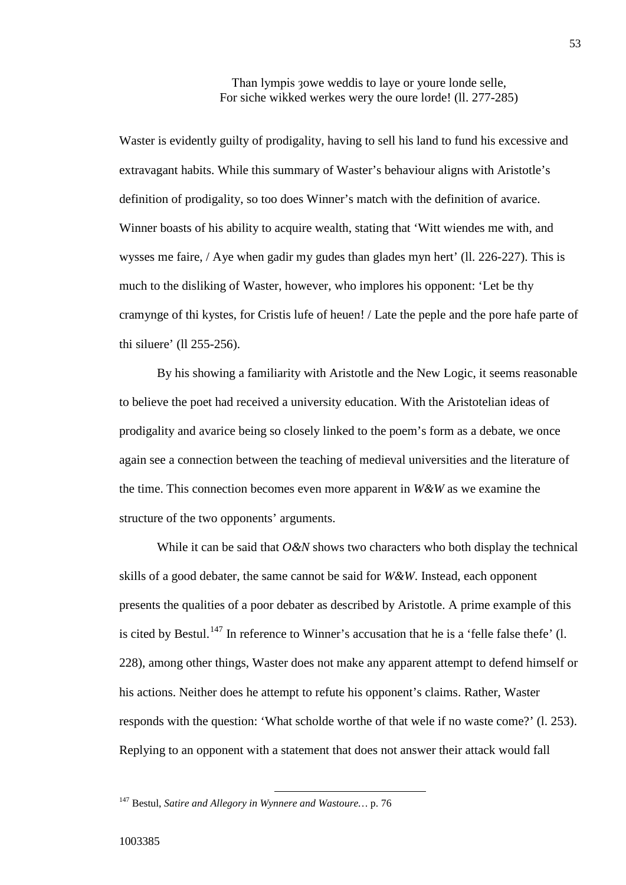Than lympis ȝowe weddis to laye or youre londe selle,
For siche wikked werkes wery the oure lorde! (ll. 277-285)

Waster is evidently guilty of prodigality, having to sell his land to fund his excessive and extravagant habits. While this summary of Waster's behaviour aligns with Aristotle's definition of prodigality, so too does Winner's match with the definition of avarice. Winner boasts of his ability to acquire wealth, stating that 'Witt wiendes me with, and wysses me faire, / Aye when gadir my gudes than glades myn hert' (ll. 226-227). This is much to the disliking of Waster, however, who implores his opponent: 'Let be thy cramynge of thi kystes, for Cristis lufe of heuen! / Late the peple and the pore hafe parte of thi siluere' (ll 255-256).

By his showing a familiarity with Aristotle and the New Logic, it seems reasonable to believe the poet had received a university education. With the Aristotelian ideas of prodigality and avarice being so closely linked to the poem's form as a debate, we once again see a connection between the teaching of medieval universities and the literature of the time. This connection becomes even more apparent in *W&W* as we examine the structure of the two opponents' arguments.

While it can be said that *O&N* shows two characters who both display the technical skills of a good debater, the same cannot be said for *W&W*. Instead, each opponent presents the qualities of a poor debater as described by Aristotle. A prime example of this is cited by Bestul.[147] In reference to Winner's accusation that he is a 'felle false thefe' (l. 228), among other things, Waster does not make any apparent attempt to defend himself or his actions. Neither does he attempt to refute his opponent's claims. Rather, Waster responds with the question: 'What scholde worthe of that wele if no waste come?' (l. 253). Replying to an opponent with a statement that does not answer their attack would fall

[147] Bestul, *Satire and Allegory in Wynnere and Wastoure…* p. 76

1003385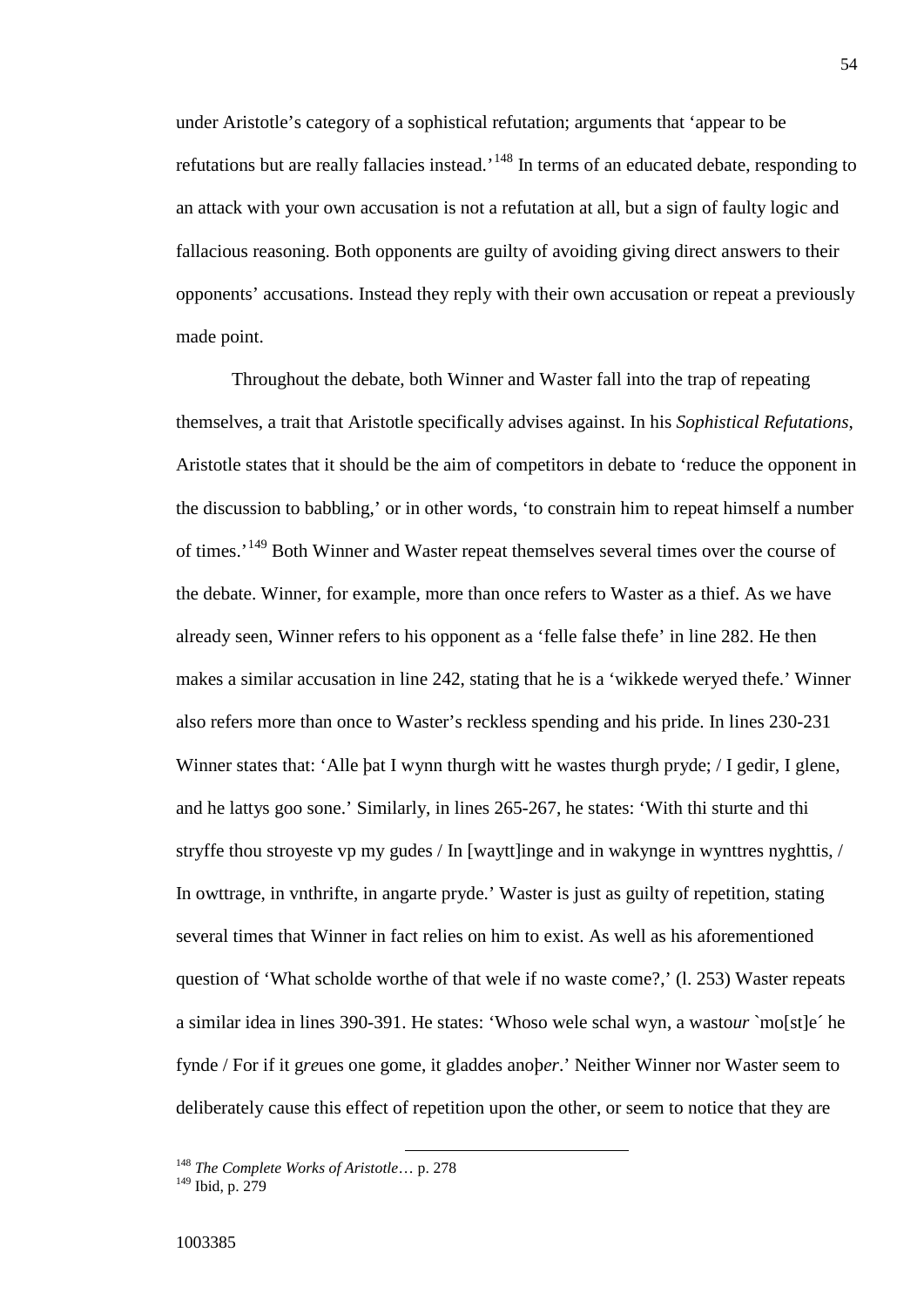under Aristotle's category of a sophistical refutation; arguments that 'appear to be refutations but are really fallacies instead.'[148] In terms of an educated debate, responding to an attack with your own accusation is not a refutation at all, but a sign of faulty logic and fallacious reasoning. Both opponents are guilty of avoiding giving direct answers to their opponents' accusations. Instead they reply with their own accusation or repeat a previously made point.

Throughout the debate, both Winner and Waster fall into the trap of repeating themselves, a trait that Aristotle specifically advises against. In his *Sophistical Refutations*, Aristotle states that it should be the aim of competitors in debate to 'reduce the opponent in the discussion to babbling,' or in other words, 'to constrain him to repeat himself a number of times.'[149] Both Winner and Waster repeat themselves several times over the course of the debate. Winner, for example, more than once refers to Waster as a thief. As we have already seen, Winner refers to his opponent as a 'felle false thefe' in line 282. He then makes a similar accusation in line 242, stating that he is a 'wikkede weryed thefe.' Winner also refers more than once to Waster's reckless spending and his pride. In lines 230-231 Winner states that: 'Alle þat I wynn thurgh witt he wastes thurgh pryde; / I gedir, I glene, and he lattys goo sone.' Similarly, in lines 265-267, he states: 'With thi sturte and thi stryffe thou stroyeste vp my gudes / In [waytt]inge and in wakynge in wynttres nyghttis, / In owttrage, in vnthrifte, in angarte pryde.' Waster is just as guilty of repetition, stating several times that Winner in fact relies on him to exist. As well as his aforementioned question of 'What scholde worthe of that wele if no waste come?,' (l. 253) Waster repeats a similar idea in lines 390-391. He states: 'Whoso wele schal wyn, a wasto*ur* `mo[st]e´ he fynde / For if it g*re*ues one gome, it gladdes anoþ*er*.' Neither Winner nor Waster seem to deliberately cause this effect of repetition upon the other, or seem to notice that they are

---

[148] *The Complete Works of Aristotle*… p. 278

[149] Ibid, p. 279

1003385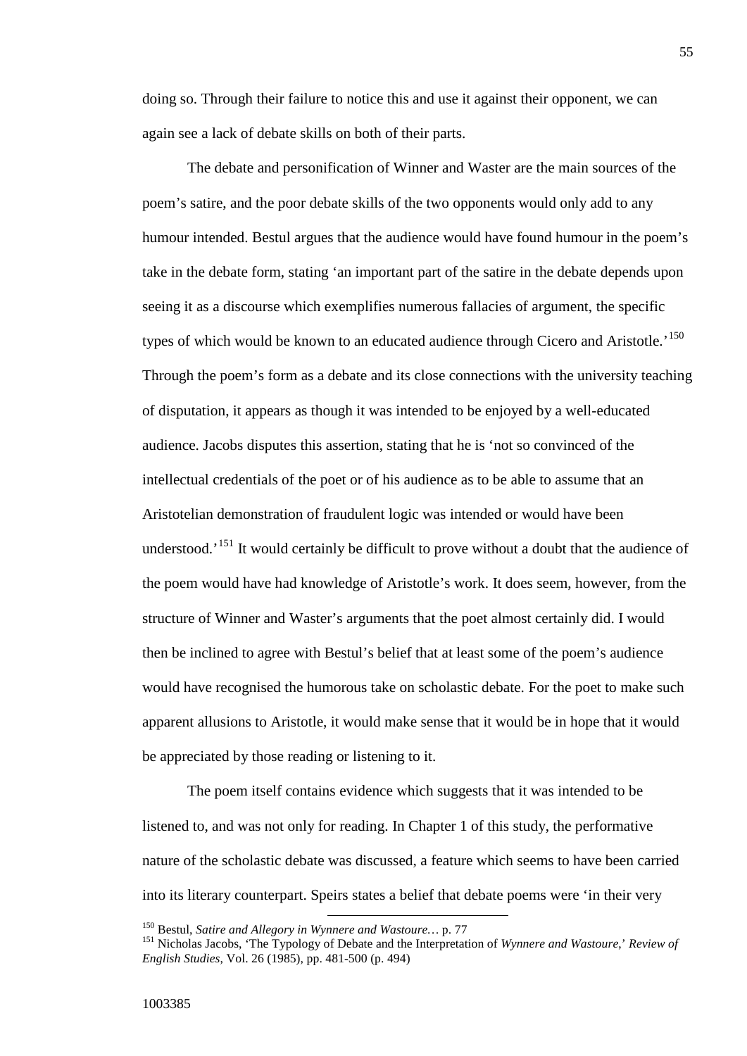doing so. Through their failure to notice this and use it against their opponent, we can again see a lack of debate skills on both of their parts.

The debate and personification of Winner and Waster are the main sources of the poem's satire, and the poor debate skills of the two opponents would only add to any humour intended. Bestul argues that the audience would have found humour in the poem's take in the debate form, stating 'an important part of the satire in the debate depends upon seeing it as a discourse which exemplifies numerous fallacies of argument, the specific types of which would be known to an educated audience through Cicero and Aristotle.'[150] Through the poem's form as a debate and its close connections with the university teaching of disputation, it appears as though it was intended to be enjoyed by a well-educated audience. Jacobs disputes this assertion, stating that he is 'not so convinced of the intellectual credentials of the poet or of his audience as to be able to assume that an Aristotelian demonstration of fraudulent logic was intended or would have been understood.'[151] It would certainly be difficult to prove without a doubt that the audience of the poem would have had knowledge of Aristotle's work. It does seem, however, from the structure of Winner and Waster's arguments that the poet almost certainly did. I would then be inclined to agree with Bestul's belief that at least some of the poem's audience would have recognised the humorous take on scholastic debate. For the poet to make such apparent allusions to Aristotle, it would make sense that it would be in hope that it would be appreciated by those reading or listening to it.

The poem itself contains evidence which suggests that it was intended to be listened to, and was not only for reading. In Chapter 1 of this study, the performative nature of the scholastic debate was discussed, a feature which seems to have been carried into its literary counterpart. Speirs states a belief that debate poems were 'in their very

[150] Bestul, *Satire and Allegory in Wynnere and Wastoure…* p. 77

[151] Nicholas Jacobs, 'The Typology of Debate and the Interpretation of *Wynnere and Wastoure*,' *Review of English Studies*, Vol. 26 (1985), pp. 481-500 (p. 494)

1003385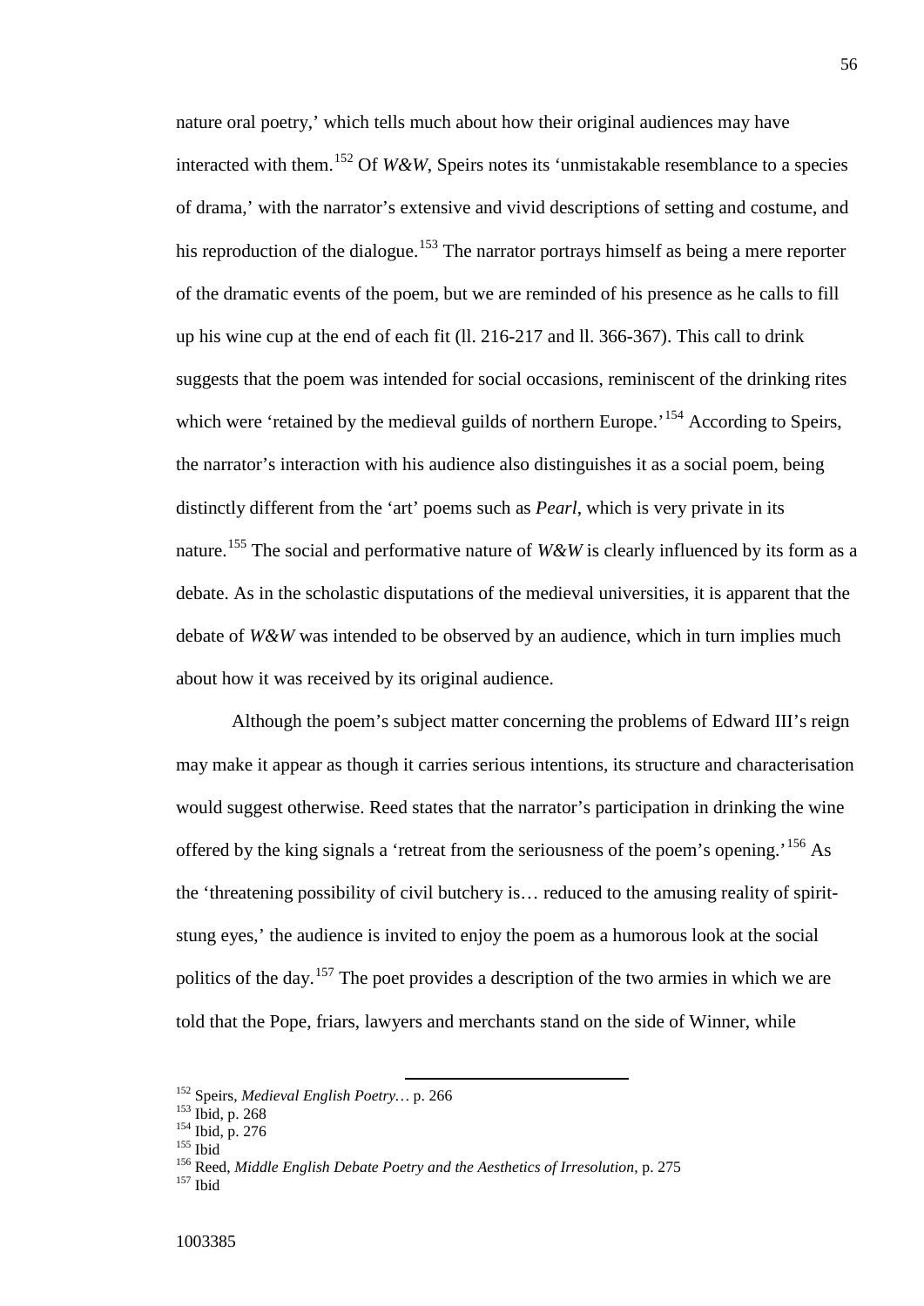nature oral poetry,' which tells much about how their original audiences may have interacted with them.[152] Of *W&W*, Speirs notes its 'unmistakable resemblance to a species of drama,' with the narrator's extensive and vivid descriptions of setting and costume, and his reproduction of the dialogue.[153] The narrator portrays himself as being a mere reporter of the dramatic events of the poem, but we are reminded of his presence as he calls to fill up his wine cup at the end of each fit (ll. 216-217 and ll. 366-367). This call to drink suggests that the poem was intended for social occasions, reminiscent of the drinking rites which were 'retained by the medieval guilds of northern Europe.'[154] According to Speirs, the narrator's interaction with his audience also distinguishes it as a social poem, being distinctly different from the 'art' poems such as *Pearl*, which is very private in its nature.[155] The social and performative nature of *W&W* is clearly influenced by its form as a debate. As in the scholastic disputations of the medieval universities, it is apparent that the debate of *W&W* was intended to be observed by an audience, which in turn implies much about how it was received by its original audience.

Although the poem's subject matter concerning the problems of Edward III's reign may make it appear as though it carries serious intentions, its structure and characterisation would suggest otherwise. Reed states that the narrator's participation in drinking the wine offered by the king signals a 'retreat from the seriousness of the poem's opening.'[156] As the 'threatening possibility of civil butchery is… reduced to the amusing reality of spirit-stung eyes,' the audience is invited to enjoy the poem as a humorous look at the social politics of the day.[157] The poet provides a description of the two armies in which we are told that the Pope, friars, lawyers and merchants stand on the side of Winner, while

---

[152] Speirs, *Medieval English Poetry…* p. 266
[153] Ibid, p. 268
[154] Ibid, p. 276
[155] Ibid
[156] Reed, *Middle English Debate Poetry and the Aesthetics of Irresolution*, p. 275
[157] Ibid

1003385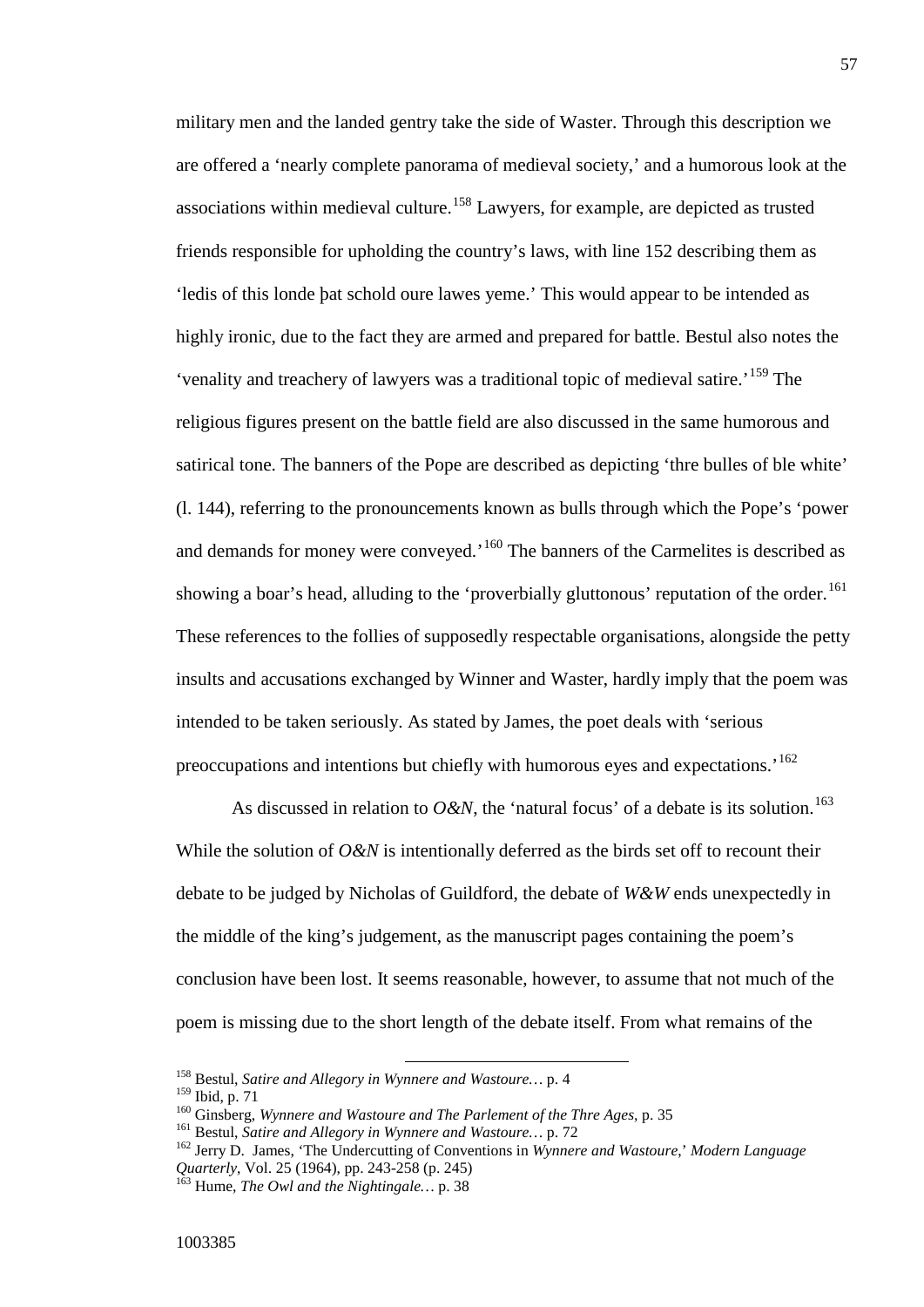military men and the landed gentry take the side of Waster. Through this description we are offered a 'nearly complete panorama of medieval society,' and a humorous look at the associations within medieval culture.[158] Lawyers, for example, are depicted as trusted friends responsible for upholding the country's laws, with line 152 describing them as 'ledis of this londe þat schold oure lawes yeme.' This would appear to be intended as highly ironic, due to the fact they are armed and prepared for battle. Bestul also notes the 'venality and treachery of lawyers was a traditional topic of medieval satire.'[159] The religious figures present on the battle field are also discussed in the same humorous and satirical tone. The banners of the Pope are described as depicting 'thre bulles of ble white' (l. 144), referring to the pronouncements known as bulls through which the Pope's 'power and demands for money were conveyed.'[160] The banners of the Carmelites is described as showing a boar's head, alluding to the 'proverbially gluttonous' reputation of the order.[161] These references to the follies of supposedly respectable organisations, alongside the petty insults and accusations exchanged by Winner and Waster, hardly imply that the poem was intended to be taken seriously. As stated by James, the poet deals with 'serious preoccupations and intentions but chiefly with humorous eyes and expectations.'[162]

As discussed in relation to *O&N*, the 'natural focus' of a debate is its solution.[163] While the solution of *O&N* is intentionally deferred as the birds set off to recount their debate to be judged by Nicholas of Guildford, the debate of *W&W* ends unexpectedly in the middle of the king's judgement, as the manuscript pages containing the poem's conclusion have been lost. It seems reasonable, however, to assume that not much of the poem is missing due to the short length of the debate itself. From what remains of the

---

[158] Bestul, *Satire and Allegory in Wynnere and Wastoure…* p. 4

[159] Ibid, p. 71

[160] Ginsberg, *Wynnere and Wastoure and The Parlement of the Thre Ages*, p. 35

[161] Bestul, *Satire and Allegory in Wynnere and Wastoure…* p. 72

[162] Jerry D. James, 'The Undercutting of Conventions in *Wynnere and Wastoure*,' *Modern Language Quarterly*, Vol. 25 (1964), pp. 243-258 (p. 245)

[163] Hume, *The Owl and the Nightingale…* p. 38

1003385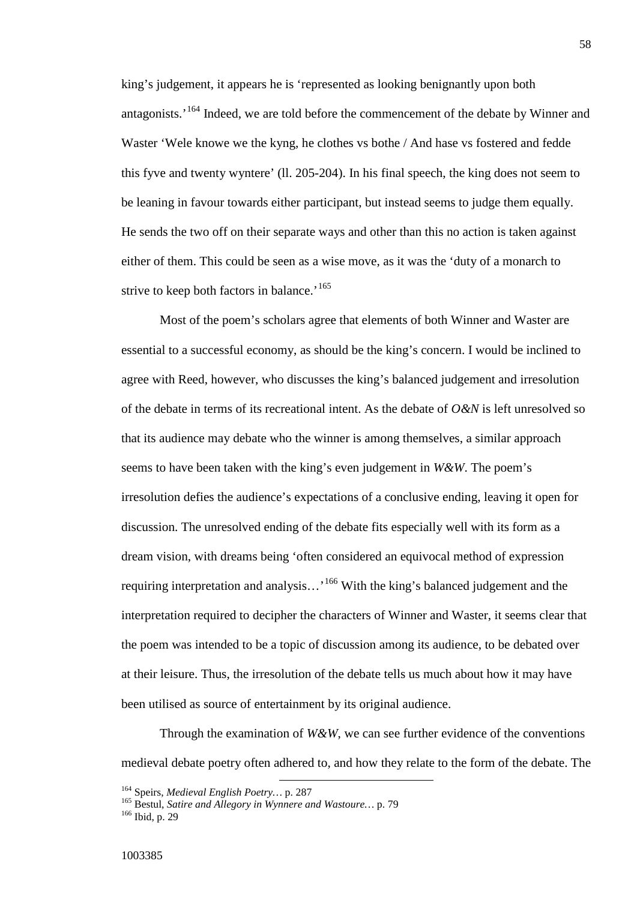king's judgement, it appears he is 'represented as looking benignantly upon both antagonists.'[164] Indeed, we are told before the commencement of the debate by Winner and Waster 'Wele knowe we the kyng, he clothes vs bothe / And hase vs fostered and fedde this fyve and twenty wyntere' (ll. 205-204). In his final speech, the king does not seem to be leaning in favour towards either participant, but instead seems to judge them equally. He sends the two off on their separate ways and other than this no action is taken against either of them. This could be seen as a wise move, as it was the 'duty of a monarch to strive to keep both factors in balance.'[165]

Most of the poem's scholars agree that elements of both Winner and Waster are essential to a successful economy, as should be the king's concern. I would be inclined to agree with Reed, however, who discusses the king's balanced judgement and irresolution of the debate in terms of its recreational intent. As the debate of *O&N* is left unresolved so that its audience may debate who the winner is among themselves, a similar approach seems to have been taken with the king's even judgement in *W&W*. The poem's irresolution defies the audience's expectations of a conclusive ending, leaving it open for discussion. The unresolved ending of the debate fits especially well with its form as a dream vision, with dreams being 'often considered an equivocal method of expression requiring interpretation and analysis…'[166] With the king's balanced judgement and the interpretation required to decipher the characters of Winner and Waster, it seems clear that the poem was intended to be a topic of discussion among its audience, to be debated over at their leisure. Thus, the irresolution of the debate tells us much about how it may have been utilised as source of entertainment by its original audience.

Through the examination of *W&W*, we can see further evidence of the conventions medieval debate poetry often adhered to, and how they relate to the form of the debate. The

---

[164] Speirs, *Medieval English Poetry…* p. 287

[165] Bestul, *Satire and Allegory in Wynnere and Wastoure…* p. 79

[166] Ibid, p. 29

1003385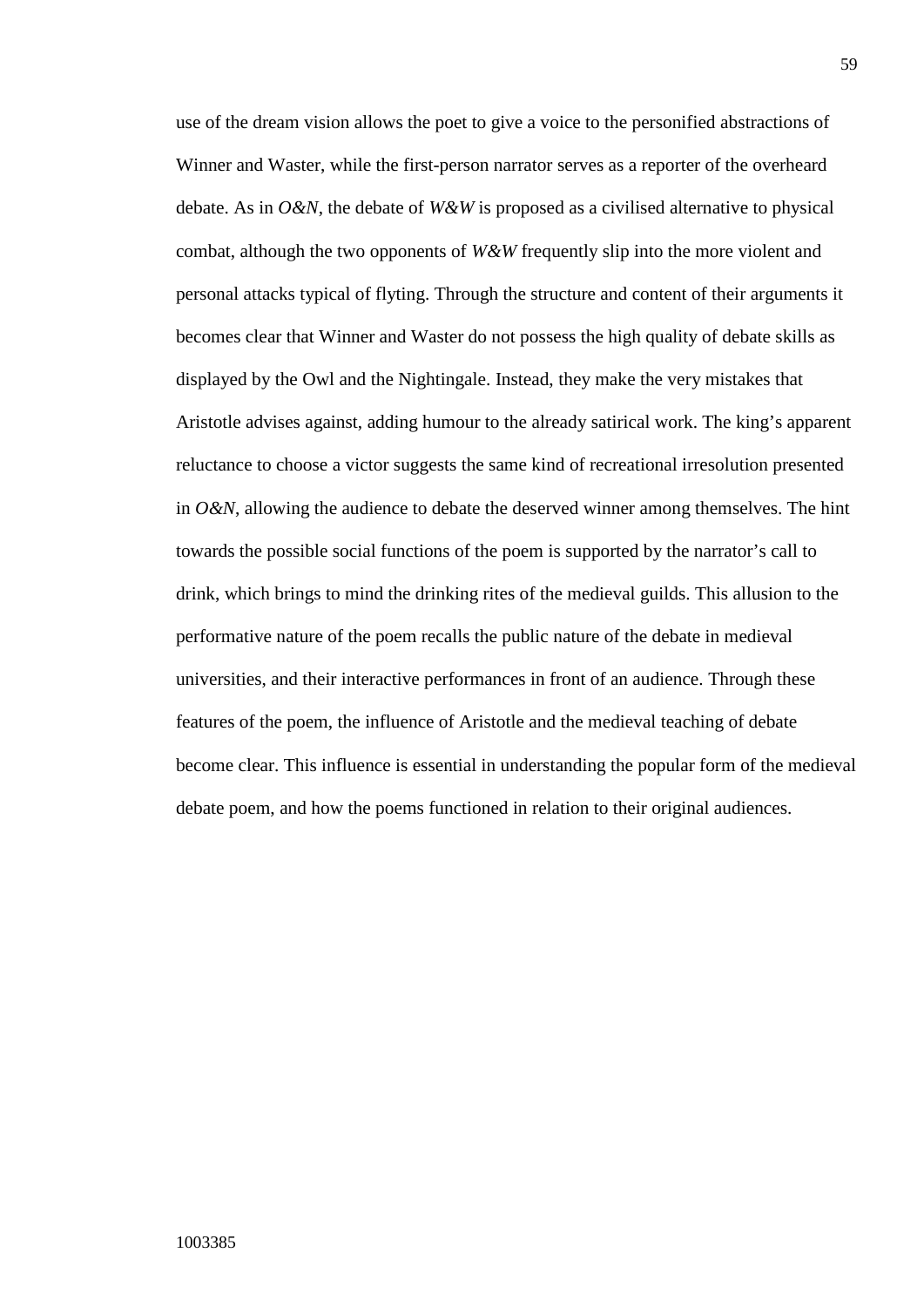use of the dream vision allows the poet to give a voice to the personified abstractions of Winner and Waster, while the first-person narrator serves as a reporter of the overheard debate. As in *O&N*, the debate of *W&W* is proposed as a civilised alternative to physical combat, although the two opponents of *W&W* frequently slip into the more violent and personal attacks typical of flyting. Through the structure and content of their arguments it becomes clear that Winner and Waster do not possess the high quality of debate skills as displayed by the Owl and the Nightingale. Instead, they make the very mistakes that Aristotle advises against, adding humour to the already satirical work. The king's apparent reluctance to choose a victor suggests the same kind of recreational irresolution presented in *O&N*, allowing the audience to debate the deserved winner among themselves. The hint towards the possible social functions of the poem is supported by the narrator's call to drink, which brings to mind the drinking rites of the medieval guilds. This allusion to the performative nature of the poem recalls the public nature of the debate in medieval universities, and their interactive performances in front of an audience. Through these features of the poem, the influence of Aristotle and the medieval teaching of debate become clear. This influence is essential in understanding the popular form of the medieval debate poem, and how the poems functioned in relation to their original audiences.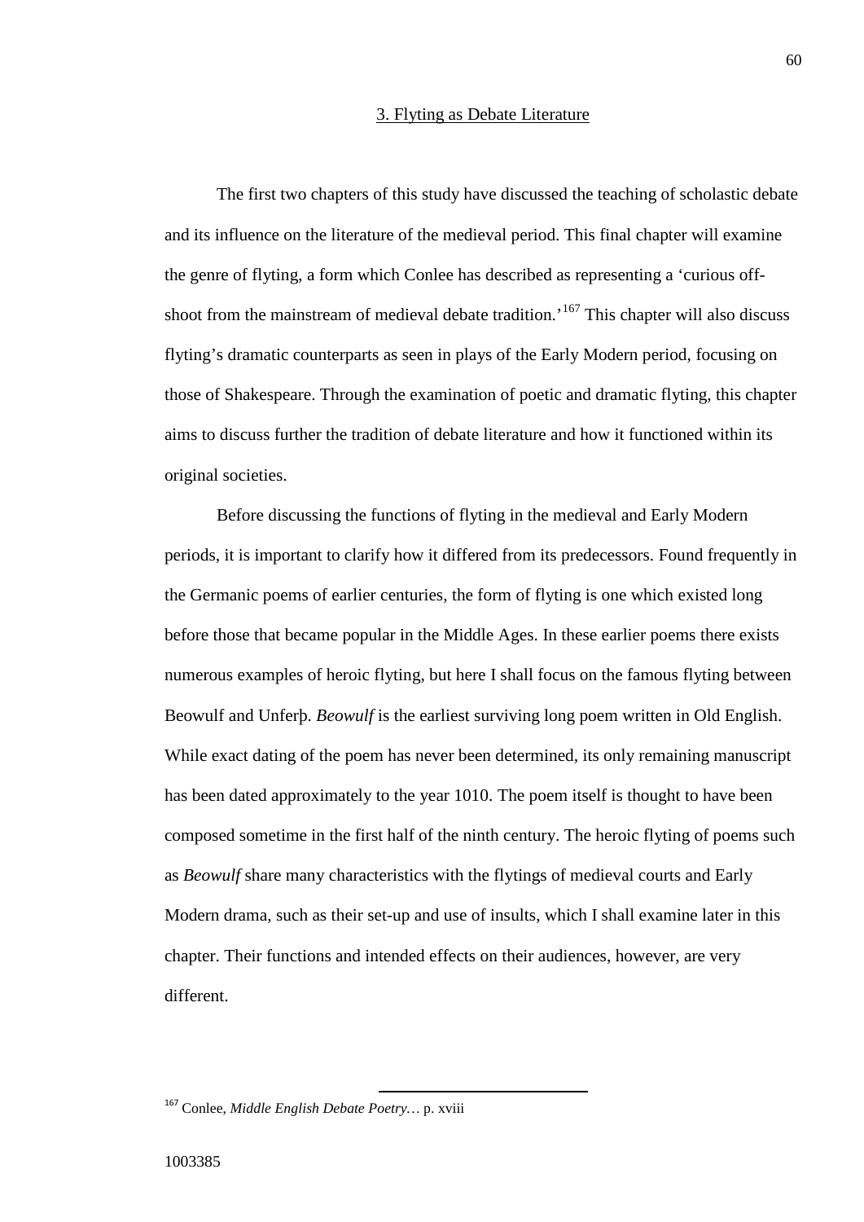## 3. Flyting as Debate Literature

The first two chapters of this study have discussed the teaching of scholastic debate and its influence on the literature of the medieval period. This final chapter will examine the genre of flyting, a form which Conlee has described as representing a 'curious off-shoot from the mainstream of medieval debate tradition.'[167] This chapter will also discuss flyting's dramatic counterparts as seen in plays of the Early Modern period, focusing on those of Shakespeare. Through the examination of poetic and dramatic flyting, this chapter aims to discuss further the tradition of debate literature and how it functioned within its original societies.

Before discussing the functions of flyting in the medieval and Early Modern periods, it is important to clarify how it differed from its predecessors. Found frequently in the Germanic poems of earlier centuries, the form of flyting is one which existed long before those that became popular in the Middle Ages. In these earlier poems there exists numerous examples of heroic flyting, but here I shall focus on the famous flyting between Beowulf and Unferþ. *Beowulf* is the earliest surviving long poem written in Old English. While exact dating of the poem has never been determined, its only remaining manuscript has been dated approximately to the year 1010. The poem itself is thought to have been composed sometime in the first half of the ninth century. The heroic flyting of poems such as *Beowulf* share many characteristics with the flytings of medieval courts and Early Modern drama, such as their set-up and use of insults, which I shall examine later in this chapter. Their functions and intended effects on their audiences, however, are very different.

---

[167] Conlee, *Middle English Debate Poetry…* p. xviii

1003385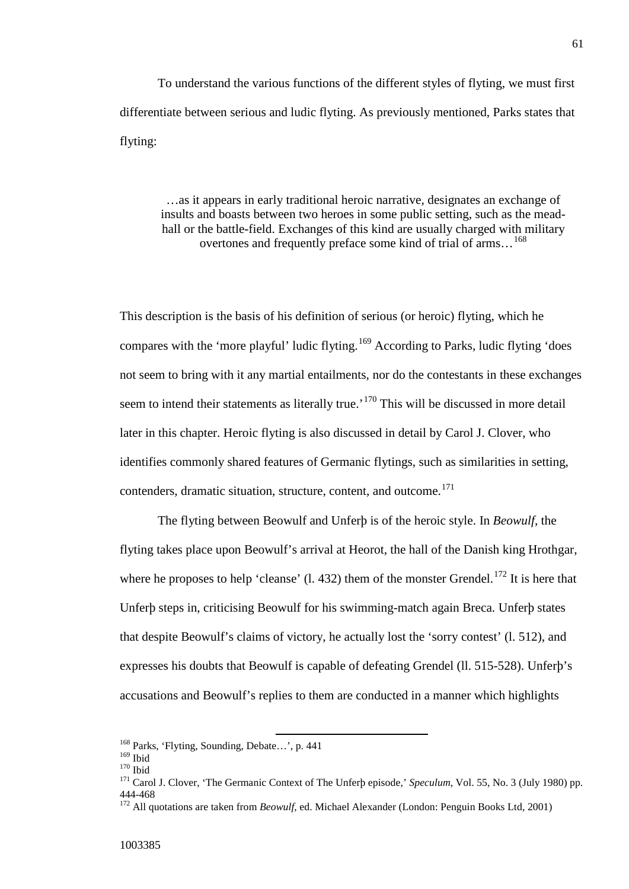To understand the various functions of the different styles of flyting, we must first differentiate between serious and ludic flyting. As previously mentioned, Parks states that flyting:

> …as it appears in early traditional heroic narrative, designates an exchange of insults and boasts between two heroes in some public setting, such as the mead-hall or the battle-field. Exchanges of this kind are usually charged with military overtones and frequently preface some kind of trial of arms…[168]

This description is the basis of his definition of serious (or heroic) flyting, which he compares with the 'more playful' ludic flyting.[169] According to Parks, ludic flyting 'does not seem to bring with it any martial entailments, nor do the contestants in these exchanges seem to intend their statements as literally true.'[170] This will be discussed in more detail later in this chapter. Heroic flyting is also discussed in detail by Carol J. Clover, who identifies commonly shared features of Germanic flytings, such as similarities in setting, contenders, dramatic situation, structure, content, and outcome.[171]

The flyting between Beowulf and Unferþ is of the heroic style. In *Beowulf*, the flyting takes place upon Beowulf's arrival at Heorot, the hall of the Danish king Hrothgar, where he proposes to help 'cleanse' (l. 432) them of the monster Grendel.[172] It is here that Unferþ steps in, criticising Beowulf for his swimming-match again Breca. Unferþ states that despite Beowulf's claims of victory, he actually lost the 'sorry contest' (l. 512), and expresses his doubts that Beowulf is capable of defeating Grendel (ll. 515-528). Unferþ's accusations and Beowulf's replies to them are conducted in a manner which highlights

---

[168] Parks, 'Flyting, Sounding, Debate…', p. 441

[169] Ibid

[170] Ibid

[171] Carol J. Clover, 'The Germanic Context of The Unferþ episode,' *Speculum*, Vol. 55, No. 3 (July 1980) pp. 444-468

[172] All quotations are taken from *Beowulf*, ed. Michael Alexander (London: Penguin Books Ltd, 2001)

1003385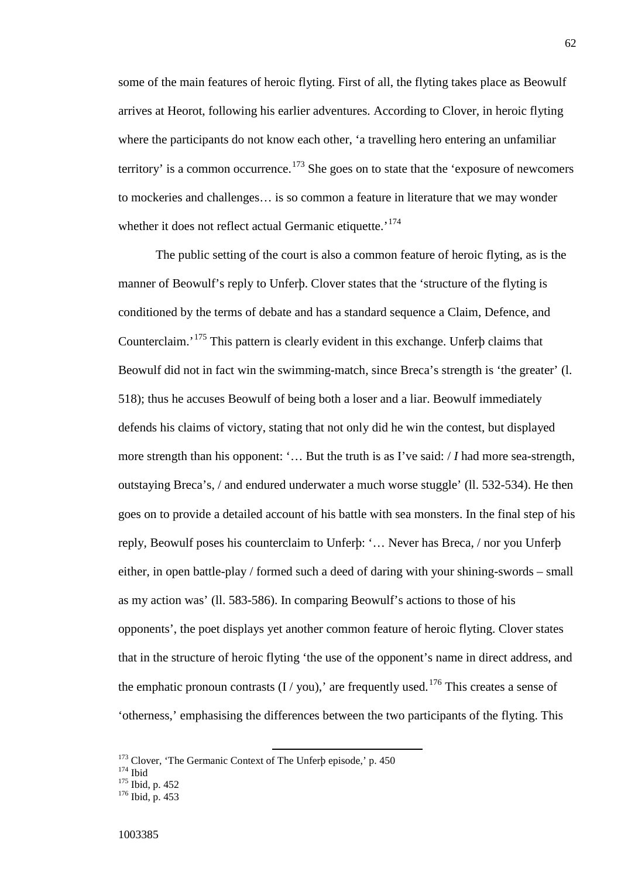some of the main features of heroic flyting. First of all, the flyting takes place as Beowulf arrives at Heorot, following his earlier adventures. According to Clover, in heroic flyting where the participants do not know each other, 'a travelling hero entering an unfamiliar territory' is a common occurrence.[173] She goes on to state that the 'exposure of newcomers to mockeries and challenges… is so common a feature in literature that we may wonder whether it does not reflect actual Germanic etiquette.'[174]

The public setting of the court is also a common feature of heroic flyting, as is the manner of Beowulf's reply to Unferþ. Clover states that the 'structure of the flyting is conditioned by the terms of debate and has a standard sequence a Claim, Defence, and Counterclaim.'[175] This pattern is clearly evident in this exchange. Unferþ claims that Beowulf did not in fact win the swimming-match, since Breca's strength is 'the greater' (l. 518); thus he accuses Beowulf of being both a loser and a liar. Beowulf immediately defends his claims of victory, stating that not only did he win the contest, but displayed more strength than his opponent: '… But the truth is as I've said: / *I* had more sea-strength, outstaying Breca's, / and endured underwater a much worse stuggle' (ll. 532-534). He then goes on to provide a detailed account of his battle with sea monsters. In the final step of his reply, Beowulf poses his counterclaim to Unferþ: '… Never has Breca, / nor you Unferþ either, in open battle-play / formed such a deed of daring with your shining-swords – small as my action was' (ll. 583-586). In comparing Beowulf's actions to those of his opponents', the poet displays yet another common feature of heroic flyting. Clover states that in the structure of heroic flyting 'the use of the opponent's name in direct address, and the emphatic pronoun contrasts (I / you),' are frequently used.[176] This creates a sense of 'otherness,' emphasising the differences between the two participants of the flyting. This

[173] Clover, 'The Germanic Context of The Unferþ episode,' p. 450
[174] Ibid
[175] Ibid, p. 452
[176] Ibid, p. 453

1003385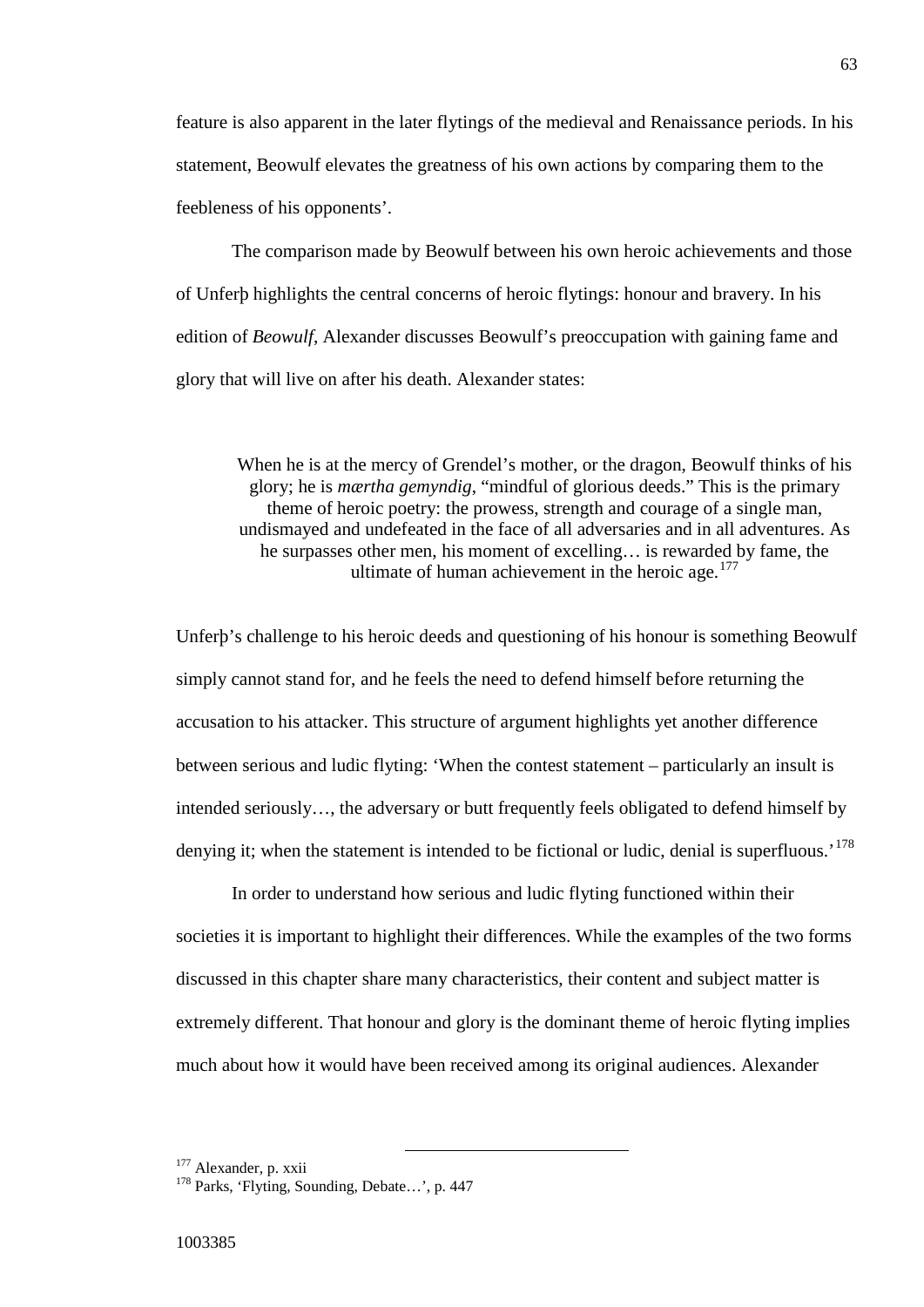feature is also apparent in the later flytings of the medieval and Renaissance periods. In his statement, Beowulf elevates the greatness of his own actions by comparing them to the feebleness of his opponents'.

The comparison made by Beowulf between his own heroic achievements and those of Unferþ highlights the central concerns of heroic flytings: honour and bravery. In his edition of *Beowulf*, Alexander discusses Beowulf's preoccupation with gaining fame and glory that will live on after his death. Alexander states:

> When he is at the mercy of Grendel's mother, or the dragon, Beowulf thinks of his glory; he is *mærtha gemyndig*, "mindful of glorious deeds." This is the primary theme of heroic poetry: the prowess, strength and courage of a single man, undismayed and undefeated in the face of all adversaries and in all adventures. As he surpasses other men, his moment of excelling… is rewarded by fame, the ultimate of human achievement in the heroic age.[177]

Unferþ's challenge to his heroic deeds and questioning of his honour is something Beowulf simply cannot stand for, and he feels the need to defend himself before returning the accusation to his attacker. This structure of argument highlights yet another difference between serious and ludic flyting: 'When the contest statement – particularly an insult is intended seriously…, the adversary or butt frequently feels obligated to defend himself by denying it; when the statement is intended to be fictional or ludic, denial is superfluous.'[178]

In order to understand how serious and ludic flyting functioned within their societies it is important to highlight their differences. While the examples of the two forms discussed in this chapter share many characteristics, their content and subject matter is extremely different. That honour and glory is the dominant theme of heroic flyting implies much about how it would have been received among its original audiences. Alexander

---

[177] Alexander, p. xxii

[178] Parks, 'Flyting, Sounding, Debate…', p. 447

1003385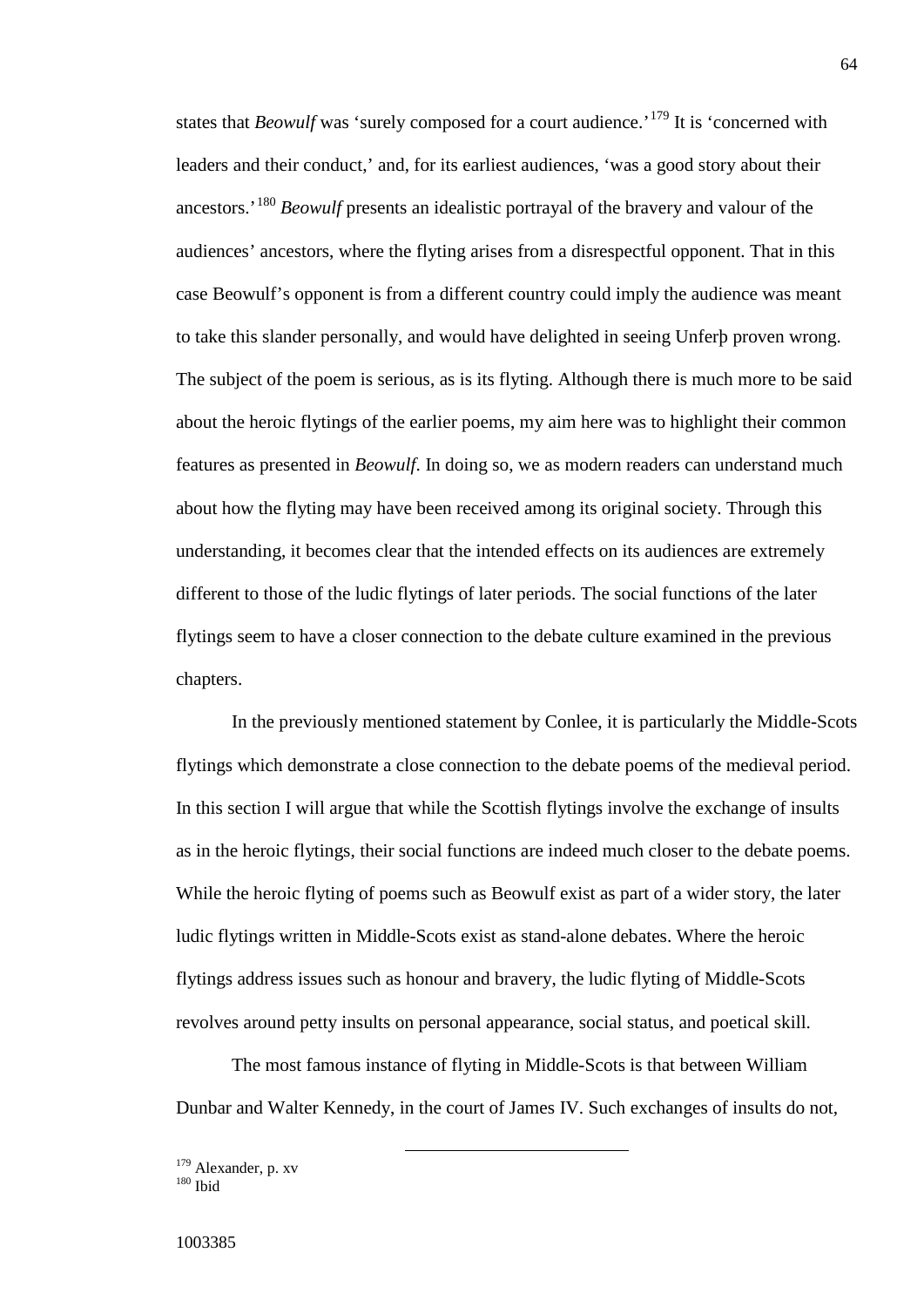states that *Beowulf* was 'surely composed for a court audience.'[179] It is 'concerned with leaders and their conduct,' and, for its earliest audiences, 'was a good story about their ancestors.'[180] *Beowulf* presents an idealistic portrayal of the bravery and valour of the audiences' ancestors, where the flyting arises from a disrespectful opponent. That in this case Beowulf's opponent is from a different country could imply the audience was meant to take this slander personally, and would have delighted in seeing Unferþ proven wrong. The subject of the poem is serious, as is its flyting. Although there is much more to be said about the heroic flytings of the earlier poems, my aim here was to highlight their common features as presented in *Beowulf*. In doing so, we as modern readers can understand much about how the flyting may have been received among its original society. Through this understanding, it becomes clear that the intended effects on its audiences are extremely different to those of the ludic flytings of later periods. The social functions of the later flytings seem to have a closer connection to the debate culture examined in the previous chapters.

In the previously mentioned statement by Conlee, it is particularly the Middle-Scots flytings which demonstrate a close connection to the debate poems of the medieval period. In this section I will argue that while the Scottish flytings involve the exchange of insults as in the heroic flytings, their social functions are indeed much closer to the debate poems. While the heroic flyting of poems such as Beowulf exist as part of a wider story, the later ludic flytings written in Middle-Scots exist as stand-alone debates. Where the heroic flytings address issues such as honour and bravery, the ludic flyting of Middle-Scots revolves around petty insults on personal appearance, social status, and poetical skill.

The most famous instance of flyting in Middle-Scots is that between William Dunbar and Walter Kennedy, in the court of James IV. Such exchanges of insults do not,

[179] Alexander, p. xv
[180] Ibid

1003385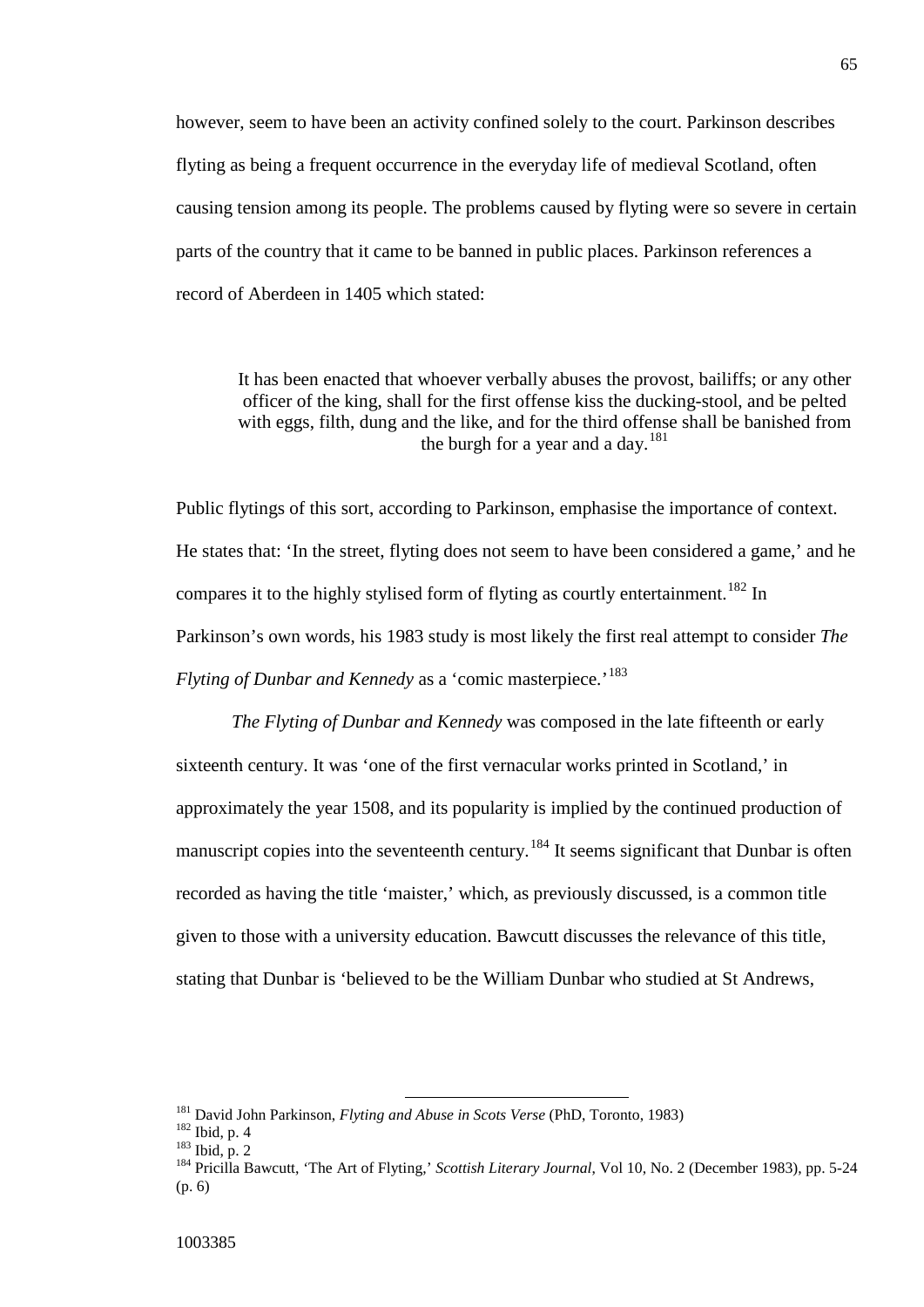however, seem to have been an activity confined solely to the court. Parkinson describes flyting as being a frequent occurrence in the everyday life of medieval Scotland, often causing tension among its people. The problems caused by flyting were so severe in certain parts of the country that it came to be banned in public places. Parkinson references a record of Aberdeen in 1405 which stated:

> It has been enacted that whoever verbally abuses the provost, bailiffs; or any other officer of the king, shall for the first offense kiss the ducking-stool, and be pelted with eggs, filth, dung and the like, and for the third offense shall be banished from the burgh for a year and a day.[181]

Public flytings of this sort, according to Parkinson, emphasise the importance of context. He states that: 'In the street, flyting does not seem to have been considered a game,' and he compares it to the highly stylised form of flyting as courtly entertainment.[182] In Parkinson's own words, his 1983 study is most likely the first real attempt to consider *The Flyting of Dunbar and Kennedy* as a 'comic masterpiece.'[183]

*The Flyting of Dunbar and Kennedy* was composed in the late fifteenth or early sixteenth century. It was 'one of the first vernacular works printed in Scotland,' in approximately the year 1508, and its popularity is implied by the continued production of manuscript copies into the seventeenth century.[184] It seems significant that Dunbar is often recorded as having the title 'maister,' which, as previously discussed, is a common title given to those with a university education. Bawcutt discusses the relevance of this title, stating that Dunbar is 'believed to be the William Dunbar who studied at St Andrews,

---

[181] David John Parkinson, *Flyting and Abuse in Scots Verse* (PhD, Toronto, 1983)

[182] Ibid, p. 4

[183] Ibid, p. 2

[184] Pricilla Bawcutt, 'The Art of Flyting,' *Scottish Literary Journal*, Vol 10, No. 2 (December 1983), pp. 5-24 (p. 6)

1003385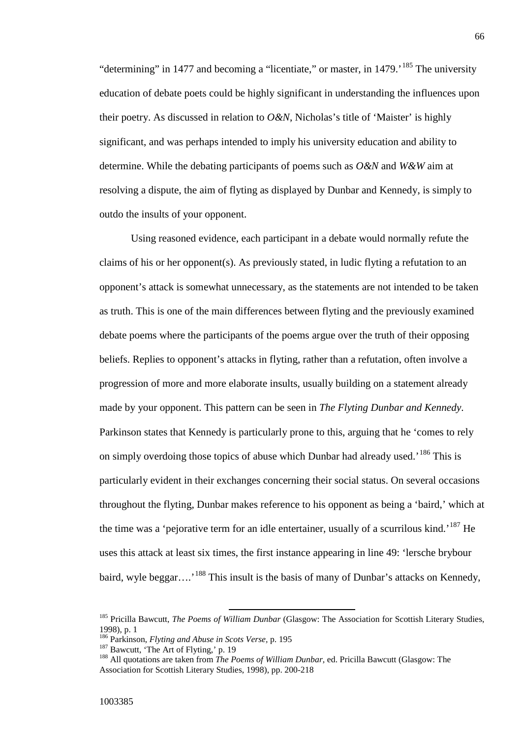"determining" in 1477 and becoming a "licentiate," or master, in 1479.'[185] The university education of debate poets could be highly significant in understanding the influences upon their poetry. As discussed in relation to *O&N*, Nicholas's title of 'Maister' is highly significant, and was perhaps intended to imply his university education and ability to determine. While the debating participants of poems such as *O&N* and *W&W* aim at resolving a dispute, the aim of flyting as displayed by Dunbar and Kennedy, is simply to outdo the insults of your opponent.

Using reasoned evidence, each participant in a debate would normally refute the claims of his or her opponent(s). As previously stated, in ludic flyting a refutation to an opponent's attack is somewhat unnecessary, as the statements are not intended to be taken as truth. This is one of the main differences between flyting and the previously examined debate poems where the participants of the poems argue over the truth of their opposing beliefs. Replies to opponent's attacks in flyting, rather than a refutation, often involve a progression of more and more elaborate insults, usually building on a statement already made by your opponent. This pattern can be seen in *The Flyting Dunbar and Kennedy*. Parkinson states that Kennedy is particularly prone to this, arguing that he 'comes to rely on simply overdoing those topics of abuse which Dunbar had already used.'[186] This is particularly evident in their exchanges concerning their social status. On several occasions throughout the flyting, Dunbar makes reference to his opponent as being a 'baird,' which at the time was a 'pejorative term for an idle entertainer, usually of a scurrilous kind.'[187] He uses this attack at least six times, the first instance appearing in line 49: 'lersche brybour baird, wyle beggar….'[188] This insult is the basis of many of Dunbar's attacks on Kennedy,

---

[185] Pricilla Bawcutt, *The Poems of William Dunbar* (Glasgow: The Association for Scottish Literary Studies, 1998), p. 1

[186] Parkinson, *Flyting and Abuse in Scots Verse*, p. 195

[187] Bawcutt, 'The Art of Flyting,' p. 19

[188] All quotations are taken from *The Poems of William Dunbar*, ed. Pricilla Bawcutt (Glasgow: The Association for Scottish Literary Studies, 1998), pp. 200-218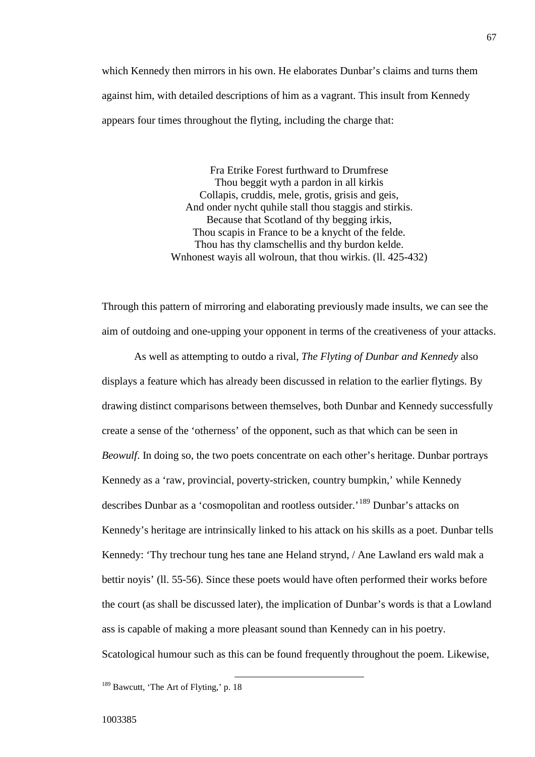which Kennedy then mirrors in his own. He elaborates Dunbar's claims and turns them against him, with detailed descriptions of him as a vagrant. This insult from Kennedy appears four times throughout the flyting, including the charge that:

> Fra Etrike Forest furthward to Drumfrese
> Thou beggit wyth a pardon in all kirkis
> Collapis, cruddis, mele, grotis, grisis and geis,
> And onder nycht quhile stall thou staggis and stirkis.
> Because that Scotland of thy begging irkis,
> Thou scapis in France to be a knycht of the felde.
> Thou has thy clamschellis and thy burdon kelde.
> Wnhonest wayis all wolroun, that thou wirkis. (ll. 425-432)

Through this pattern of mirroring and elaborating previously made insults, we can see the aim of outdoing and one-upping your opponent in terms of the creativeness of your attacks.

As well as attempting to outdo a rival, *The Flyting of Dunbar and Kennedy* also displays a feature which has already been discussed in relation to the earlier flytings. By drawing distinct comparisons between themselves, both Dunbar and Kennedy successfully create a sense of the 'otherness' of the opponent, such as that which can be seen in *Beowulf*. In doing so, the two poets concentrate on each other's heritage. Dunbar portrays Kennedy as a 'raw, provincial, poverty-stricken, country bumpkin,' while Kennedy describes Dunbar as a 'cosmopolitan and rootless outsider.'[189] Dunbar's attacks on Kennedy's heritage are intrinsically linked to his attack on his skills as a poet. Dunbar tells Kennedy: 'Thy trechour tung hes tane ane Heland strynd, / Ane Lawland ers wald mak a bettir noyis' (ll. 55-56). Since these poets would have often performed their works before the court (as shall be discussed later), the implication of Dunbar's words is that a Lowland ass is capable of making a more pleasant sound than Kennedy can in his poetry. Scatological humour such as this can be found frequently throughout the poem. Likewise,

[189] Bawcutt, 'The Art of Flyting,' p. 18

1003385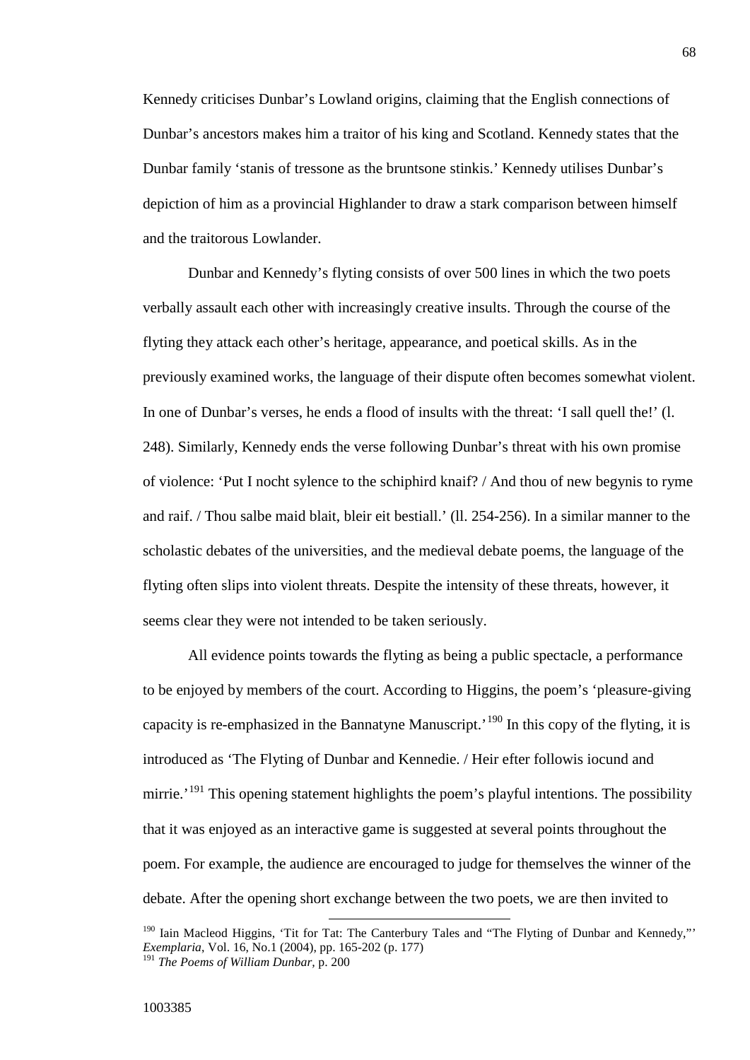Kennedy criticises Dunbar's Lowland origins, claiming that the English connections of Dunbar's ancestors makes him a traitor of his king and Scotland. Kennedy states that the Dunbar family 'stanis of tressone as the bruntsone stinkis.' Kennedy utilises Dunbar's depiction of him as a provincial Highlander to draw a stark comparison between himself and the traitorous Lowlander.

Dunbar and Kennedy's flyting consists of over 500 lines in which the two poets verbally assault each other with increasingly creative insults. Through the course of the flyting they attack each other's heritage, appearance, and poetical skills. As in the previously examined works, the language of their dispute often becomes somewhat violent. In one of Dunbar's verses, he ends a flood of insults with the threat: 'I sall quell the!' (l. 248). Similarly, Kennedy ends the verse following Dunbar's threat with his own promise of violence: 'Put I nocht sylence to the schiphird knaif? / And thou of new begynis to ryme and raif. / Thou salbe maid blait, bleir eit bestiall.' (ll. 254-256). In a similar manner to the scholastic debates of the universities, and the medieval debate poems, the language of the flyting often slips into violent threats. Despite the intensity of these threats, however, it seems clear they were not intended to be taken seriously.

All evidence points towards the flyting as being a public spectacle, a performance to be enjoyed by members of the court. According to Higgins, the poem's 'pleasure-giving capacity is re-emphasized in the Bannatyne Manuscript.'[190] In this copy of the flyting, it is introduced as 'The Flyting of Dunbar and Kennedie. / Heir efter followis iocund and mirrie.'[191] This opening statement highlights the poem's playful intentions. The possibility that it was enjoyed as an interactive game is suggested at several points throughout the poem. For example, the audience are encouraged to judge for themselves the winner of the debate. After the opening short exchange between the two poets, we are then invited to

---

[190] Iain Macleod Higgins, 'Tit for Tat: The Canterbury Tales and "The Flyting of Dunbar and Kennedy,"' *Exemplaria*, Vol. 16, No.1 (2004), pp. 165-202 (p. 177)

[191] *The Poems of William Dunbar*, p. 200

1003385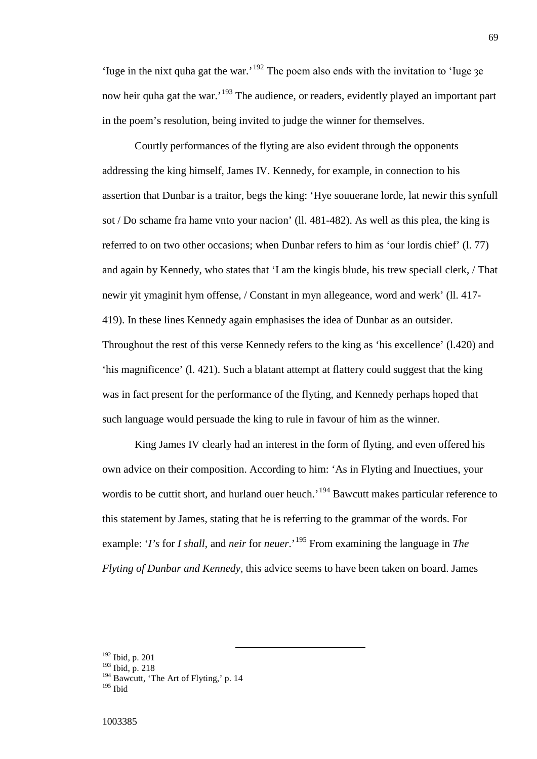'Iuge in the nixt quha gat the war.'[192] The poem also ends with the invitation to 'Iuge ȝe now heir quha gat the war.'[193] The audience, or readers, evidently played an important part in the poem's resolution, being invited to judge the winner for themselves.

Courtly performances of the flyting are also evident through the opponents addressing the king himself, James IV. Kennedy, for example, in connection to his assertion that Dunbar is a traitor, begs the king: 'Hye souuerane lorde, lat newir this synfull sot / Do schame fra hame vnto your nacion' (ll. 481-482). As well as this plea, the king is referred to on two other occasions; when Dunbar refers to him as 'our lordis chief' (l. 77) and again by Kennedy, who states that 'I am the kingis blude, his trew speciall clerk, / That newir yit ymaginit hym offense, / Constant in myn allegeance, word and werk' (ll. 417-419). In these lines Kennedy again emphasises the idea of Dunbar as an outsider. Throughout the rest of this verse Kennedy refers to the king as 'his excellence' (l.420) and 'his magnificence' (l. 421). Such a blatant attempt at flattery could suggest that the king was in fact present for the performance of the flyting, and Kennedy perhaps hoped that such language would persuade the king to rule in favour of him as the winner.

King James IV clearly had an interest in the form of flyting, and even offered his own advice on their composition. According to him: 'As in Flyting and Inuectiues, your wordis to be cuttit short, and hurland ouer heuch.'[194] Bawcutt makes particular reference to this statement by James, stating that he is referring to the grammar of the words. For example: '*I's* for *I shall*, and *neir* for *neuer*.'[195] From examining the language in *The Flyting of Dunbar and Kennedy*, this advice seems to have been taken on board. James

---

[192] Ibid, p. 201
[193] Ibid, p. 218
[194] Bawcutt, 'The Art of Flyting,' p. 14
[195] Ibid

1003385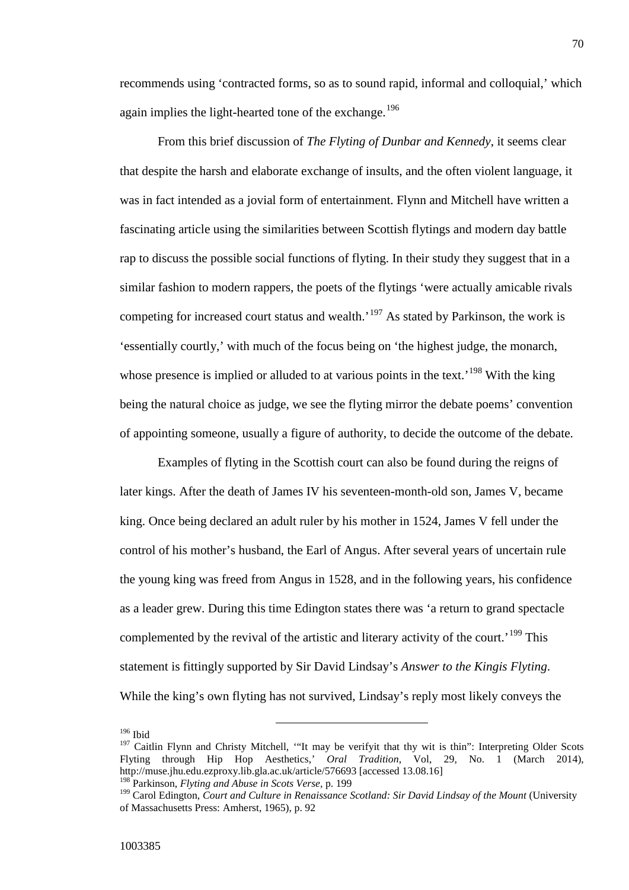recommends using 'contracted forms, so as to sound rapid, informal and colloquial,' which again implies the light-hearted tone of the exchange.[196]

From this brief discussion of *The Flyting of Dunbar and Kennedy*, it seems clear that despite the harsh and elaborate exchange of insults, and the often violent language, it was in fact intended as a jovial form of entertainment. Flynn and Mitchell have written a fascinating article using the similarities between Scottish flytings and modern day battle rap to discuss the possible social functions of flyting. In their study they suggest that in a similar fashion to modern rappers, the poets of the flytings 'were actually amicable rivals competing for increased court status and wealth.'[197] As stated by Parkinson, the work is 'essentially courtly,' with much of the focus being on 'the highest judge, the monarch, whose presence is implied or alluded to at various points in the text.'[198] With the king being the natural choice as judge, we see the flyting mirror the debate poems' convention of appointing someone, usually a figure of authority, to decide the outcome of the debate.

Examples of flyting in the Scottish court can also be found during the reigns of later kings. After the death of James IV his seventeen-month-old son, James V, became king. Once being declared an adult ruler by his mother in 1524, James V fell under the control of his mother's husband, the Earl of Angus. After several years of uncertain rule the young king was freed from Angus in 1528, and in the following years, his confidence as a leader grew. During this time Edington states there was 'a return to grand spectacle complemented by the revival of the artistic and literary activity of the court.'[199] This statement is fittingly supported by Sir David Lindsay's *Answer to the Kingis Flyting*. While the king's own flyting has not survived, Lindsay's reply most likely conveys the

---

[196] Ibid

[197] Caitlin Flynn and Christy Mitchell, '"It may be verifyit that thy wit is thin": Interpreting Older Scots Flyting through Hip Hop Aesthetics,' *Oral Tradition*, Vol, 29, No. 1 (March 2014), http://muse.jhu.edu.ezproxy.lib.gla.ac.uk/article/576693 [accessed 13.08.16]

[198] Parkinson, *Flyting and Abuse in Scots Verse*, p. 199

[199] Carol Edington, *Court and Culture in Renaissance Scotland: Sir David Lindsay of the Mount* (University of Massachusetts Press: Amherst, 1965), p. 92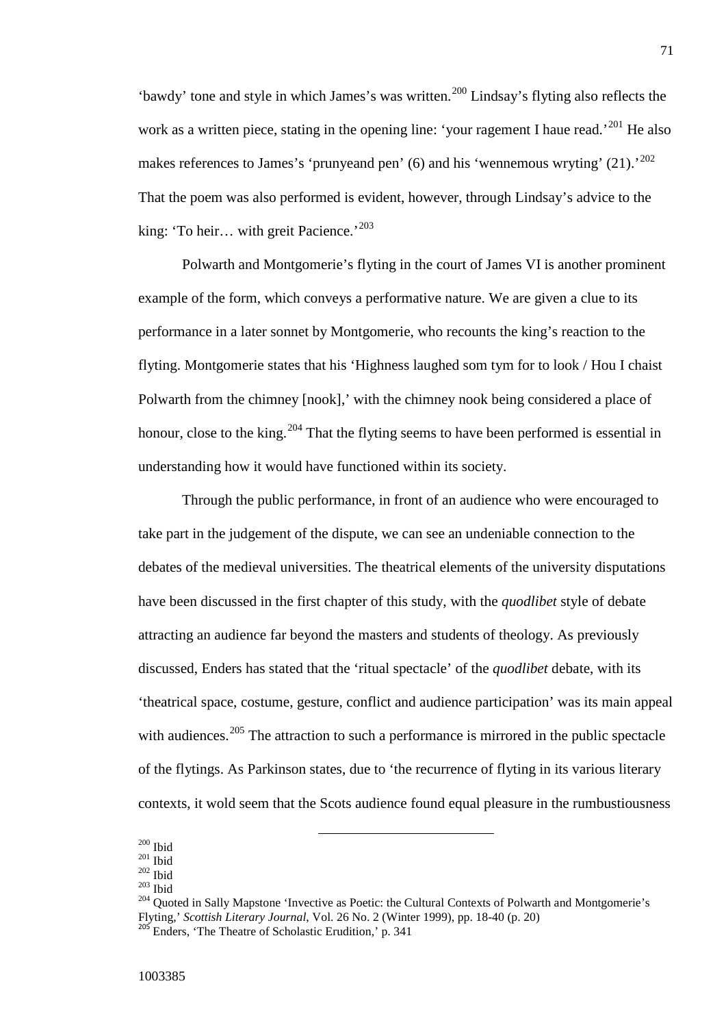'bawdy' tone and style in which James's was written.[200] Lindsay's flyting also reflects the work as a written piece, stating in the opening line: 'your ragement I haue read.'[201] He also makes references to James's 'prunyeand pen' (6) and his 'wennemous wryting' (21).'[202] That the poem was also performed is evident, however, through Lindsay's advice to the king: 'To heir… with greit Pacience.'[203]

Polwarth and Montgomerie's flyting in the court of James VI is another prominent example of the form, which conveys a performative nature. We are given a clue to its performance in a later sonnet by Montgomerie, who recounts the king's reaction to the flyting. Montgomerie states that his 'Highness laughed som tym for to look / Hou I chaist Polwarth from the chimney [nook],' with the chimney nook being considered a place of honour, close to the king.[204] That the flyting seems to have been performed is essential in understanding how it would have functioned within its society.

Through the public performance, in front of an audience who were encouraged to take part in the judgement of the dispute, we can see an undeniable connection to the debates of the medieval universities. The theatrical elements of the university disputations have been discussed in the first chapter of this study, with the *quodlibet* style of debate attracting an audience far beyond the masters and students of theology. As previously discussed, Enders has stated that the 'ritual spectacle' of the *quodlibet* debate, with its 'theatrical space, costume, gesture, conflict and audience participation' was its main appeal with audiences.[205] The attraction to such a performance is mirrored in the public spectacle of the flytings. As Parkinson states, due to 'the recurrence of flyting in its various literary contexts, it wold seem that the Scots audience found equal pleasure in the rumbustiousness

---

[200] Ibid

[201] Ibid

[202] Ibid

[203] Ibid

[204] Quoted in Sally Mapstone 'Invective as Poetic: the Cultural Contexts of Polwarth and Montgomerie's Flyting,' *Scottish Literary Journal*, Vol. 26 No. 2 (Winter 1999), pp. 18-40 (p. 20)

[205] Enders, 'The Theatre of Scholastic Erudition,' p. 341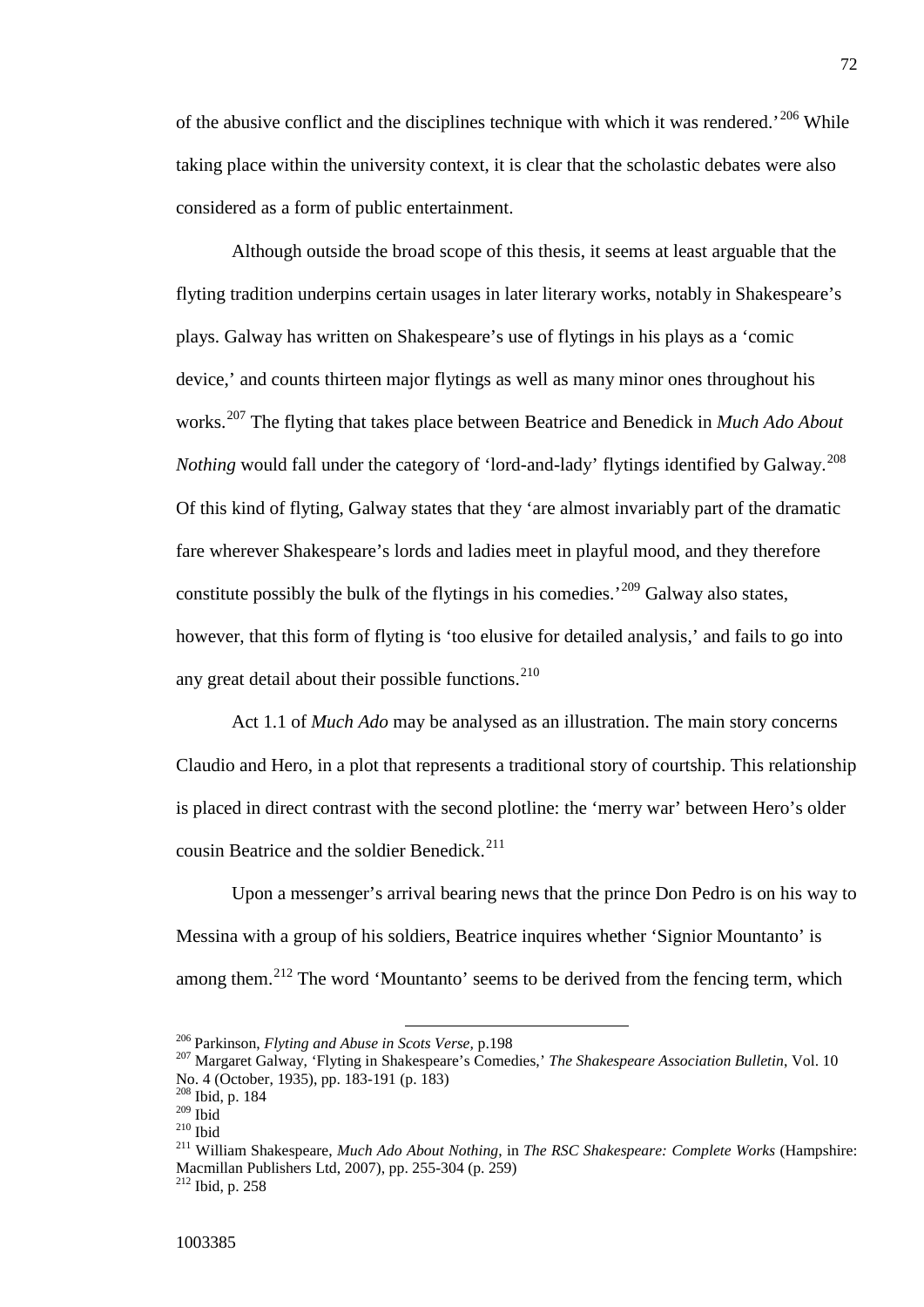of the abusive conflict and the disciplines technique with which it was rendered.'[206] While taking place within the university context, it is clear that the scholastic debates were also considered as a form of public entertainment.

Although outside the broad scope of this thesis, it seems at least arguable that the flyting tradition underpins certain usages in later literary works, notably in Shakespeare's plays. Galway has written on Shakespeare's use of flytings in his plays as a 'comic device,' and counts thirteen major flytings as well as many minor ones throughout his works.[207] The flyting that takes place between Beatrice and Benedick in *Much Ado About Nothing* would fall under the category of 'lord-and-lady' flytings identified by Galway.[208] Of this kind of flyting, Galway states that they 'are almost invariably part of the dramatic fare wherever Shakespeare's lords and ladies meet in playful mood, and they therefore constitute possibly the bulk of the flytings in his comedies.'[209] Galway also states, however, that this form of flyting is 'too elusive for detailed analysis,' and fails to go into any great detail about their possible functions.[210]

Act 1.1 of *Much Ado* may be analysed as an illustration. The main story concerns Claudio and Hero, in a plot that represents a traditional story of courtship. This relationship is placed in direct contrast with the second plotline: the 'merry war' between Hero's older cousin Beatrice and the soldier Benedick.[211]

Upon a messenger's arrival bearing news that the prince Don Pedro is on his way to Messina with a group of his soldiers, Beatrice inquires whether 'Signior Mountanto' is among them.[212] The word 'Mountanto' seems to be derived from the fencing term, which

---

[206] Parkinson, *Flyting and Abuse in Scots Verse,* p.198

[207] Margaret Galway, 'Flyting in Shakespeare's Comedies,' *The Shakespeare Association Bulletin,* Vol. 10 No. 4 (October, 1935), pp. 183-191 (p. 183)

[208] Ibid, p. 184

[209] Ibid

[210] Ibid

[211] William Shakespeare, *Much Ado About Nothing,* in *The RSC Shakespeare: Complete Works* (Hampshire: Macmillan Publishers Ltd, 2007), pp. 255-304 (p. 259)

[212] Ibid, p. 258

1003385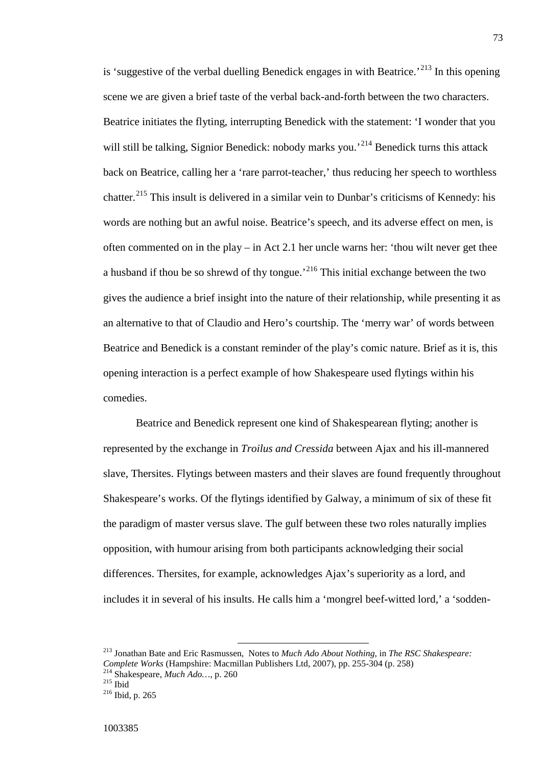is 'suggestive of the verbal duelling Benedick engages in with Beatrice.'[213] In this opening scene we are given a brief taste of the verbal back-and-forth between the two characters. Beatrice initiates the flyting, interrupting Benedick with the statement: 'I wonder that you will still be talking, Signior Benedick: nobody marks you.'[214] Benedick turns this attack back on Beatrice, calling her a 'rare parrot-teacher,' thus reducing her speech to worthless chatter.[215] This insult is delivered in a similar vein to Dunbar's criticisms of Kennedy: his words are nothing but an awful noise. Beatrice's speech, and its adverse effect on men, is often commented on in the play – in Act 2.1 her uncle warns her: 'thou wilt never get thee a husband if thou be so shrewd of thy tongue.'[216] This initial exchange between the two gives the audience a brief insight into the nature of their relationship, while presenting it as an alternative to that of Claudio and Hero's courtship. The 'merry war' of words between Beatrice and Benedick is a constant reminder of the play's comic nature. Brief as it is, this opening interaction is a perfect example of how Shakespeare used flytings within his comedies.

Beatrice and Benedick represent one kind of Shakespearean flyting; another is represented by the exchange in *Troilus and Cressida* between Ajax and his ill-mannered slave, Thersites. Flytings between masters and their slaves are found frequently throughout Shakespeare's works. Of the flytings identified by Galway, a minimum of six of these fit the paradigm of master versus slave. The gulf between these two roles naturally implies opposition, with humour arising from both participants acknowledging their social differences. Thersites, for example, acknowledges Ajax's superiority as a lord, and includes it in several of his insults. He calls him a 'mongrel beef-witted lord,' a 'sodden-

---

[213] Jonathan Bate and Eric Rasmussen, Notes to *Much Ado About Nothing*, in *The RSC Shakespeare: Complete Works* (Hampshire: Macmillan Publishers Ltd, 2007), pp. 255-304 (p. 258)
[214] Shakespeare, *Much Ado…*, p. 260
[215] Ibid
[216] Ibid, p. 265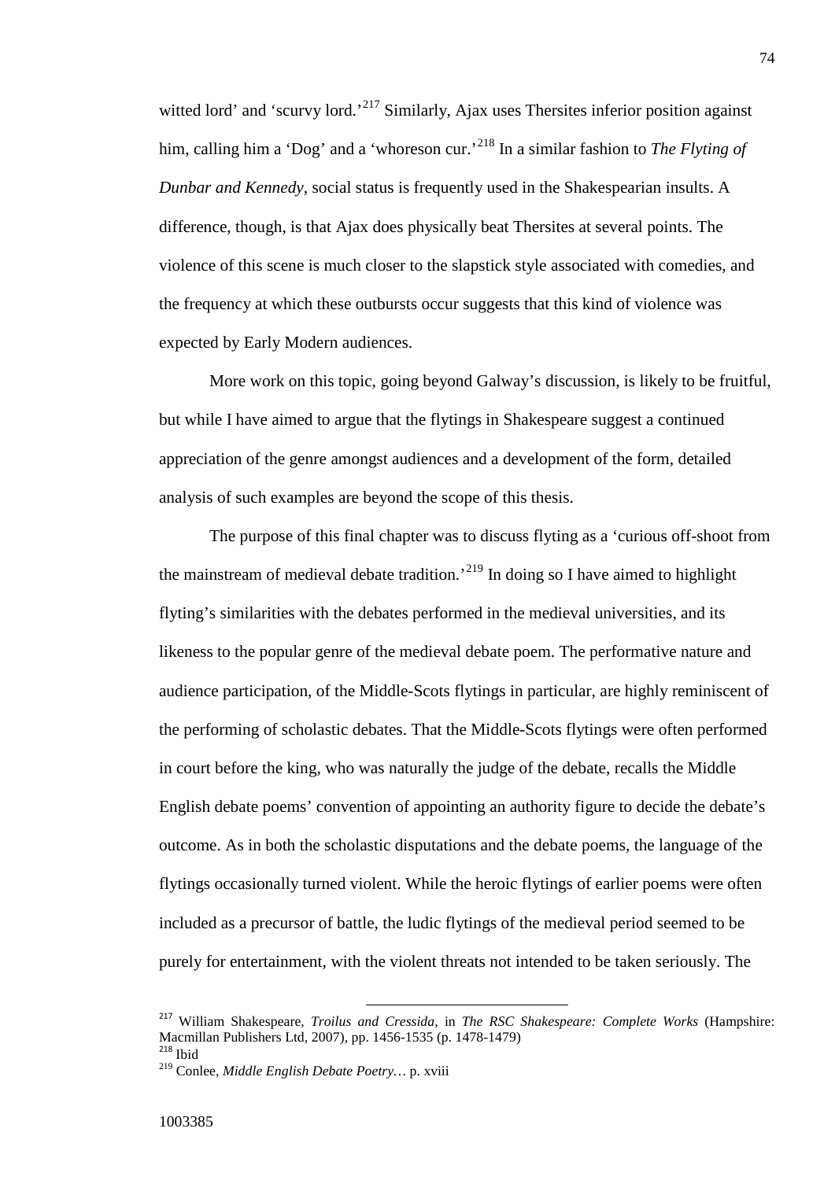witted lord' and 'scurvy lord.'[217] Similarly, Ajax uses Thersites inferior position against him, calling him a 'Dog' and a 'whoreson cur.'[218] In a similar fashion to *The Flyting of Dunbar and Kennedy*, social status is frequently used in the Shakespearian insults. A difference, though, is that Ajax does physically beat Thersites at several points. The violence of this scene is much closer to the slapstick style associated with comedies, and the frequency at which these outbursts occur suggests that this kind of violence was expected by Early Modern audiences.

More work on this topic, going beyond Galway's discussion, is likely to be fruitful, but while I have aimed to argue that the flytings in Shakespeare suggest a continued appreciation of the genre amongst audiences and a development of the form, detailed analysis of such examples are beyond the scope of this thesis.

The purpose of this final chapter was to discuss flyting as a 'curious off-shoot from the mainstream of medieval debate tradition.'[219] In doing so I have aimed to highlight flyting's similarities with the debates performed in the medieval universities, and its likeness to the popular genre of the medieval debate poem. The performative nature and audience participation, of the Middle-Scots flytings in particular, are highly reminiscent of the performing of scholastic debates. That the Middle-Scots flytings were often performed in court before the king, who was naturally the judge of the debate, recalls the Middle English debate poems' convention of appointing an authority figure to decide the debate's outcome. As in both the scholastic disputations and the debate poems, the language of the flytings occasionally turned violent. While the heroic flytings of earlier poems were often included as a precursor of battle, the ludic flytings of the medieval period seemed to be purely for entertainment, with the violent threats not intended to be taken seriously. The

---

[217] William Shakespeare, *Troilus and Cressida*, in *The RSC Shakespeare: Complete Works* (Hampshire: Macmillan Publishers Ltd, 2007), pp. 1456-1535 (p. 1478-1479)

[218] Ibid

[219] Conlee, *Middle English Debate Poetry…* p. xviii

1003385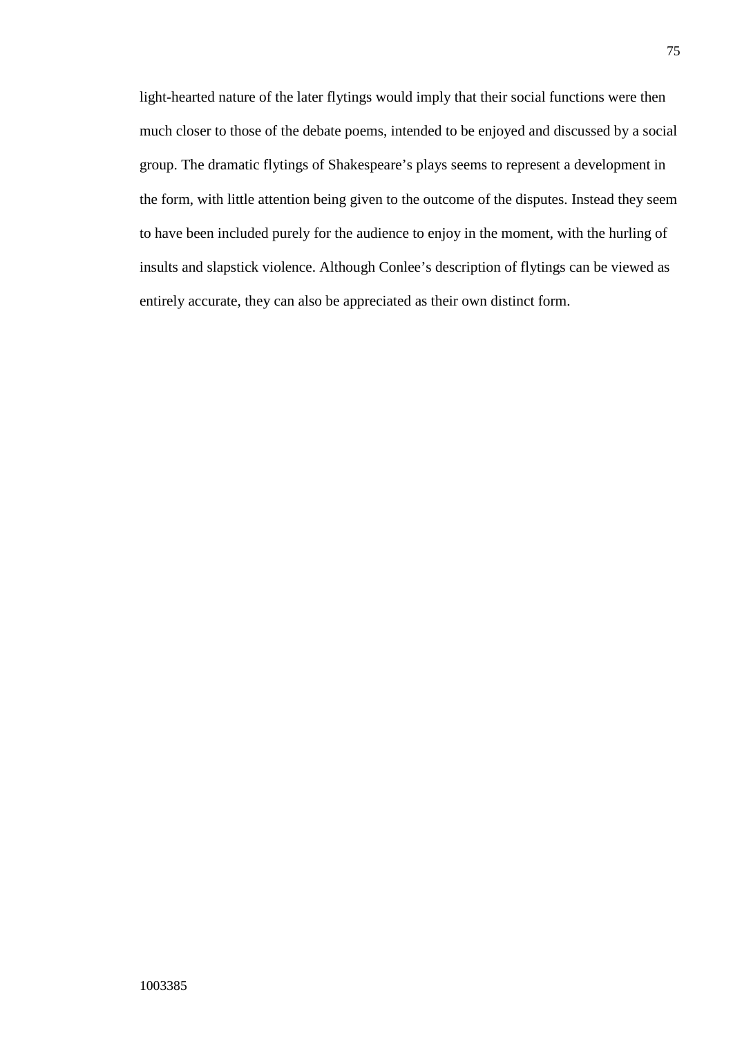light-hearted nature of the later flytings would imply that their social functions were then much closer to those of the debate poems, intended to be enjoyed and discussed by a social group. The dramatic flytings of Shakespeare’s plays seems to represent a development in the form, with little attention being given to the outcome of the disputes. Instead they seem to have been included purely for the audience to enjoy in the moment, with the hurling of insults and slapstick violence. Although Conlee’s description of flytings can be viewed as entirely accurate, they can also be appreciated as their own distinct form.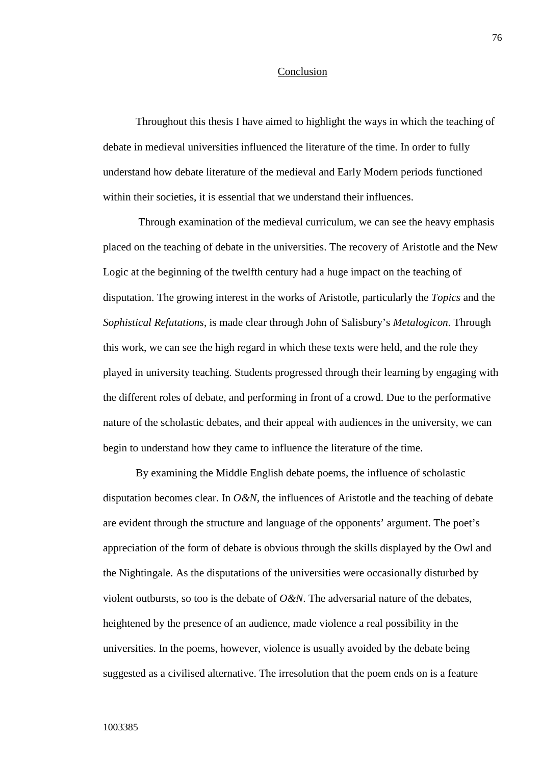# Conclusion

Throughout this thesis I have aimed to highlight the ways in which the teaching of debate in medieval universities influenced the literature of the time. In order to fully understand how debate literature of the medieval and Early Modern periods functioned within their societies, it is essential that we understand their influences.

Through examination of the medieval curriculum, we can see the heavy emphasis placed on the teaching of debate in the universities. The recovery of Aristotle and the New Logic at the beginning of the twelfth century had a huge impact on the teaching of disputation. The growing interest in the works of Aristotle, particularly the *Topics* and the *Sophistical Refutations*, is made clear through John of Salisbury's *Metalogicon*. Through this work, we can see the high regard in which these texts were held, and the role they played in university teaching. Students progressed through their learning by engaging with the different roles of debate, and performing in front of a crowd. Due to the performative nature of the scholastic debates, and their appeal with audiences in the university, we can begin to understand how they came to influence the literature of the time.

By examining the Middle English debate poems, the influence of scholastic disputation becomes clear. In *O&N*, the influences of Aristotle and the teaching of debate are evident through the structure and language of the opponents' argument. The poet's appreciation of the form of debate is obvious through the skills displayed by the Owl and the Nightingale. As the disputations of the universities were occasionally disturbed by violent outbursts, so too is the debate of *O&N*. The adversarial nature of the debates, heightened by the presence of an audience, made violence a real possibility in the universities. In the poems, however, violence is usually avoided by the debate being suggested as a civilised alternative. The irresolution that the poem ends on is a feature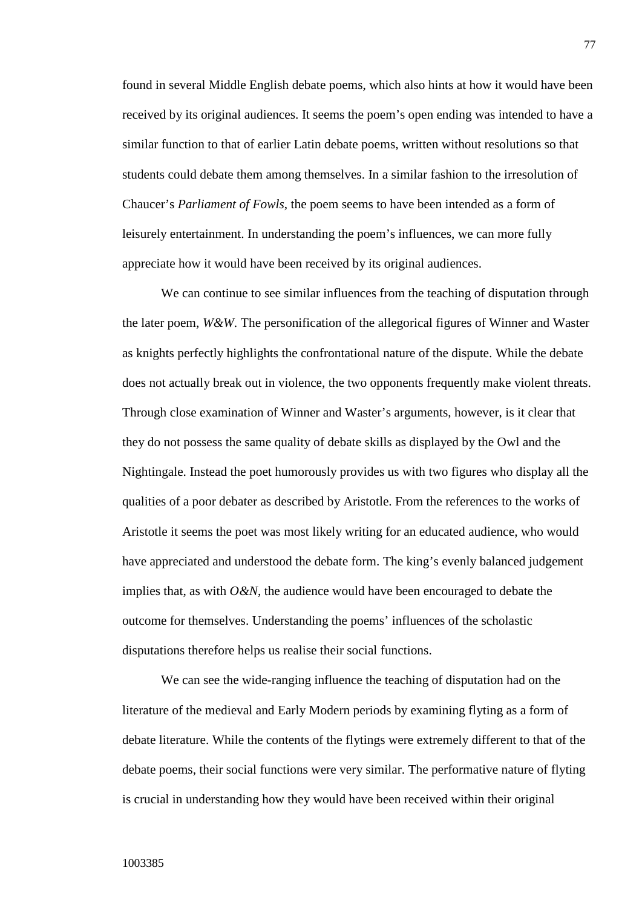found in several Middle English debate poems, which also hints at how it would have been received by its original audiences. It seems the poem's open ending was intended to have a similar function to that of earlier Latin debate poems, written without resolutions so that students could debate them among themselves. In a similar fashion to the irresolution of Chaucer's *Parliament of Fowls*, the poem seems to have been intended as a form of leisurely entertainment. In understanding the poem's influences, we can more fully appreciate how it would have been received by its original audiences.

We can continue to see similar influences from the teaching of disputation through the later poem, *W&W*. The personification of the allegorical figures of Winner and Waster as knights perfectly highlights the confrontational nature of the dispute. While the debate does not actually break out in violence, the two opponents frequently make violent threats. Through close examination of Winner and Waster's arguments, however, is it clear that they do not possess the same quality of debate skills as displayed by the Owl and the Nightingale. Instead the poet humorously provides us with two figures who display all the qualities of a poor debater as described by Aristotle. From the references to the works of Aristotle it seems the poet was most likely writing for an educated audience, who would have appreciated and understood the debate form. The king's evenly balanced judgement implies that, as with *O&N*, the audience would have been encouraged to debate the outcome for themselves. Understanding the poems' influences of the scholastic disputations therefore helps us realise their social functions.

We can see the wide-ranging influence the teaching of disputation had on the literature of the medieval and Early Modern periods by examining flyting as a form of debate literature. While the contents of the flytings were extremely different to that of the debate poems, their social functions were very similar. The performative nature of flyting is crucial in understanding how they would have been received within their original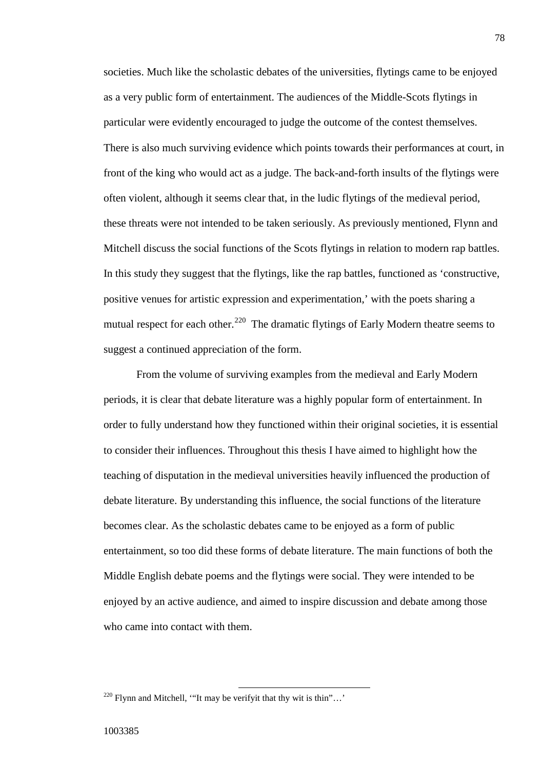societies. Much like the scholastic debates of the universities, flytings came to be enjoyed as a very public form of entertainment. The audiences of the Middle-Scots flytings in particular were evidently encouraged to judge the outcome of the contest themselves. There is also much surviving evidence which points towards their performances at court, in front of the king who would act as a judge. The back-and-forth insults of the flytings were often violent, although it seems clear that, in the ludic flytings of the medieval period, these threats were not intended to be taken seriously. As previously mentioned, Flynn and Mitchell discuss the social functions of the Scots flytings in relation to modern rap battles. In this study they suggest that the flytings, like the rap battles, functioned as 'constructive, positive venues for artistic expression and experimentation,' with the poets sharing a mutual respect for each other.[220] The dramatic flytings of Early Modern theatre seems to suggest a continued appreciation of the form.

From the volume of surviving examples from the medieval and Early Modern periods, it is clear that debate literature was a highly popular form of entertainment. In order to fully understand how they functioned within their original societies, it is essential to consider their influences. Throughout this thesis I have aimed to highlight how the teaching of disputation in the medieval universities heavily influenced the production of debate literature. By understanding this influence, the social functions of the literature becomes clear. As the scholastic debates came to be enjoyed as a form of public entertainment, so too did these forms of debate literature. The main functions of both the Middle English debate poems and the flytings were social. They were intended to be enjoyed by an active audience, and aimed to inspire discussion and debate among those who came into contact with them.

---

[220] Flynn and Mitchell, '"It may be verifyit that thy wit is thin"…'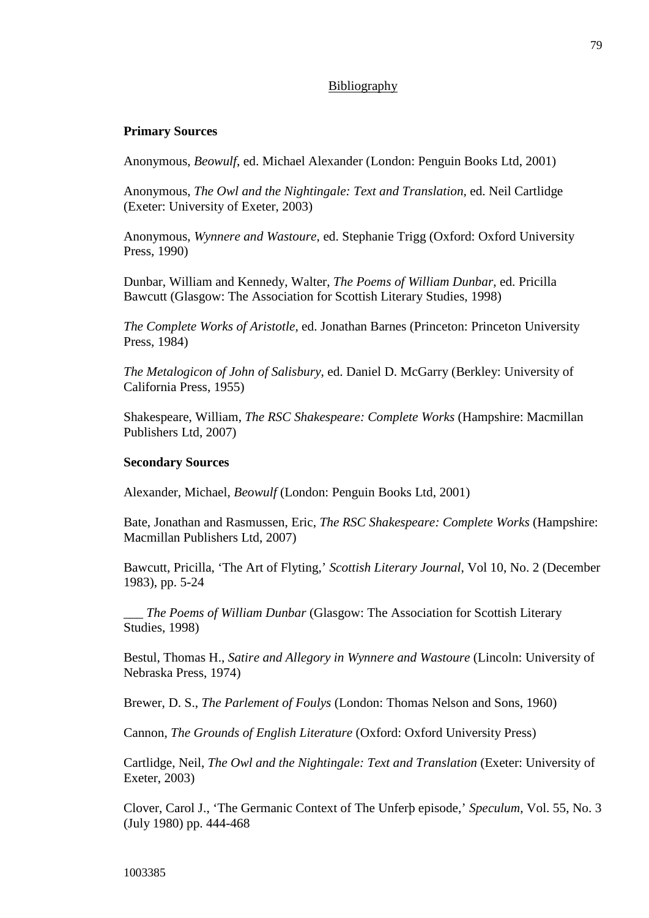Bibliography

**Primary Sources**

Anonymous, *Beowulf*, ed. Michael Alexander (London: Penguin Books Ltd, 2001)

Anonymous, *The Owl and the Nightingale: Text and Translation*, ed. Neil Cartlidge (Exeter: University of Exeter, 2003)

Anonymous, *Wynnere and Wastoure*, ed. Stephanie Trigg (Oxford: Oxford University Press, 1990)

Dunbar, William and Kennedy, Walter, *The Poems of William Dunbar*, ed. Pricilla Bawcutt (Glasgow: The Association for Scottish Literary Studies, 1998)

*The Complete Works of Aristotle*, ed. Jonathan Barnes (Princeton: Princeton University Press, 1984)

*The Metalogicon of John of Salisbury*, ed. Daniel D. McGarry (Berkley: University of California Press, 1955)

Shakespeare, William, *The RSC Shakespeare: Complete Works* (Hampshire: Macmillan Publishers Ltd, 2007)

**Secondary Sources**

Alexander, Michael, *Beowulf* (London: Penguin Books Ltd, 2001)

Bate, Jonathan and Rasmussen, Eric, *The RSC Shakespeare: Complete Works* (Hampshire: Macmillan Publishers Ltd, 2007)

Bawcutt, Pricilla, 'The Art of Flyting,' *Scottish Literary Journal*, Vol 10, No. 2 (December 1983), pp. 5-24

___ *The Poems of William Dunbar* (Glasgow: The Association for Scottish Literary Studies, 1998)

Bestul, Thomas H., *Satire and Allegory in Wynnere and Wastoure* (Lincoln: University of Nebraska Press, 1974)

Brewer, D. S., *The Parlement of Foulys* (London: Thomas Nelson and Sons, 1960)

Cannon, *The Grounds of English Literature* (Oxford: Oxford University Press)

Cartlidge, Neil, *The Owl and the Nightingale: Text and Translation* (Exeter: University of Exeter, 2003)

Clover, Carol J., 'The Germanic Context of The Unferþ episode,' *Speculum*, Vol. 55, No. 3 (July 1980) pp. 444-468

1003385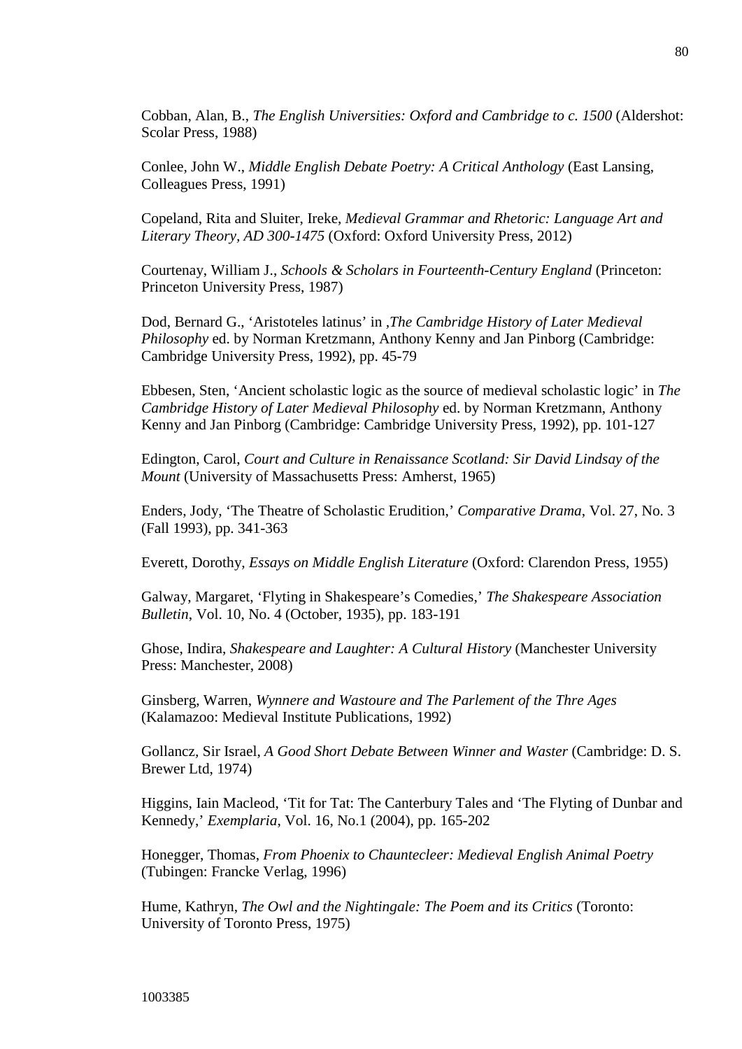Cobban, Alan, B., *The English Universities: Oxford and Cambridge to c. 1500* (Aldershot: Scolar Press, 1988)

Conlee, John W., *Middle English Debate Poetry: A Critical Anthology* (East Lansing, Colleagues Press, 1991)

Copeland, Rita and Sluiter, Ireke, *Medieval Grammar and Rhetoric: Language Art and Literary Theory, AD 300-1475* (Oxford: Oxford University Press, 2012)

Courtenay, William J., *Schools & Scholars in Fourteenth-Century England* (Princeton: Princeton University Press, 1987)

Dod, Bernard G., 'Aristoteles latinus' in ,*The Cambridge History of Later Medieval Philosophy* ed. by Norman Kretzmann, Anthony Kenny and Jan Pinborg (Cambridge: Cambridge University Press, 1992), pp. 45-79

Ebbesen, Sten, 'Ancient scholastic logic as the source of medieval scholastic logic' in *The Cambridge History of Later Medieval Philosophy* ed. by Norman Kretzmann, Anthony Kenny and Jan Pinborg (Cambridge: Cambridge University Press, 1992), pp. 101-127

Edington, Carol, *Court and Culture in Renaissance Scotland: Sir David Lindsay of the Mount* (University of Massachusetts Press: Amherst, 1965)

Enders, Jody, 'The Theatre of Scholastic Erudition,' *Comparative Drama*, Vol. 27, No. 3 (Fall 1993), pp. 341-363

Everett, Dorothy, *Essays on Middle English Literature* (Oxford: Clarendon Press, 1955)

Galway, Margaret, 'Flyting in Shakespeare's Comedies,' *The Shakespeare Association Bulletin*, Vol. 10, No. 4 (October, 1935), pp. 183-191

Ghose, Indira, *Shakespeare and Laughter: A Cultural History* (Manchester University Press: Manchester, 2008)

Ginsberg, Warren, *Wynnere and Wastoure and The Parlement of the Thre Ages* (Kalamazoo: Medieval Institute Publications, 1992)

Gollancz, Sir Israel, *A Good Short Debate Between Winner and Waster* (Cambridge: D. S. Brewer Ltd, 1974)

Higgins, Iain Macleod, 'Tit for Tat: The Canterbury Tales and 'The Flyting of Dunbar and Kennedy,' *Exemplaria*, Vol. 16, No.1 (2004), pp. 165-202

Honegger, Thomas, *From Phoenix to Chauntecleer: Medieval English Animal Poetry* (Tubingen: Francke Verlag, 1996)

Hume, Kathryn, *The Owl and the Nightingale: The Poem and its Critics* (Toronto: University of Toronto Press, 1975)

1003385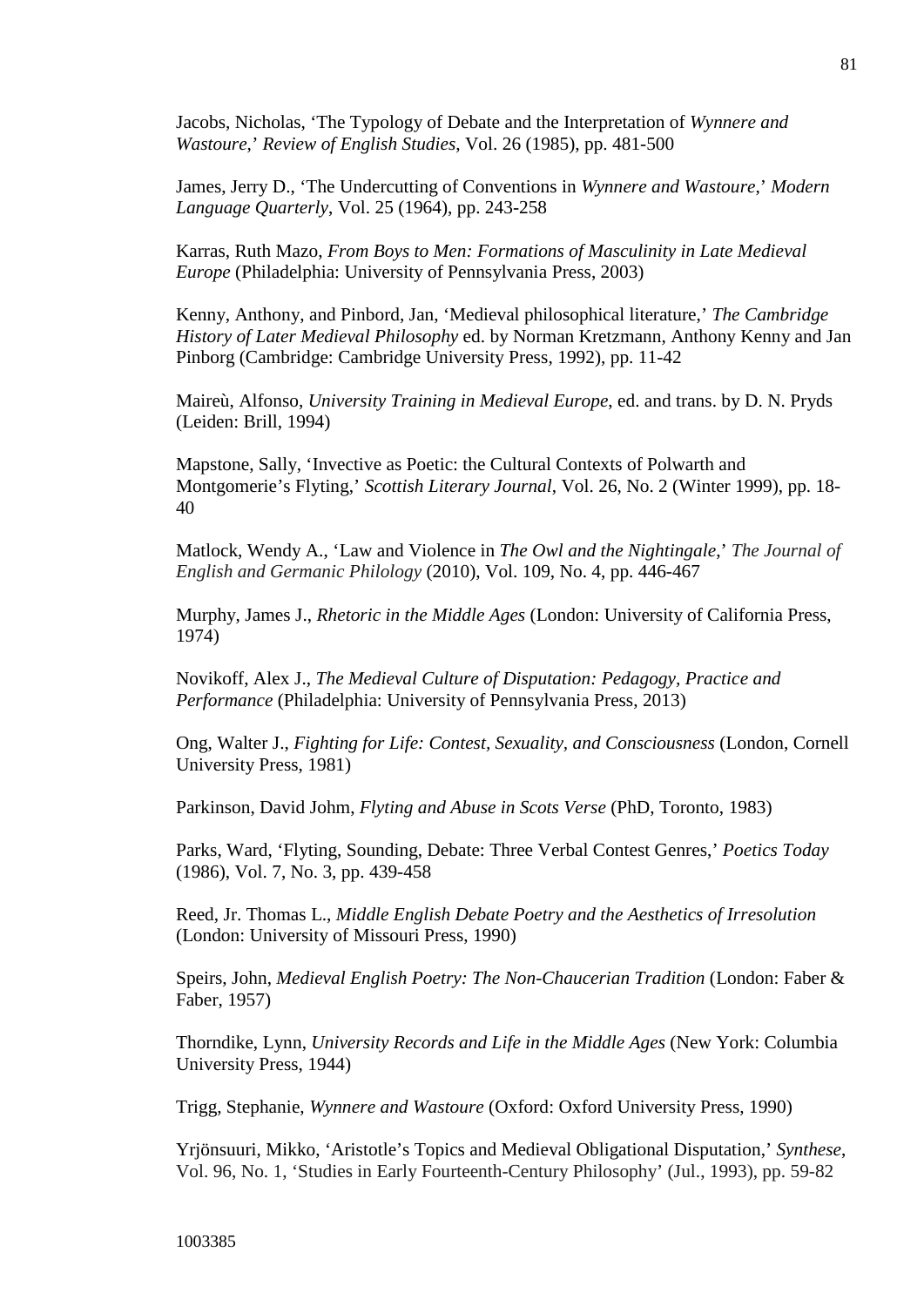Jacobs, Nicholas, 'The Typology of Debate and the Interpretation of *Wynnere and Wastoure*,' *Review of English Studies*, Vol. 26 (1985), pp. 481-500

James, Jerry D., 'The Undercutting of Conventions in *Wynnere and Wastoure*,' *Modern Language Quarterly*, Vol. 25 (1964), pp. 243-258

Karras, Ruth Mazo, *From Boys to Men: Formations of Masculinity in Late Medieval Europe* (Philadelphia: University of Pennsylvania Press, 2003)

Kenny, Anthony, and Pinbord, Jan, 'Medieval philosophical literature,' *The Cambridge History of Later Medieval Philosophy* ed. by Norman Kretzmann, Anthony Kenny and Jan Pinborg (Cambridge: Cambridge University Press, 1992), pp. 11-42

Maireù, Alfonso, *University Training in Medieval Europe*, ed. and trans. by D. N. Pryds (Leiden: Brill, 1994)

Mapstone, Sally, 'Invective as Poetic: the Cultural Contexts of Polwarth and Montgomerie's Flyting,' *Scottish Literary Journal*, Vol. 26, No. 2 (Winter 1999), pp. 18-40

Matlock, Wendy A., 'Law and Violence in *The Owl and the Nightingale*,' *The Journal of English and Germanic Philology* (2010), Vol. 109, No. 4, pp. 446-467

Murphy, James J., *Rhetoric in the Middle Ages* (London: University of California Press, 1974)

Novikoff, Alex J., *The Medieval Culture of Disputation: Pedagogy, Practice and Performance* (Philadelphia: University of Pennsylvania Press, 2013)

Ong, Walter J., *Fighting for Life: Contest, Sexuality, and Consciousness* (London, Cornell University Press, 1981)

Parkinson, David Johm, *Flyting and Abuse in Scots Verse* (PhD, Toronto, 1983)

Parks, Ward, 'Flyting, Sounding, Debate: Three Verbal Contest Genres,' *Poetics Today* (1986), Vol. 7, No. 3, pp. 439-458

Reed, Jr. Thomas L., *Middle English Debate Poetry and the Aesthetics of Irresolution* (London: University of Missouri Press, 1990)

Speirs, John, *Medieval English Poetry: The Non-Chaucerian Tradition* (London: Faber & Faber, 1957)

Thorndike, Lynn, *University Records and Life in the Middle Ages* (New York: Columbia University Press, 1944)

Trigg, Stephanie, *Wynnere and Wastoure* (Oxford: Oxford University Press, 1990)

Yrjönsuuri, Mikko, 'Aristotle's Topics and Medieval Obligational Disputation,' *Synthese*, Vol. 96, No. 1, 'Studies in Early Fourteenth-Century Philosophy' (Jul., 1993), pp. 59-82

1003385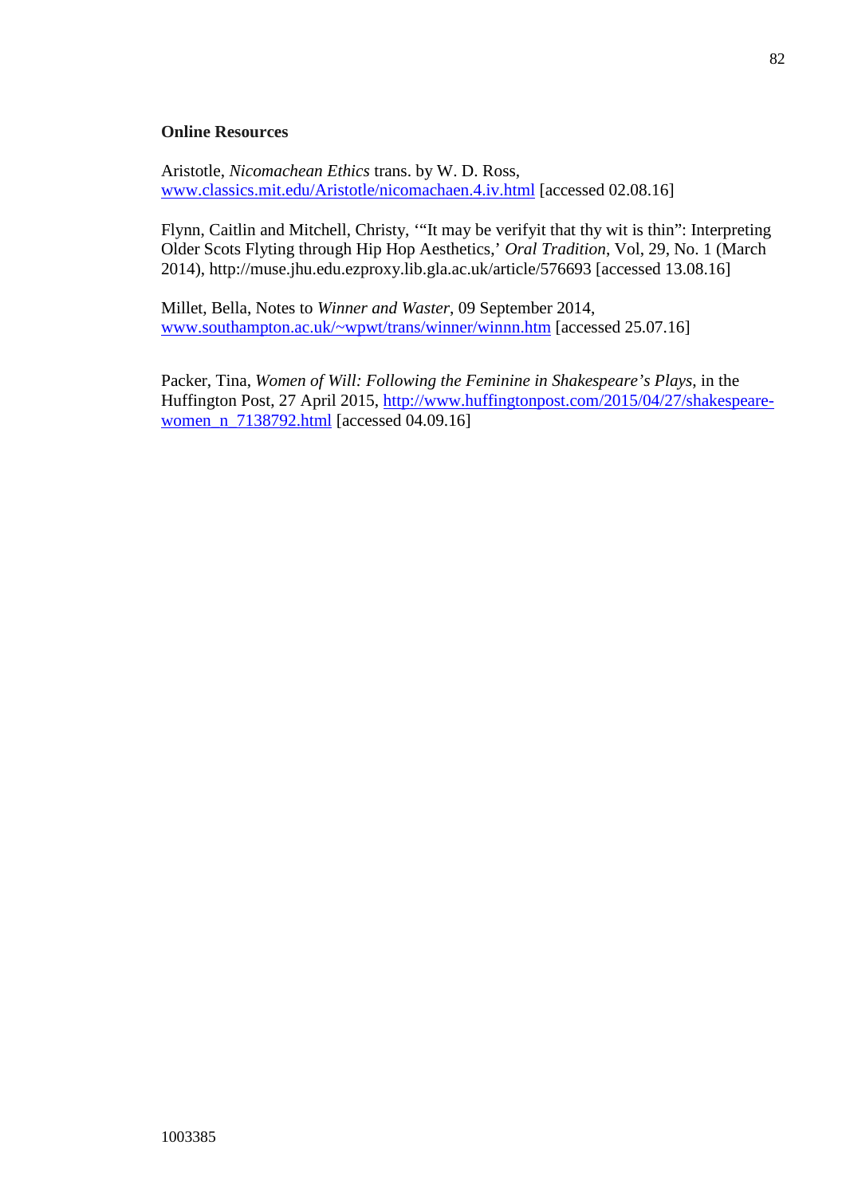**Online Resources**

Aristotle, *Nicomachean Ethics* trans. by W. D. Ross, www.classics.mit.edu/Aristotle/nicomachaen.4.iv.html [accessed 02.08.16]

Flynn, Caitlin and Mitchell, Christy, '"It may be verifyit that thy wit is thin": Interpreting Older Scots Flyting through Hip Hop Aesthetics,' *Oral Tradition*, Vol, 29, No. 1 (March 2014), http://muse.jhu.edu.ezproxy.lib.gla.ac.uk/article/576693 [accessed 13.08.16]

Millet, Bella, Notes to *Winner and Waster*, 09 September 2014, www.southampton.ac.uk/~wpwt/trans/winner/winnn.htm [accessed 25.07.16]

Packer, Tina, *Women of Will: Following the Feminine in Shakespeare's Plays*, in the Huffington Post, 27 April 2015, http://www.huffingtonpost.com/2015/04/27/shakespeare-women_n_7138792.html [accessed 04.09.16]

1003385